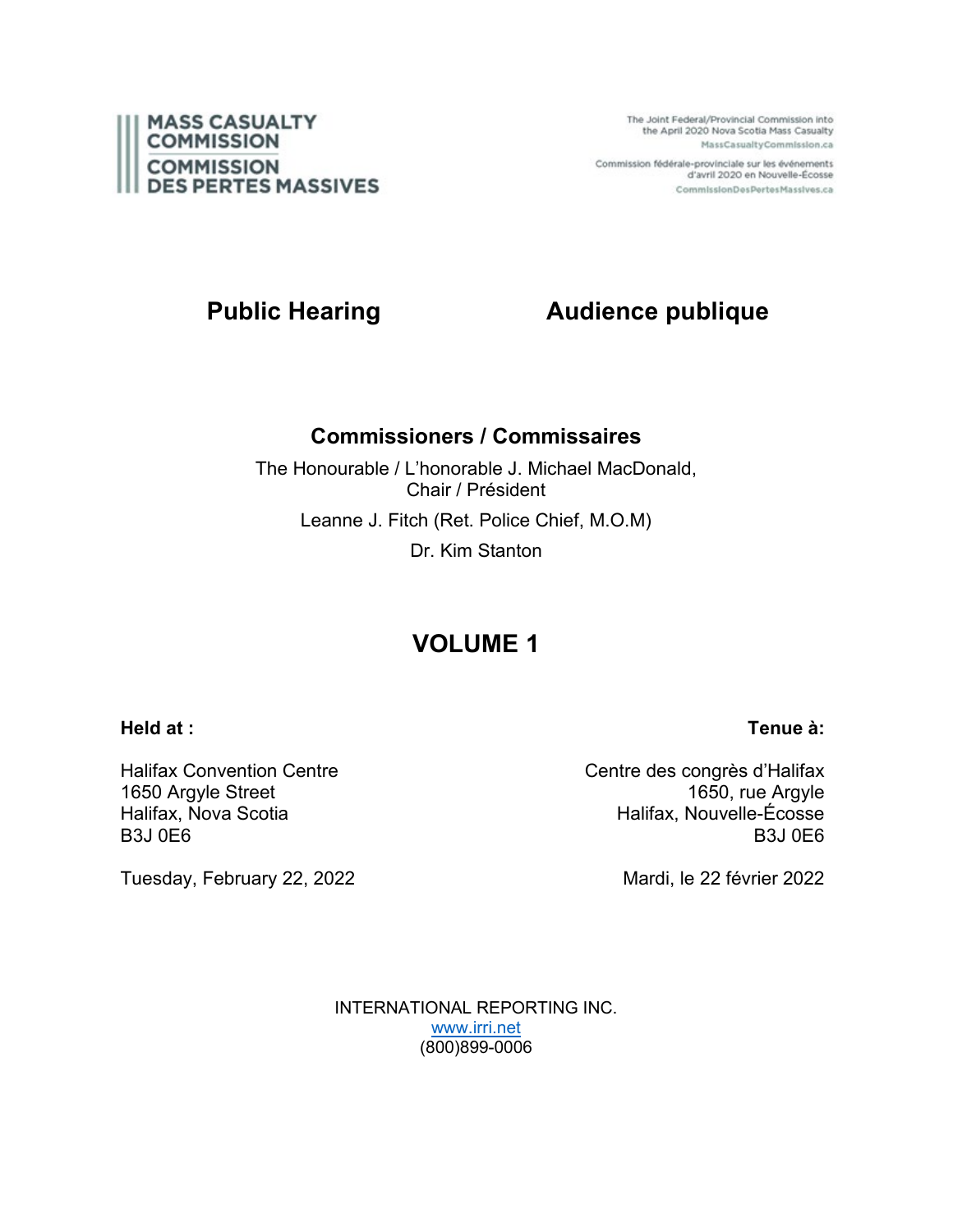**MASS CASUALTY COMMISSION**
**COMMISSION DES PERTES MASSIVES**

The Joint Federal/Provincial Commission into the April 2020 Nova Scotia Mass Casualty
MassCasualtyCommission.ca

Commission fédérale-provinciale sur les événements d'avril 2020 en Nouvelle-Écosse
CommissionDesPertesMassives.ca

# Public Hearing / Audience publique

## Commissioners / Commissaires

The Honourable / L'honorable J. Michael MacDonald, Chair / Président

Leanne J. Fitch (Ret. Police Chief, M.O.M)

Dr. Kim Stanton

# VOLUME 1

**Held at :**

Halifax Convention Centre
1650 Argyle Street
Halifax, Nova Scotia
B3J 0E6

Tuesday, February 22, 2022

**Tenue à:**

Centre des congrès d'Halifax
1650, rue Argyle
Halifax, Nouvelle-Écosse
B3J 0E6

Mardi, le 22 février 2022

INTERNATIONAL REPORTING INC.
www.irri.net
(800)899-0006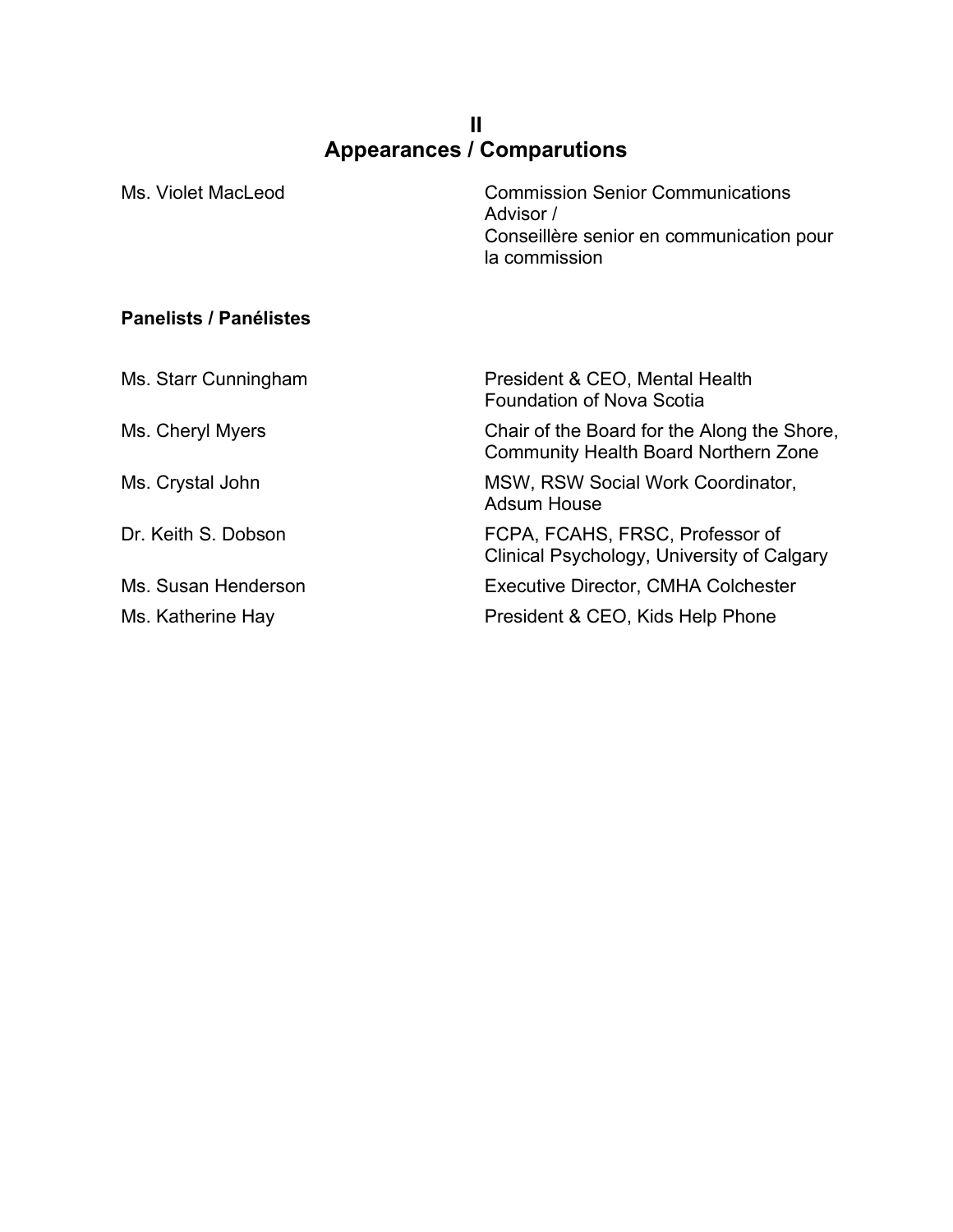# II
# Appearances / Comparutions

| | |
|---|---|
| Ms. Violet MacLeod | Commission Senior Communications Advisor / Conseillère senior en communication pour la commission |

**Panelists / Panélistes**

| | |
|---|---|
| Ms. Starr Cunningham | President & CEO, Mental Health Foundation of Nova Scotia |
| Ms. Cheryl Myers | Chair of the Board for the Along the Shore, Community Health Board Northern Zone |
| Ms. Crystal John | MSW, RSW Social Work Coordinator, Adsum House |
| Dr. Keith S. Dobson | FCPA, FCAHS, FRSC, Professor of Clinical Psychology, University of Calgary |
| Ms. Susan Henderson | Executive Director, CMHA Colchester |
| Ms. Katherine Hay | President & CEO, Kids Help Phone |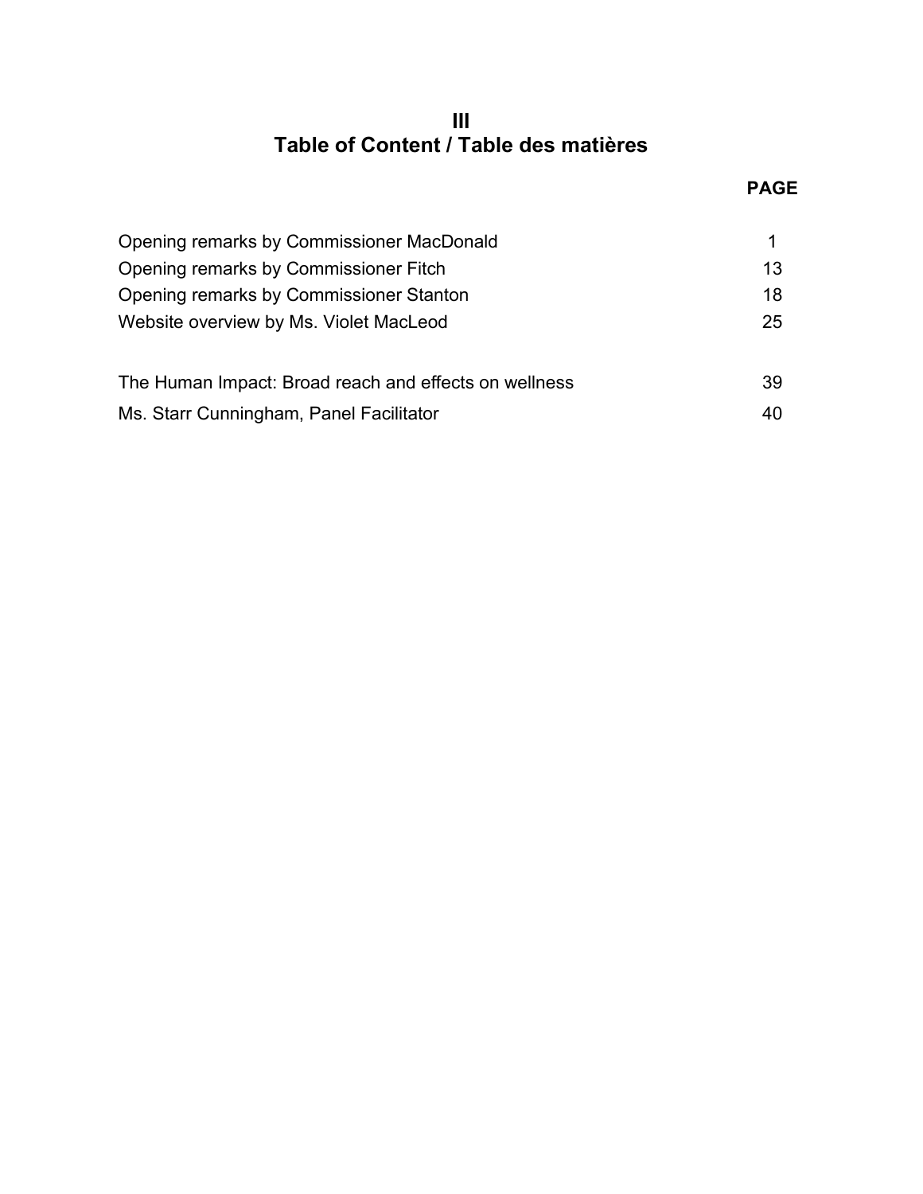# III
# Table of Content / Table des matières

| | PAGE |
|---|---|
| Opening remarks by Commissioner MacDonald | 1 |
| Opening remarks by Commissioner Fitch | 13 |
| Opening remarks by Commissioner Stanton | 18 |
| Website overview by Ms. Violet MacLeod | 25 |
| | |
| The Human Impact: Broad reach and effects on wellness | 39 |
| Ms. Starr Cunningham, Panel Facilitator | 40 |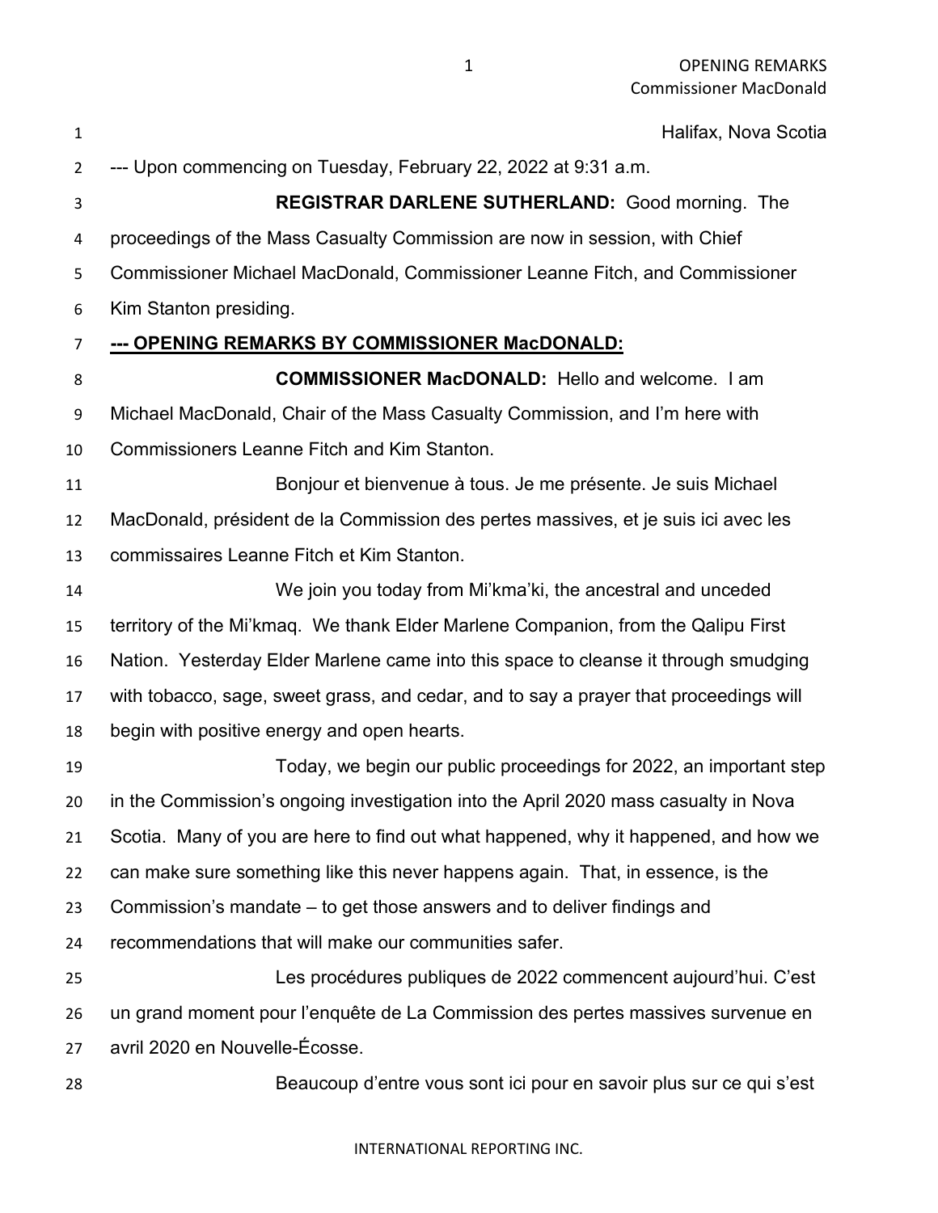Halifax, Nova Scotia

--- Upon commencing on Tuesday, February 22, 2022 at 9:31 a.m.

**REGISTRAR DARLENE SUTHERLAND:** Good morning. The proceedings of the Mass Casualty Commission are now in session, with Chief Commissioner Michael MacDonald, Commissioner Leanne Fitch, and Commissioner Kim Stanton presiding.

**--- OPENING REMARKS BY COMMISSIONER MacDONALD:**

**COMMISSIONER MacDONALD:** Hello and welcome. I am Michael MacDonald, Chair of the Mass Casualty Commission, and I'm here with Commissioners Leanne Fitch and Kim Stanton.

Bonjour et bienvenue à tous. Je me présente. Je suis Michael MacDonald, président de la Commission des pertes massives, et je suis ici avec les commissaires Leanne Fitch et Kim Stanton.

We join you today from Mi'kma'ki, the ancestral and unceded territory of the Mi'kmaq. We thank Elder Marlene Companion, from the Qalipu First Nation. Yesterday Elder Marlene came into this space to cleanse it through smudging with tobacco, sage, sweet grass, and cedar, and to say a prayer that proceedings will begin with positive energy and open hearts.

Today, we begin our public proceedings for 2022, an important step in the Commission's ongoing investigation into the April 2020 mass casualty in Nova Scotia. Many of you are here to find out what happened, why it happened, and how we can make sure something like this never happens again. That, in essence, is the Commission's mandate – to get those answers and to deliver findings and recommendations that will make our communities safer.

Les procédures publiques de 2022 commencent aujourd'hui. C'est un grand moment pour l'enquête de La Commission des pertes massives survenue en avril 2020 en Nouvelle-Écosse.

Beaucoup d'entre vous sont ici pour en savoir plus sur ce qui s'est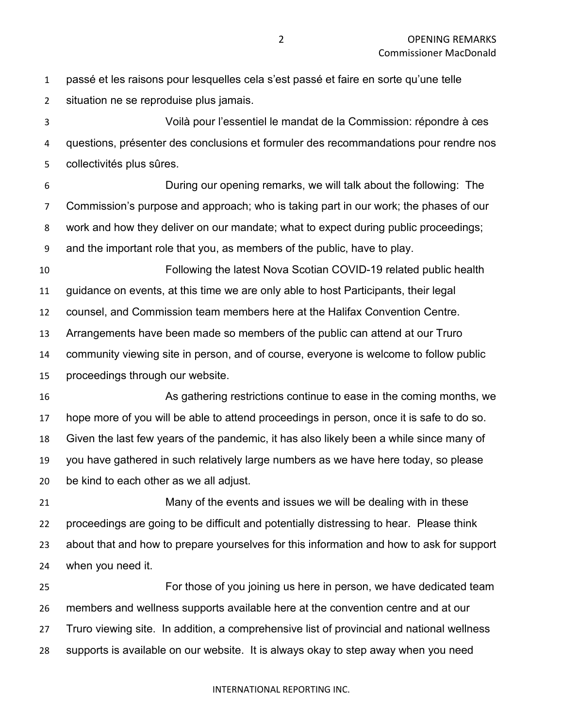passé et les raisons pour lesquelles cela s'est passé et faire en sorte qu'une telle situation ne se reproduise plus jamais.

Voilà pour l'essentiel le mandat de la Commission: répondre à ces questions, présenter des conclusions et formuler des recommandations pour rendre nos collectivités plus sûres.

During our opening remarks, we will talk about the following: The Commission's purpose and approach; who is taking part in our work; the phases of our work and how they deliver on our mandate; what to expect during public proceedings; and the important role that you, as members of the public, have to play.

Following the latest Nova Scotian COVID-19 related public health guidance on events, at this time we are only able to host Participants, their legal counsel, and Commission team members here at the Halifax Convention Centre. Arrangements have been made so members of the public can attend at our Truro community viewing site in person, and of course, everyone is welcome to follow public proceedings through our website.

As gathering restrictions continue to ease in the coming months, we hope more of you will be able to attend proceedings in person, once it is safe to do so. Given the last few years of the pandemic, it has also likely been a while since many of you have gathered in such relatively large numbers as we have here today, so please be kind to each other as we all adjust.

Many of the events and issues we will be dealing with in these proceedings are going to be difficult and potentially distressing to hear. Please think about that and how to prepare yourselves for this information and how to ask for support when you need it.

For those of you joining us here in person, we have dedicated team members and wellness supports available here at the convention centre and at our Truro viewing site. In addition, a comprehensive list of provincial and national wellness supports is available on our website. It is always okay to step away when you need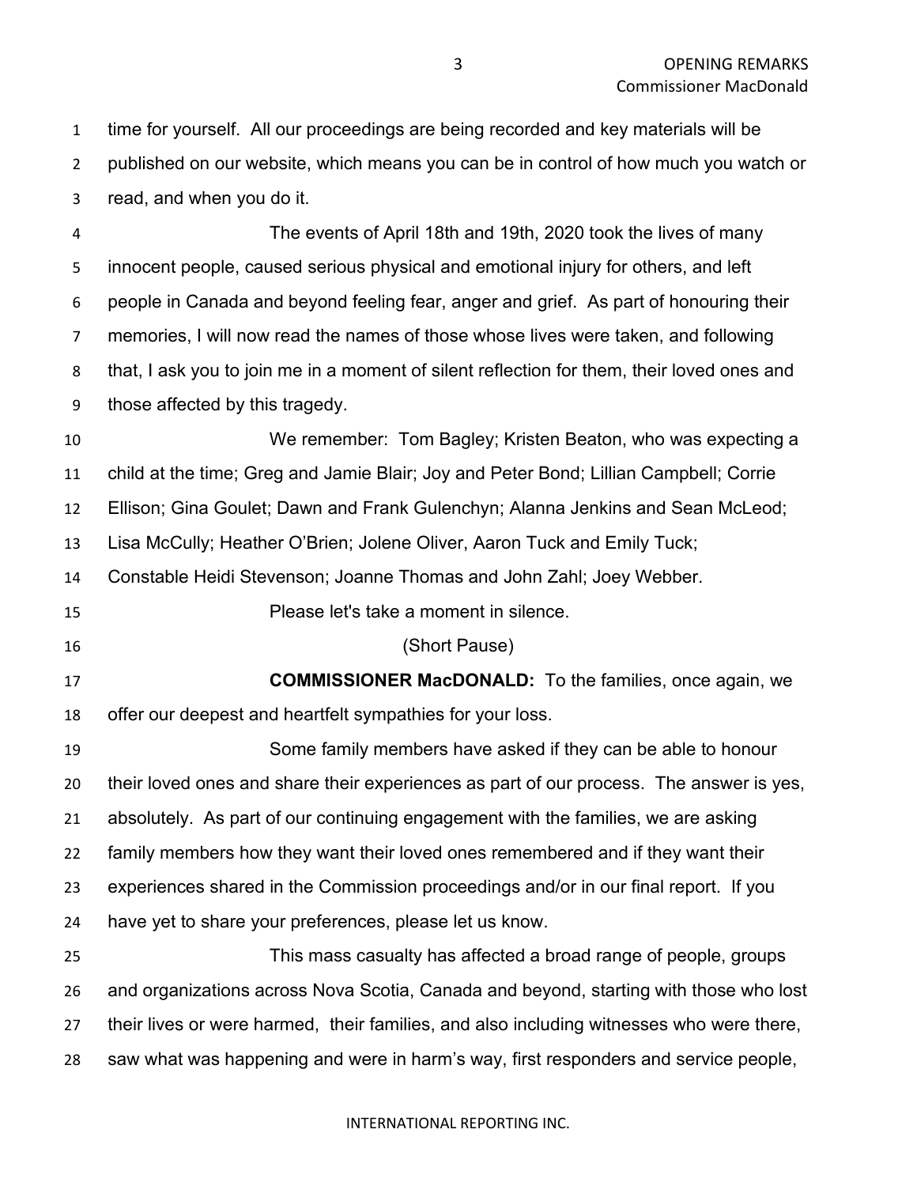time for yourself. All our proceedings are being recorded and key materials will be published on our website, which means you can be in control of how much you watch or read, and when you do it.

The events of April 18th and 19th, 2020 took the lives of many innocent people, caused serious physical and emotional injury for others, and left people in Canada and beyond feeling fear, anger and grief. As part of honouring their memories, I will now read the names of those whose lives were taken, and following that, I ask you to join me in a moment of silent reflection for them, their loved ones and those affected by this tragedy.

We remember: Tom Bagley; Kristen Beaton, who was expecting a child at the time; Greg and Jamie Blair; Joy and Peter Bond; Lillian Campbell; Corrie Ellison; Gina Goulet; Dawn and Frank Gulenchyn; Alanna Jenkins and Sean McLeod; Lisa McCully; Heather O'Brien; Jolene Oliver, Aaron Tuck and Emily Tuck; Constable Heidi Stevenson; Joanne Thomas and John Zahl; Joey Webber.

Please let's take a moment in silence.

(Short Pause)

**COMMISSIONER MacDONALD:** To the families, once again, we offer our deepest and heartfelt sympathies for your loss.

Some family members have asked if they can be able to honour their loved ones and share their experiences as part of our process. The answer is yes, absolutely. As part of our continuing engagement with the families, we are asking family members how they want their loved ones remembered and if they want their experiences shared in the Commission proceedings and/or in our final report. If you have yet to share your preferences, please let us know.

This mass casualty has affected a broad range of people, groups and organizations across Nova Scotia, Canada and beyond, starting with those who lost their lives or were harmed, their families, and also including witnesses who were there, saw what was happening and were in harm's way, first responders and service people,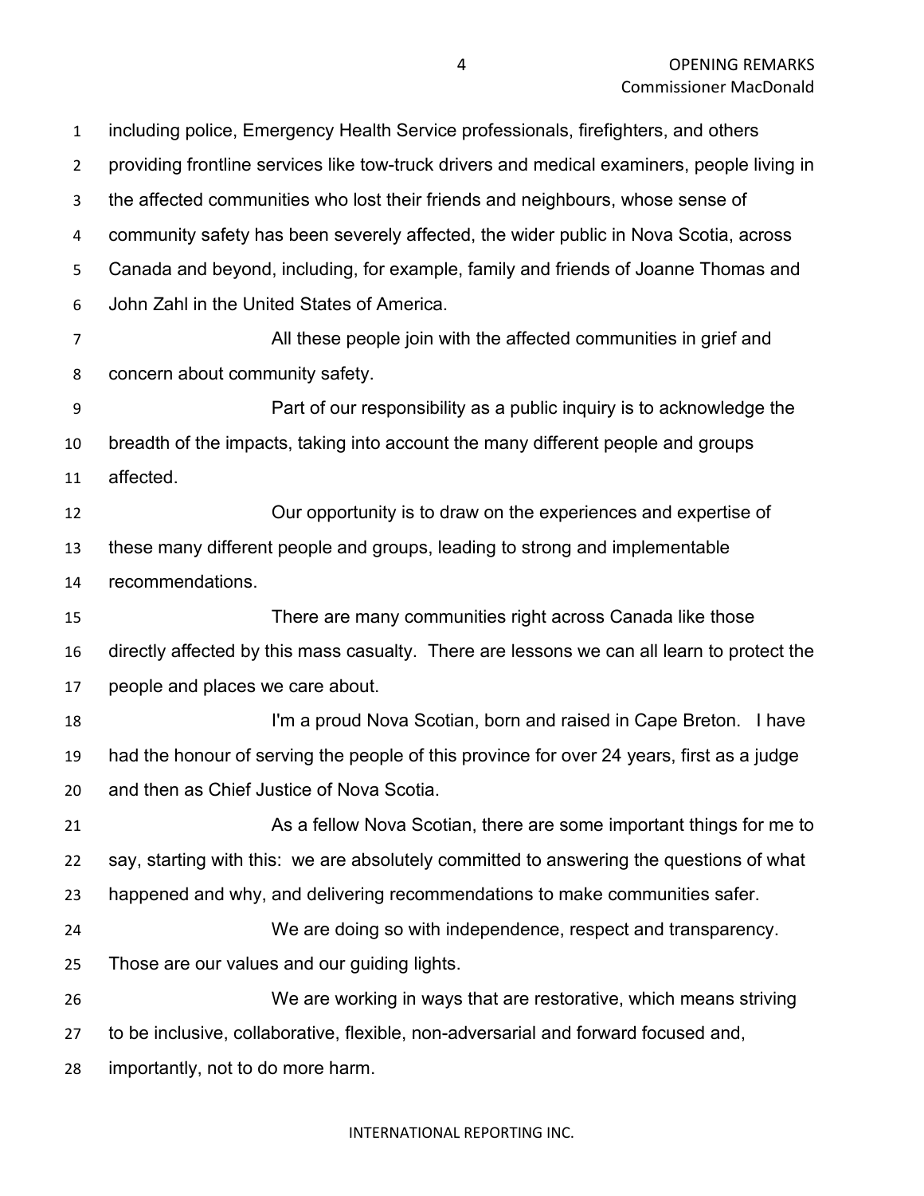including police, Emergency Health Service professionals, firefighters, and others providing frontline services like tow-truck drivers and medical examiners, people living in the affected communities who lost their friends and neighbours, whose sense of community safety has been severely affected, the wider public in Nova Scotia, across Canada and beyond, including, for example, family and friends of Joanne Thomas and John Zahl in the United States of America.

All these people join with the affected communities in grief and concern about community safety.

Part of our responsibility as a public inquiry is to acknowledge the breadth of the impacts, taking into account the many different people and groups affected.

Our opportunity is to draw on the experiences and expertise of these many different people and groups, leading to strong and implementable recommendations.

There are many communities right across Canada like those directly affected by this mass casualty. There are lessons we can all learn to protect the people and places we care about.

I'm a proud Nova Scotian, born and raised in Cape Breton. I have had the honour of serving the people of this province for over 24 years, first as a judge and then as Chief Justice of Nova Scotia.

As a fellow Nova Scotian, there are some important things for me to say, starting with this: we are absolutely committed to answering the questions of what happened and why, and delivering recommendations to make communities safer.

We are doing so with independence, respect and transparency. Those are our values and our guiding lights.

We are working in ways that are restorative, which means striving to be inclusive, collaborative, flexible, non-adversarial and forward focused and, importantly, not to do more harm.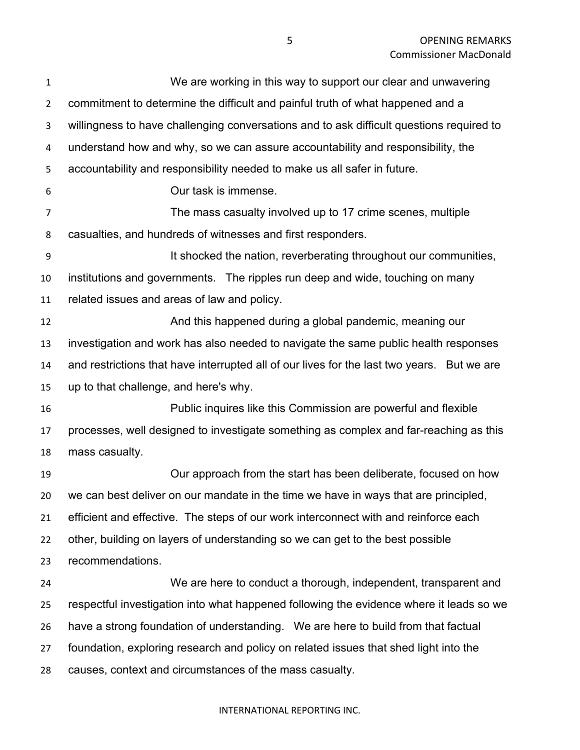We are working in this way to support our clear and unwavering commitment to determine the difficult and painful truth of what happened and a willingness to have challenging conversations and to ask difficult questions required to understand how and why, so we can assure accountability and responsibility, the accountability and responsibility needed to make us all safer in future.

Our task is immense.

The mass casualty involved up to 17 crime scenes, multiple casualties, and hundreds of witnesses and first responders.

It shocked the nation, reverberating throughout our communities, institutions and governments. The ripples run deep and wide, touching on many related issues and areas of law and policy.

And this happened during a global pandemic, meaning our investigation and work has also needed to navigate the same public health responses and restrictions that have interrupted all of our lives for the last two years. But we are up to that challenge, and here's why.

Public inquires like this Commission are powerful and flexible processes, well designed to investigate something as complex and far-reaching as this mass casualty.

Our approach from the start has been deliberate, focused on how we can best deliver on our mandate in the time we have in ways that are principled, efficient and effective. The steps of our work interconnect with and reinforce each other, building on layers of understanding so we can get to the best possible recommendations.

We are here to conduct a thorough, independent, transparent and respectful investigation into what happened following the evidence where it leads so we have a strong foundation of understanding. We are here to build from that factual foundation, exploring research and policy on related issues that shed light into the causes, context and circumstances of the mass casualty.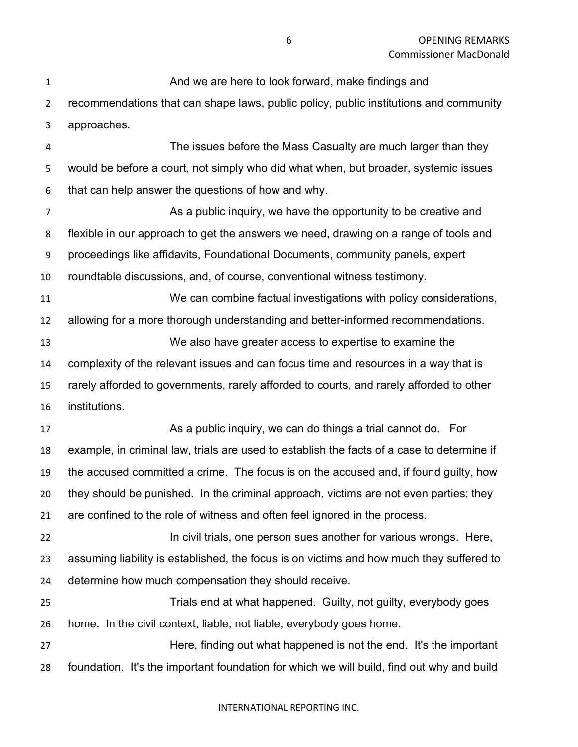And we are here to look forward, make findings and recommendations that can shape laws, public policy, public institutions and community approaches.

The issues before the Mass Casualty are much larger than they would be before a court, not simply who did what when, but broader, systemic issues that can help answer the questions of how and why.

As a public inquiry, we have the opportunity to be creative and flexible in our approach to get the answers we need, drawing on a range of tools and proceedings like affidavits, Foundational Documents, community panels, expert roundtable discussions, and, of course, conventional witness testimony.

We can combine factual investigations with policy considerations, allowing for a more thorough understanding and better-informed recommendations.

We also have greater access to expertise to examine the complexity of the relevant issues and can focus time and resources in a way that is rarely afforded to governments, rarely afforded to courts, and rarely afforded to other institutions.

As a public inquiry, we can do things a trial cannot do. For example, in criminal law, trials are used to establish the facts of a case to determine if the accused committed a crime. The focus is on the accused and, if found guilty, how they should be punished. In the criminal approach, victims are not even parties; they are confined to the role of witness and often feel ignored in the process.

In civil trials, one person sues another for various wrongs. Here, assuming liability is established, the focus is on victims and how much they suffered to determine how much compensation they should receive.

Trials end at what happened. Guilty, not guilty, everybody goes home. In the civil context, liable, not liable, everybody goes home.

Here, finding out what happened is not the end. It's the important foundation. It's the important foundation for which we will build, find out why and build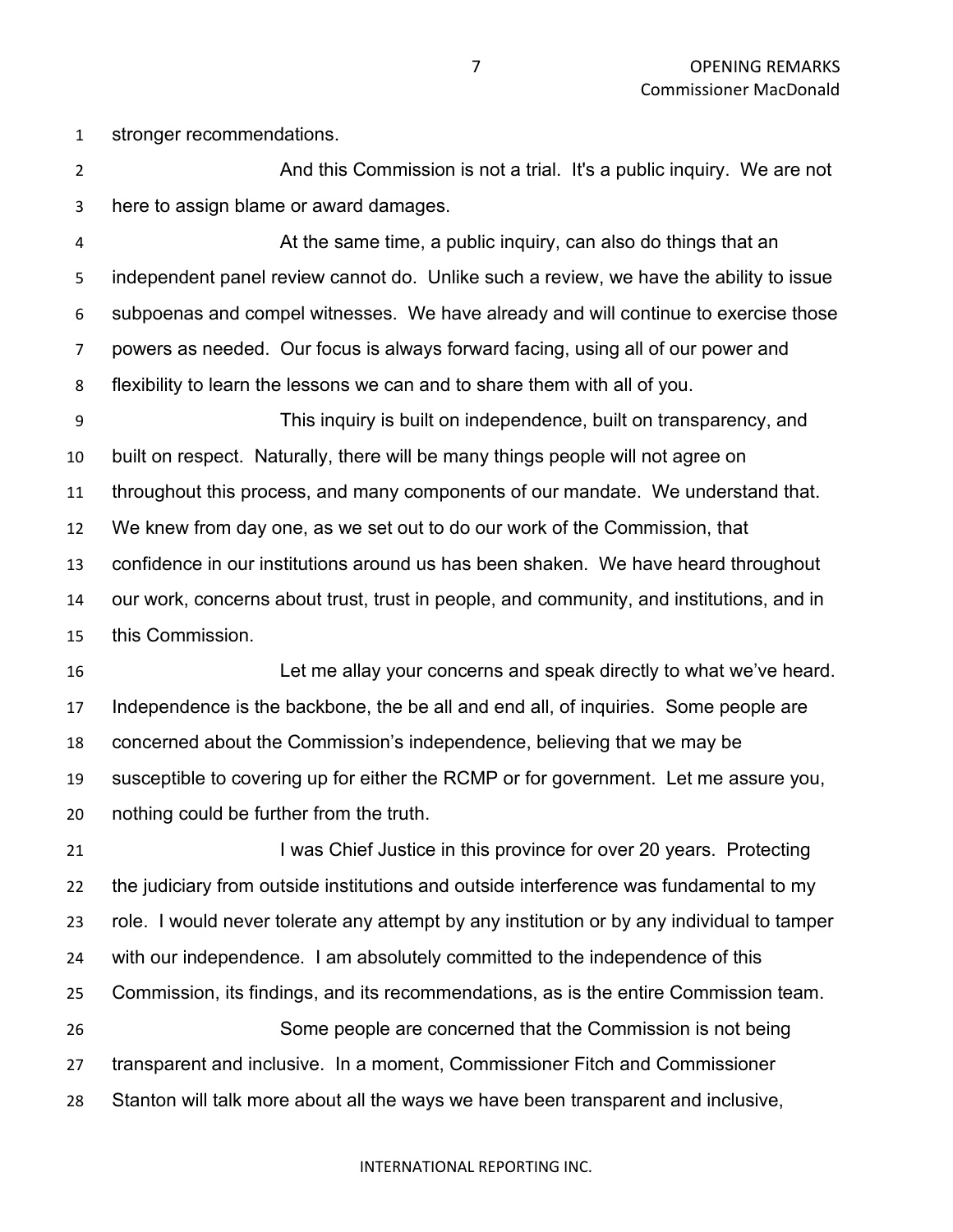stronger recommendations.

And this Commission is not a trial. It's a public inquiry. We are not here to assign blame or award damages.

At the same time, a public inquiry, can also do things that an independent panel review cannot do. Unlike such a review, we have the ability to issue subpoenas and compel witnesses. We have already and will continue to exercise those powers as needed. Our focus is always forward facing, using all of our power and flexibility to learn the lessons we can and to share them with all of you.

This inquiry is built on independence, built on transparency, and built on respect. Naturally, there will be many things people will not agree on throughout this process, and many components of our mandate. We understand that. We knew from day one, as we set out to do our work of the Commission, that confidence in our institutions around us has been shaken. We have heard throughout our work, concerns about trust, trust in people, and community, and institutions, and in this Commission.

Let me allay your concerns and speak directly to what we've heard. Independence is the backbone, the be all and end all, of inquiries. Some people are concerned about the Commission's independence, believing that we may be susceptible to covering up for either the RCMP or for government. Let me assure you, nothing could be further from the truth.

I was Chief Justice in this province for over 20 years. Protecting the judiciary from outside institutions and outside interference was fundamental to my role. I would never tolerate any attempt by any institution or by any individual to tamper with our independence. I am absolutely committed to the independence of this Commission, its findings, and its recommendations, as is the entire Commission team.

Some people are concerned that the Commission is not being transparent and inclusive. In a moment, Commissioner Fitch and Commissioner Stanton will talk more about all the ways we have been transparent and inclusive,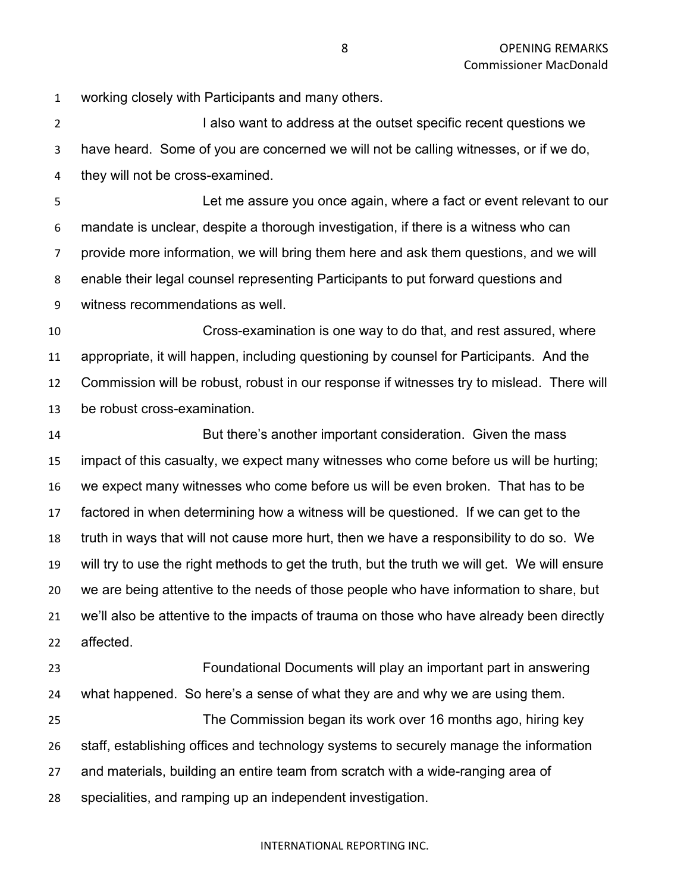working closely with Participants and many others.

I also want to address at the outset specific recent questions we have heard. Some of you are concerned we will not be calling witnesses, or if we do, they will not be cross-examined.

Let me assure you once again, where a fact or event relevant to our mandate is unclear, despite a thorough investigation, if there is a witness who can provide more information, we will bring them here and ask them questions, and we will enable their legal counsel representing Participants to put forward questions and witness recommendations as well.

Cross-examination is one way to do that, and rest assured, where appropriate, it will happen, including questioning by counsel for Participants. And the Commission will be robust, robust in our response if witnesses try to mislead. There will be robust cross-examination.

But there's another important consideration. Given the mass impact of this casualty, we expect many witnesses who come before us will be hurting; we expect many witnesses who come before us will be even broken. That has to be factored in when determining how a witness will be questioned. If we can get to the truth in ways that will not cause more hurt, then we have a responsibility to do so. We will try to use the right methods to get the truth, but the truth we will get. We will ensure we are being attentive to the needs of those people who have information to share, but we'll also be attentive to the impacts of trauma on those who have already been directly affected.

Foundational Documents will play an important part in answering what happened. So here's a sense of what they are and why we are using them.

The Commission began its work over 16 months ago, hiring key staff, establishing offices and technology systems to securely manage the information and materials, building an entire team from scratch with a wide-ranging area of specialities, and ramping up an independent investigation.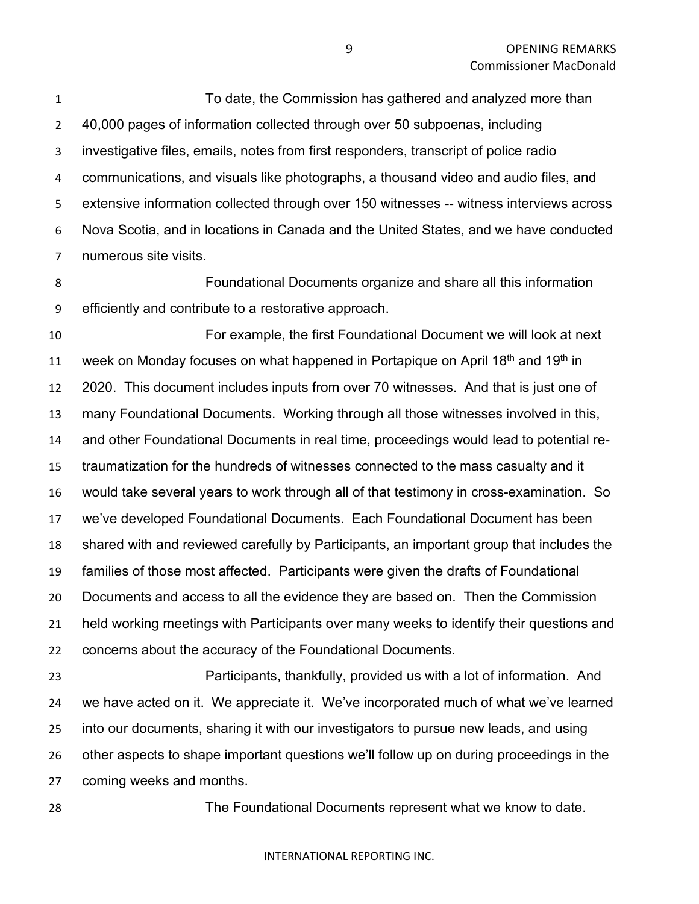To date, the Commission has gathered and analyzed more than 40,000 pages of information collected through over 50 subpoenas, including investigative files, emails, notes from first responders, transcript of police radio communications, and visuals like photographs, a thousand video and audio files, and extensive information collected through over 150 witnesses -- witness interviews across Nova Scotia, and in locations in Canada and the United States, and we have conducted numerous site visits.

Foundational Documents organize and share all this information efficiently and contribute to a restorative approach.

For example, the first Foundational Document we will look at next week on Monday focuses on what happened in Portapique on April 18th and 19th in 2020. This document includes inputs from over 70 witnesses. And that is just one of many Foundational Documents. Working through all those witnesses involved in this, and other Foundational Documents in real time, proceedings would lead to potential re-traumatization for the hundreds of witnesses connected to the mass casualty and it would take several years to work through all of that testimony in cross-examination. So we've developed Foundational Documents. Each Foundational Document has been shared with and reviewed carefully by Participants, an important group that includes the families of those most affected. Participants were given the drafts of Foundational Documents and access to all the evidence they are based on. Then the Commission held working meetings with Participants over many weeks to identify their questions and concerns about the accuracy of the Foundational Documents.

Participants, thankfully, provided us with a lot of information. And we have acted on it. We appreciate it. We've incorporated much of what we've learned into our documents, sharing it with our investigators to pursue new leads, and using other aspects to shape important questions we'll follow up on during proceedings in the coming weeks and months.

The Foundational Documents represent what we know to date.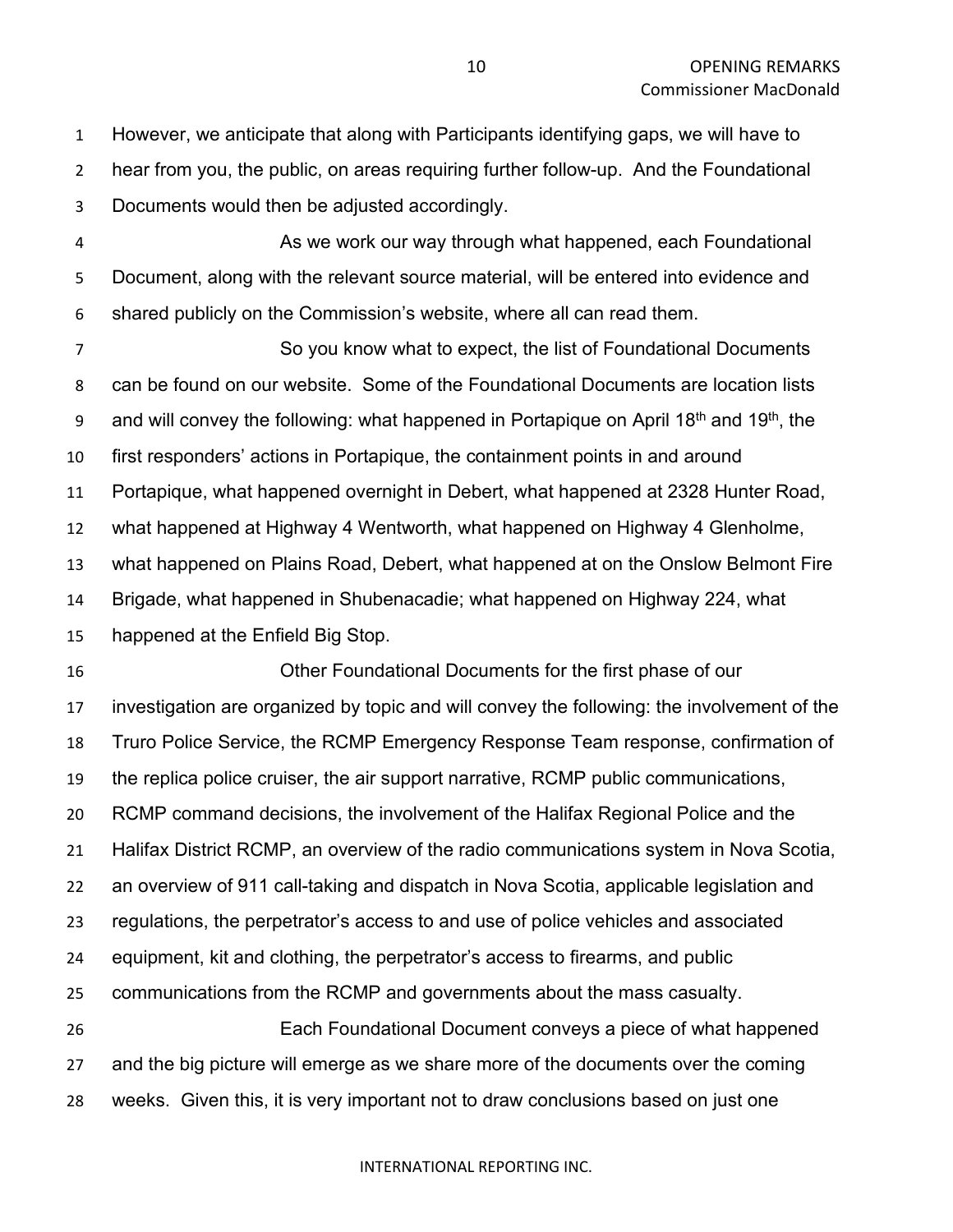However, we anticipate that along with Participants identifying gaps, we will have to hear from you, the public, on areas requiring further follow-up. And the Foundational Documents would then be adjusted accordingly.

As we work our way through what happened, each Foundational Document, along with the relevant source material, will be entered into evidence and shared publicly on the Commission's website, where all can read them.

So you know what to expect, the list of Foundational Documents can be found on our website. Some of the Foundational Documents are location lists and will convey the following: what happened in Portapique on April 18th and 19th, the first responders' actions in Portapique, the containment points in and around Portapique, what happened overnight in Debert, what happened at 2328 Hunter Road, what happened at Highway 4 Wentworth, what happened on Highway 4 Glenholme, what happened on Plains Road, Debert, what happened at on the Onslow Belmont Fire Brigade, what happened in Shubenacadie; what happened on Highway 224, what happened at the Enfield Big Stop.

Other Foundational Documents for the first phase of our investigation are organized by topic and will convey the following: the involvement of the Truro Police Service, the RCMP Emergency Response Team response, confirmation of the replica police cruiser, the air support narrative, RCMP public communications, RCMP command decisions, the involvement of the Halifax Regional Police and the Halifax District RCMP, an overview of the radio communications system in Nova Scotia, an overview of 911 call-taking and dispatch in Nova Scotia, applicable legislation and regulations, the perpetrator's access to and use of police vehicles and associated equipment, kit and clothing, the perpetrator's access to firearms, and public communications from the RCMP and governments about the mass casualty.

Each Foundational Document conveys a piece of what happened and the big picture will emerge as we share more of the documents over the coming weeks. Given this, it is very important not to draw conclusions based on just one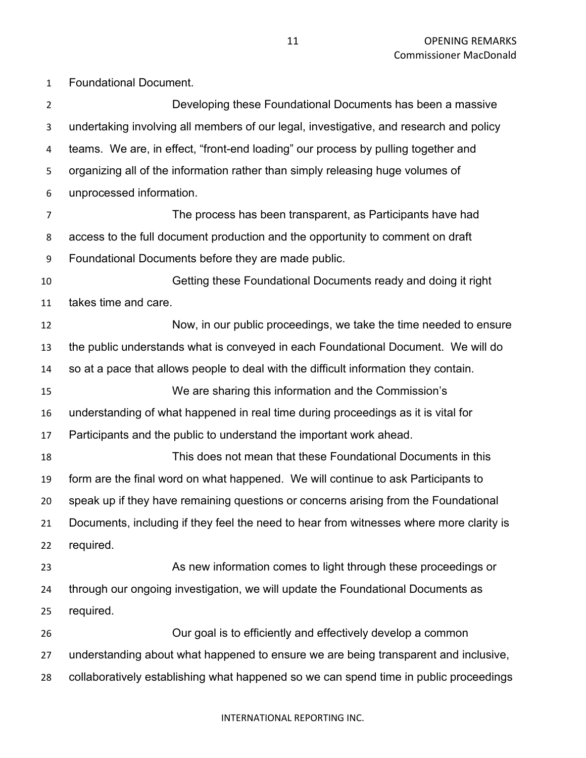Foundational Document.

Developing these Foundational Documents has been a massive undertaking involving all members of our legal, investigative, and research and policy teams. We are, in effect, "front-end loading" our process by pulling together and organizing all of the information rather than simply releasing huge volumes of unprocessed information.

The process has been transparent, as Participants have had access to the full document production and the opportunity to comment on draft Foundational Documents before they are made public.

Getting these Foundational Documents ready and doing it right takes time and care.

Now, in our public proceedings, we take the time needed to ensure the public understands what is conveyed in each Foundational Document. We will do so at a pace that allows people to deal with the difficult information they contain.

We are sharing this information and the Commission's understanding of what happened in real time during proceedings as it is vital for Participants and the public to understand the important work ahead.

This does not mean that these Foundational Documents in this form are the final word on what happened. We will continue to ask Participants to speak up if they have remaining questions or concerns arising from the Foundational Documents, including if they feel the need to hear from witnesses where more clarity is required.

As new information comes to light through these proceedings or through our ongoing investigation, we will update the Foundational Documents as required.

Our goal is to efficiently and effectively develop a common understanding about what happened to ensure we are being transparent and inclusive, collaboratively establishing what happened so we can spend time in public proceedings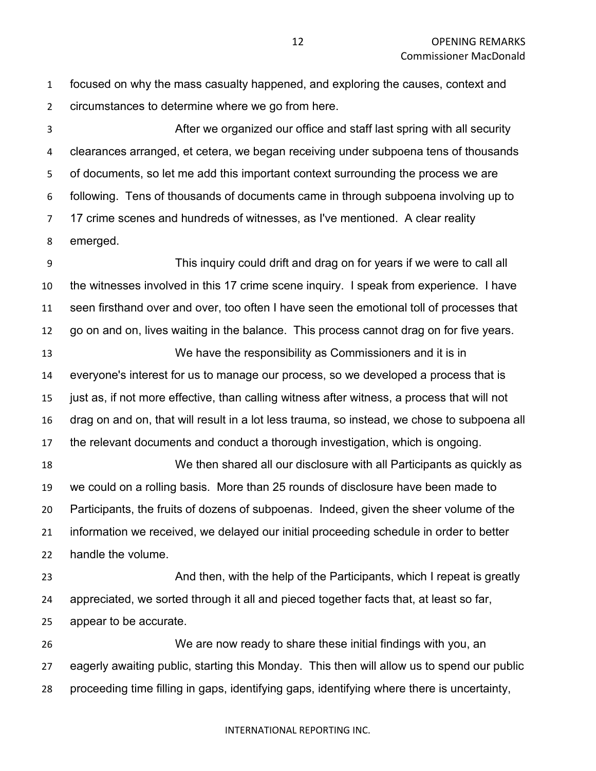focused on why the mass casualty happened, and exploring the causes, context and circumstances to determine where we go from here.

After we organized our office and staff last spring with all security clearances arranged, et cetera, we began receiving under subpoena tens of thousands of documents, so let me add this important context surrounding the process we are following. Tens of thousands of documents came in through subpoena involving up to 17 crime scenes and hundreds of witnesses, as I've mentioned. A clear reality emerged.

This inquiry could drift and drag on for years if we were to call all the witnesses involved in this 17 crime scene inquiry. I speak from experience. I have seen firsthand over and over, too often I have seen the emotional toll of processes that go on and on, lives waiting in the balance. This process cannot drag on for five years.

We have the responsibility as Commissioners and it is in everyone's interest for us to manage our process, so we developed a process that is just as, if not more effective, than calling witness after witness, a process that will not drag on and on, that will result in a lot less trauma, so instead, we chose to subpoena all the relevant documents and conduct a thorough investigation, which is ongoing.

We then shared all our disclosure with all Participants as quickly as we could on a rolling basis. More than 25 rounds of disclosure have been made to Participants, the fruits of dozens of subpoenas. Indeed, given the sheer volume of the information we received, we delayed our initial proceeding schedule in order to better handle the volume.

And then, with the help of the Participants, which I repeat is greatly appreciated, we sorted through it all and pieced together facts that, at least so far, appear to be accurate.

We are now ready to share these initial findings with you, an eagerly awaiting public, starting this Monday. This then will allow us to spend our public proceeding time filling in gaps, identifying gaps, identifying where there is uncertainty,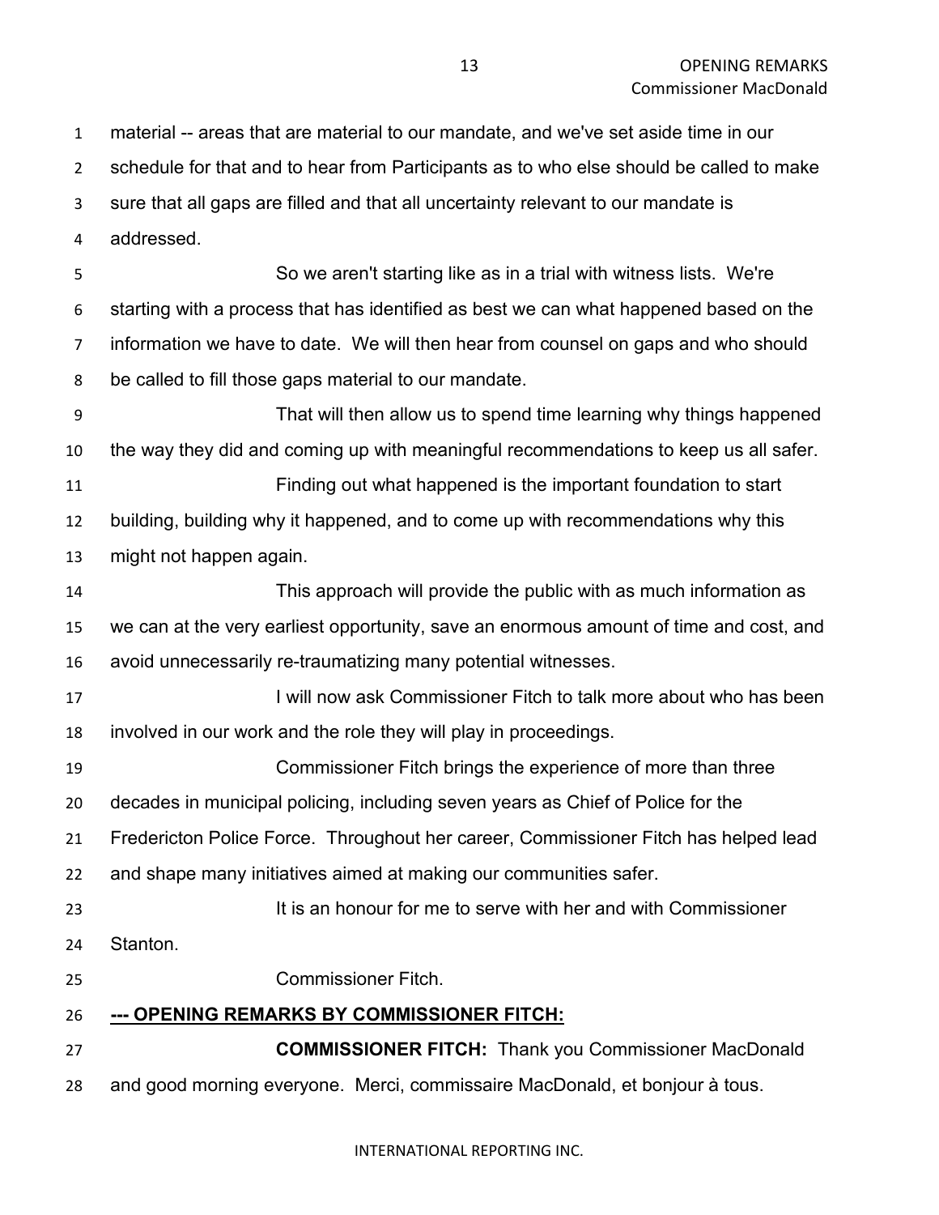material -- areas that are material to our mandate, and we've set aside time in our schedule for that and to hear from Participants as to who else should be called to make sure that all gaps are filled and that all uncertainty relevant to our mandate is addressed.

So we aren't starting like as in a trial with witness lists. We're starting with a process that has identified as best we can what happened based on the information we have to date. We will then hear from counsel on gaps and who should be called to fill those gaps material to our mandate.

That will then allow us to spend time learning why things happened the way they did and coming up with meaningful recommendations to keep us all safer.

Finding out what happened is the important foundation to start building, building why it happened, and to come up with recommendations why this might not happen again.

This approach will provide the public with as much information as we can at the very earliest opportunity, save an enormous amount of time and cost, and avoid unnecessarily re-traumatizing many potential witnesses.

I will now ask Commissioner Fitch to talk more about who has been involved in our work and the role they will play in proceedings.

Commissioner Fitch brings the experience of more than three decades in municipal policing, including seven years as Chief of Police for the Fredericton Police Force. Throughout her career, Commissioner Fitch has helped lead and shape many initiatives aimed at making our communities safer.

It is an honour for me to serve with her and with Commissioner Stanton.

Commissioner Fitch.

**--- OPENING REMARKS BY COMMISSIONER FITCH:**

**COMMISSIONER FITCH:** Thank you Commissioner MacDonald and good morning everyone. Merci, commissaire MacDonald, et bonjour à tous.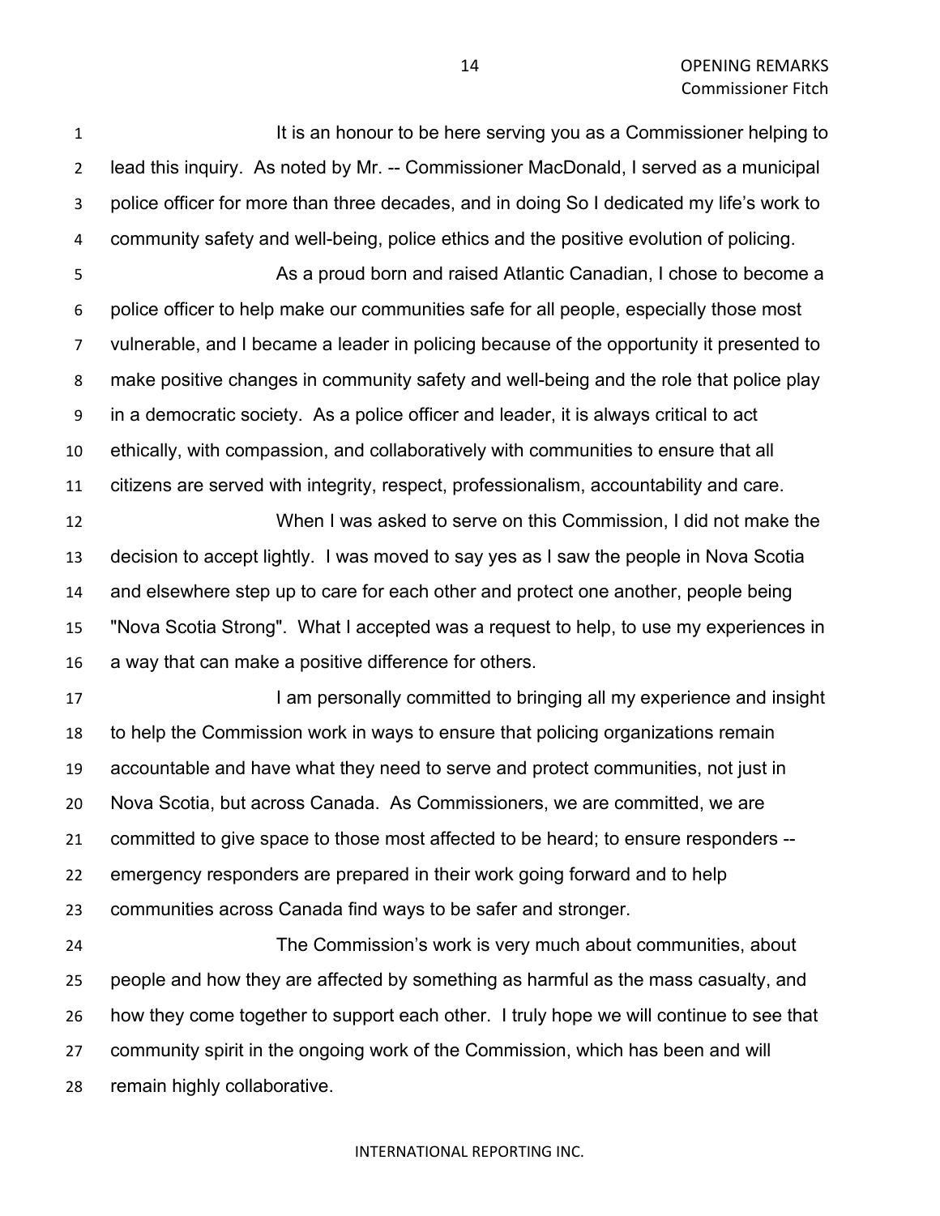It is an honour to be here serving you as a Commissioner helping to lead this inquiry. As noted by Mr. -- Commissioner MacDonald, I served as a municipal police officer for more than three decades, and in doing So I dedicated my life's work to community safety and well-being, police ethics and the positive evolution of policing.

As a proud born and raised Atlantic Canadian, I chose to become a police officer to help make our communities safe for all people, especially those most vulnerable, and I became a leader in policing because of the opportunity it presented to make positive changes in community safety and well-being and the role that police play in a democratic society. As a police officer and leader, it is always critical to act ethically, with compassion, and collaboratively with communities to ensure that all citizens are served with integrity, respect, professionalism, accountability and care.

When I was asked to serve on this Commission, I did not make the decision to accept lightly. I was moved to say yes as I saw the people in Nova Scotia and elsewhere step up to care for each other and protect one another, people being "Nova Scotia Strong". What I accepted was a request to help, to use my experiences in a way that can make a positive difference for others.

I am personally committed to bringing all my experience and insight to help the Commission work in ways to ensure that policing organizations remain accountable and have what they need to serve and protect communities, not just in Nova Scotia, but across Canada. As Commissioners, we are committed, we are committed to give space to those most affected to be heard; to ensure responders -- emergency responders are prepared in their work going forward and to help communities across Canada find ways to be safer and stronger.

The Commission's work is very much about communities, about people and how they are affected by something as harmful as the mass casualty, and how they come together to support each other. I truly hope we will continue to see that community spirit in the ongoing work of the Commission, which has been and will remain highly collaborative.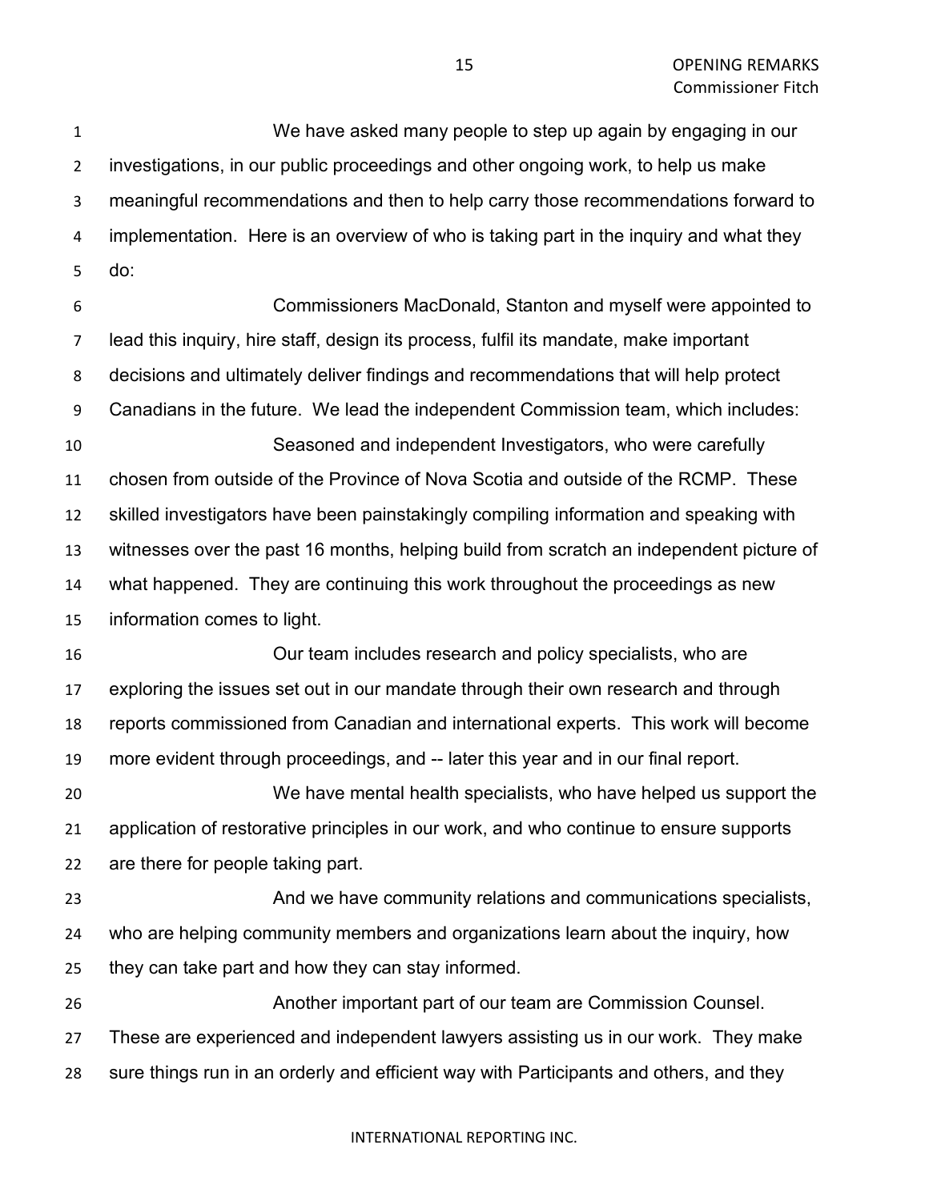We have asked many people to step up again by engaging in our investigations, in our public proceedings and other ongoing work, to help us make meaningful recommendations and then to help carry those recommendations forward to implementation. Here is an overview of who is taking part in the inquiry and what they do:

Commissioners MacDonald, Stanton and myself were appointed to lead this inquiry, hire staff, design its process, fulfil its mandate, make important decisions and ultimately deliver findings and recommendations that will help protect Canadians in the future. We lead the independent Commission team, which includes:

Seasoned and independent Investigators, who were carefully chosen from outside of the Province of Nova Scotia and outside of the RCMP. These skilled investigators have been painstakingly compiling information and speaking with witnesses over the past 16 months, helping build from scratch an independent picture of what happened. They are continuing this work throughout the proceedings as new information comes to light.

Our team includes research and policy specialists, who are exploring the issues set out in our mandate through their own research and through reports commissioned from Canadian and international experts. This work will become more evident through proceedings, and -- later this year and in our final report.

We have mental health specialists, who have helped us support the application of restorative principles in our work, and who continue to ensure supports are there for people taking part.

And we have community relations and communications specialists, who are helping community members and organizations learn about the inquiry, how they can take part and how they can stay informed.

Another important part of our team are Commission Counsel. These are experienced and independent lawyers assisting us in our work. They make sure things run in an orderly and efficient way with Participants and others, and they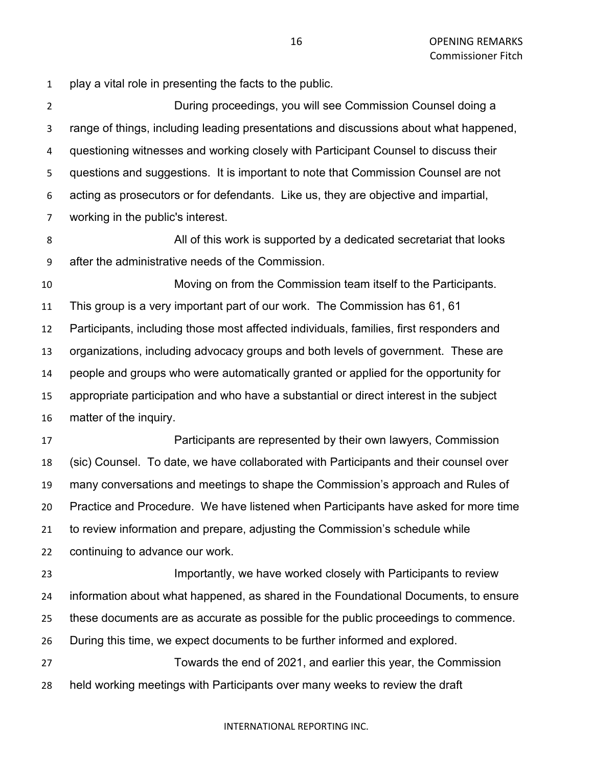play a vital role in presenting the facts to the public.

During proceedings, you will see Commission Counsel doing a range of things, including leading presentations and discussions about what happened, questioning witnesses and working closely with Participant Counsel to discuss their questions and suggestions. It is important to note that Commission Counsel are not acting as prosecutors or for defendants. Like us, they are objective and impartial, working in the public's interest.

All of this work is supported by a dedicated secretariat that looks after the administrative needs of the Commission.

Moving on from the Commission team itself to the Participants. This group is a very important part of our work. The Commission has 61, 61 Participants, including those most affected individuals, families, first responders and organizations, including advocacy groups and both levels of government. These are people and groups who were automatically granted or applied for the opportunity for appropriate participation and who have a substantial or direct interest in the subject matter of the inquiry.

Participants are represented by their own lawyers, Commission (sic) Counsel. To date, we have collaborated with Participants and their counsel over many conversations and meetings to shape the Commission's approach and Rules of Practice and Procedure. We have listened when Participants have asked for more time to review information and prepare, adjusting the Commission's schedule while continuing to advance our work.

Importantly, we have worked closely with Participants to review information about what happened, as shared in the Foundational Documents, to ensure these documents are as accurate as possible for the public proceedings to commence. During this time, we expect documents to be further informed and explored.

Towards the end of 2021, and earlier this year, the Commission held working meetings with Participants over many weeks to review the draft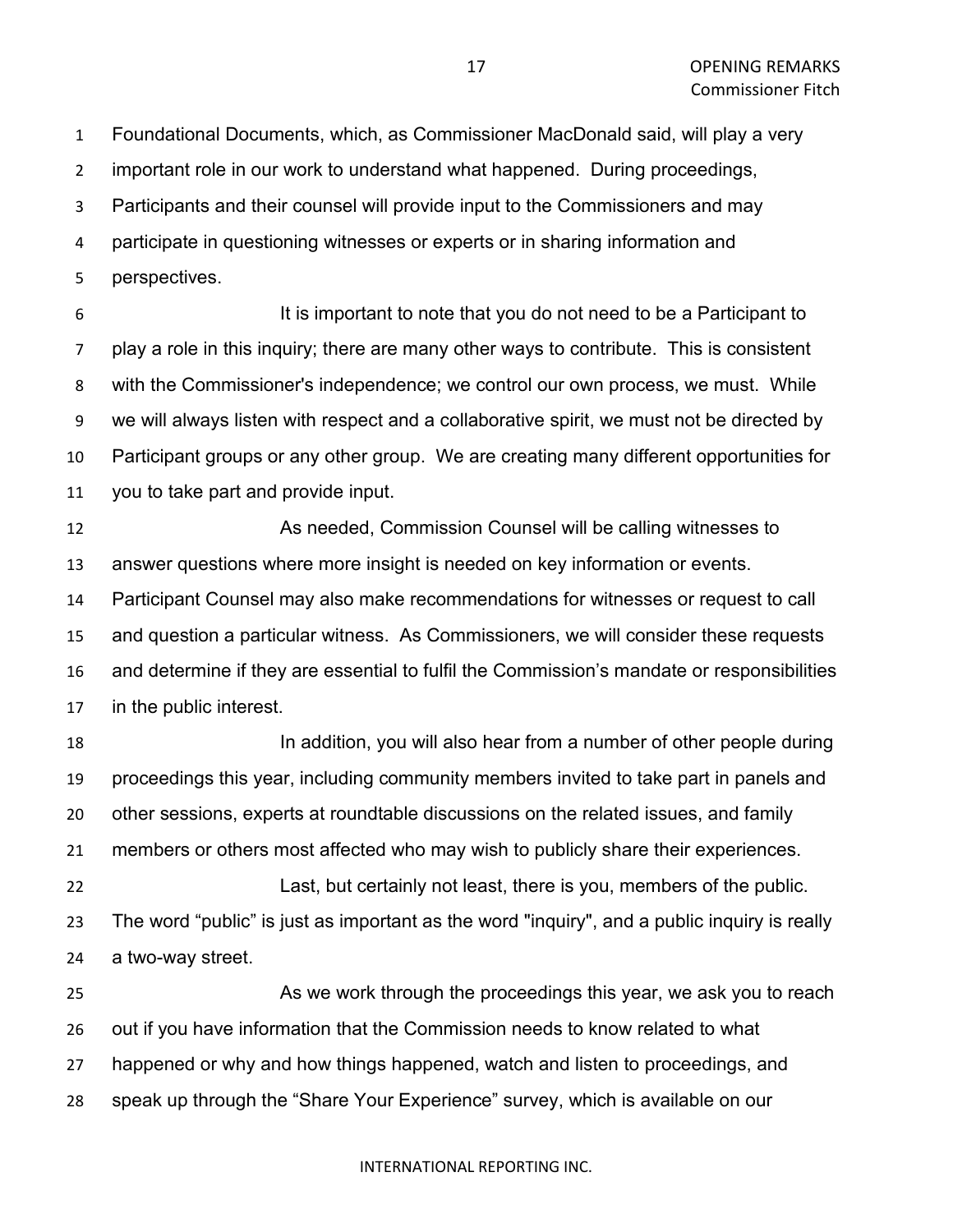Foundational Documents, which, as Commissioner MacDonald said, will play a very important role in our work to understand what happened. During proceedings, Participants and their counsel will provide input to the Commissioners and may participate in questioning witnesses or experts or in sharing information and perspectives.

It is important to note that you do not need to be a Participant to play a role in this inquiry; there are many other ways to contribute. This is consistent with the Commissioner's independence; we control our own process, we must. While we will always listen with respect and a collaborative spirit, we must not be directed by Participant groups or any other group. We are creating many different opportunities for you to take part and provide input.

As needed, Commission Counsel will be calling witnesses to answer questions where more insight is needed on key information or events. Participant Counsel may also make recommendations for witnesses or request to call and question a particular witness. As Commissioners, we will consider these requests and determine if they are essential to fulfil the Commission's mandate or responsibilities in the public interest.

In addition, you will also hear from a number of other people during proceedings this year, including community members invited to take part in panels and other sessions, experts at roundtable discussions on the related issues, and family members or others most affected who may wish to publicly share their experiences.

Last, but certainly not least, there is you, members of the public. The word "public" is just as important as the word "inquiry", and a public inquiry is really a two-way street.

As we work through the proceedings this year, we ask you to reach out if you have information that the Commission needs to know related to what happened or why and how things happened, watch and listen to proceedings, and speak up through the "Share Your Experience" survey, which is available on our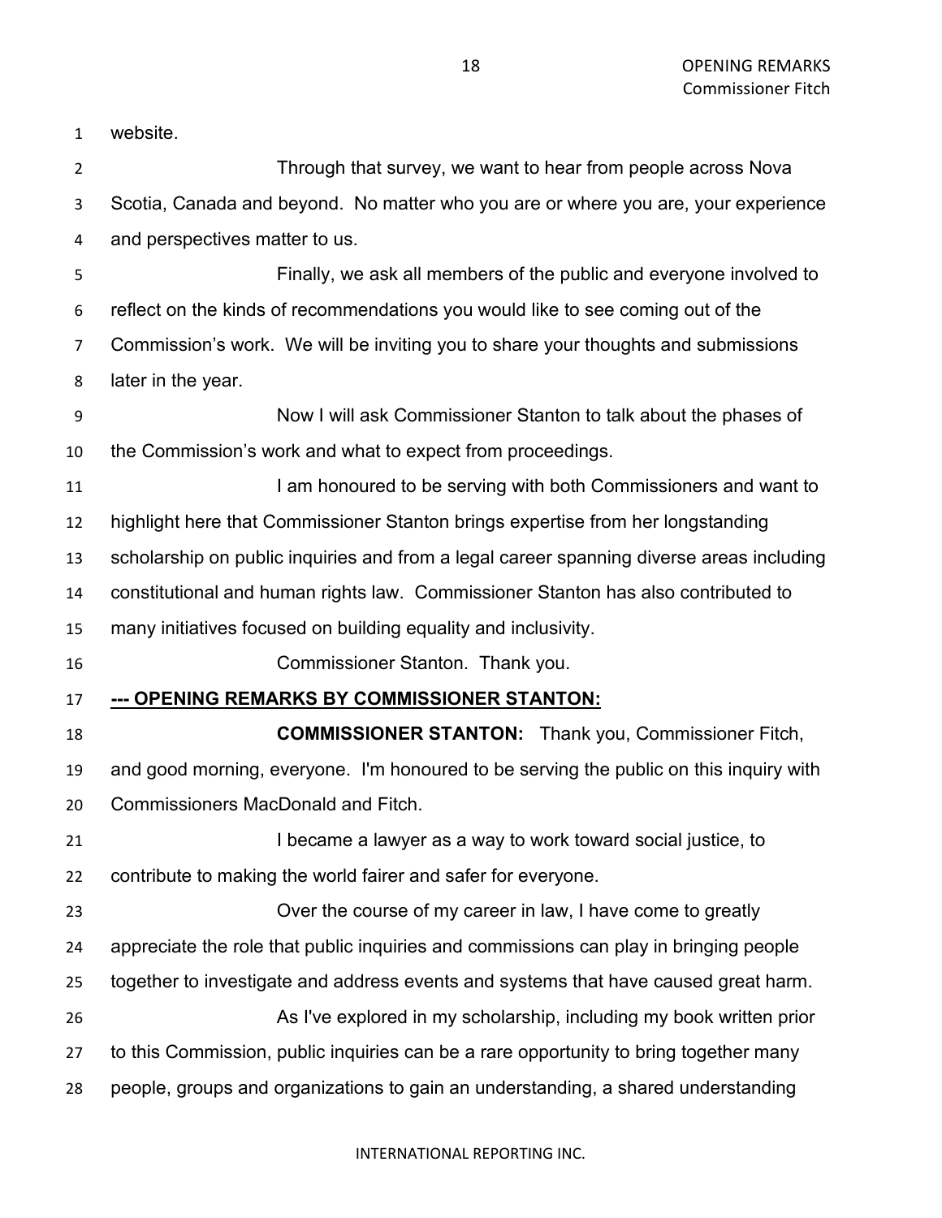website.

Through that survey, we want to hear from people across Nova Scotia, Canada and beyond. No matter who you are or where you are, your experience and perspectives matter to us.

Finally, we ask all members of the public and everyone involved to reflect on the kinds of recommendations you would like to see coming out of the Commission's work. We will be inviting you to share your thoughts and submissions later in the year.

Now I will ask Commissioner Stanton to talk about the phases of the Commission's work and what to expect from proceedings.

I am honoured to be serving with both Commissioners and want to highlight here that Commissioner Stanton brings expertise from her longstanding scholarship on public inquiries and from a legal career spanning diverse areas including constitutional and human rights law. Commissioner Stanton has also contributed to many initiatives focused on building equality and inclusivity.

Commissioner Stanton. Thank you.

**--- OPENING REMARKS BY COMMISSIONER STANTON:**

**COMMISSIONER STANTON:** Thank you, Commissioner Fitch, and good morning, everyone. I'm honoured to be serving the public on this inquiry with Commissioners MacDonald and Fitch.

I became a lawyer as a way to work toward social justice, to contribute to making the world fairer and safer for everyone.

Over the course of my career in law, I have come to greatly appreciate the role that public inquiries and commissions can play in bringing people together to investigate and address events and systems that have caused great harm.

As I've explored in my scholarship, including my book written prior to this Commission, public inquiries can be a rare opportunity to bring together many people, groups and organizations to gain an understanding, a shared understanding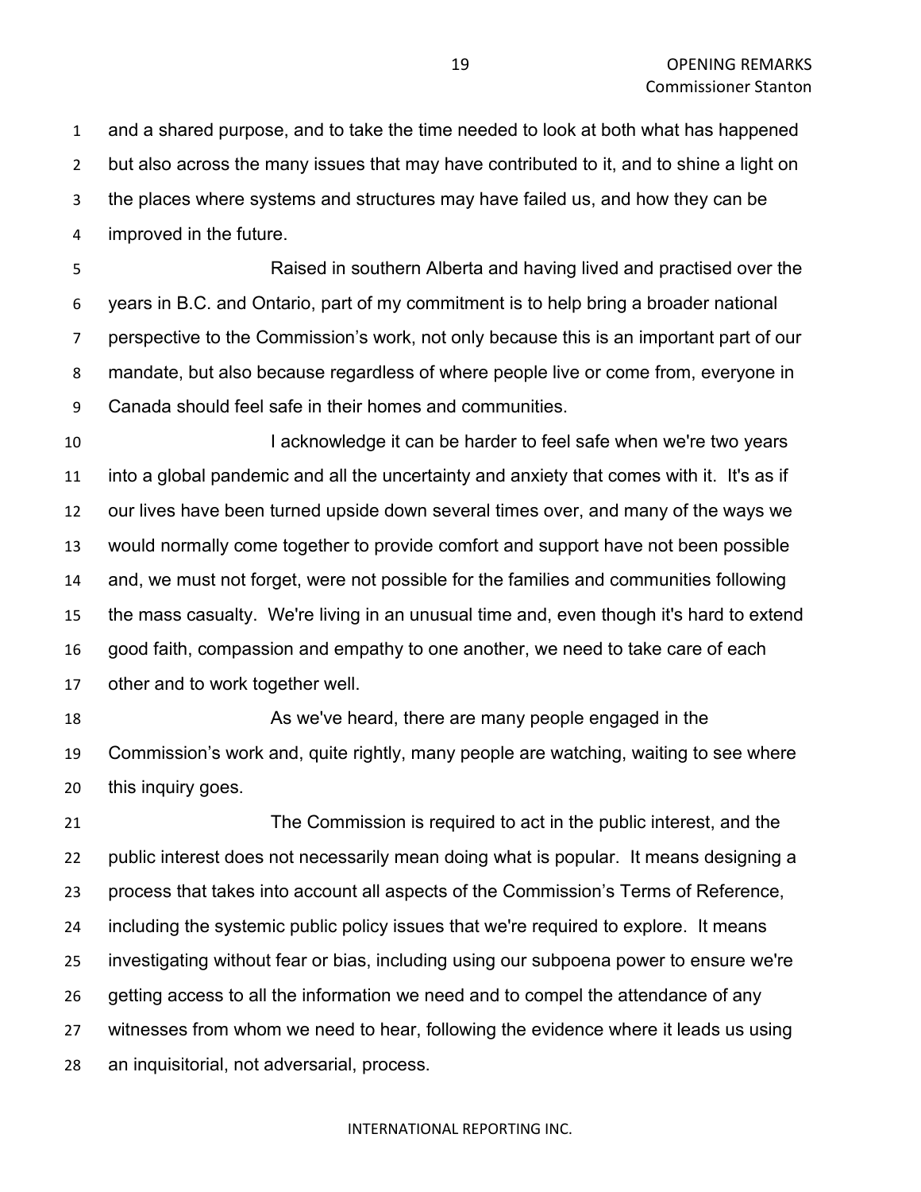and a shared purpose, and to take the time needed to look at both what has happened but also across the many issues that may have contributed to it, and to shine a light on the places where systems and structures may have failed us, and how they can be improved in the future.

Raised in southern Alberta and having lived and practised over the years in B.C. and Ontario, part of my commitment is to help bring a broader national perspective to the Commission's work, not only because this is an important part of our mandate, but also because regardless of where people live or come from, everyone in Canada should feel safe in their homes and communities.

I acknowledge it can be harder to feel safe when we're two years into a global pandemic and all the uncertainty and anxiety that comes with it. It's as if our lives have been turned upside down several times over, and many of the ways we would normally come together to provide comfort and support have not been possible and, we must not forget, were not possible for the families and communities following the mass casualty. We're living in an unusual time and, even though it's hard to extend good faith, compassion and empathy to one another, we need to take care of each other and to work together well.

As we've heard, there are many people engaged in the Commission's work and, quite rightly, many people are watching, waiting to see where this inquiry goes.

The Commission is required to act in the public interest, and the public interest does not necessarily mean doing what is popular. It means designing a process that takes into account all aspects of the Commission's Terms of Reference, including the systemic public policy issues that we're required to explore. It means investigating without fear or bias, including using our subpoena power to ensure we're getting access to all the information we need and to compel the attendance of any witnesses from whom we need to hear, following the evidence where it leads us using an inquisitorial, not adversarial, process.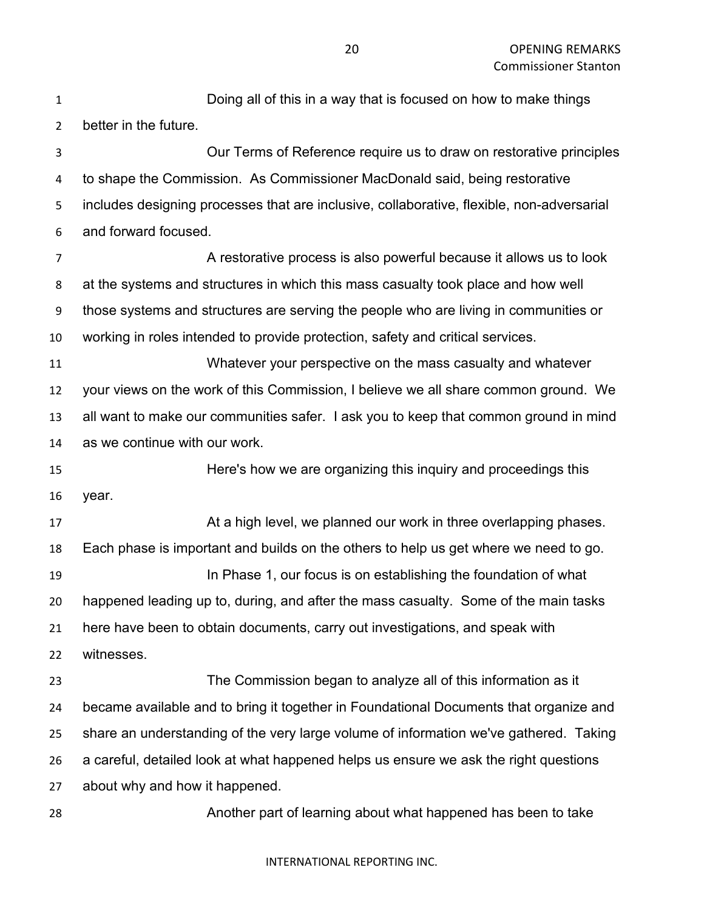Doing all of this in a way that is focused on how to make things better in the future.

Our Terms of Reference require us to draw on restorative principles to shape the Commission. As Commissioner MacDonald said, being restorative includes designing processes that are inclusive, collaborative, flexible, non-adversarial and forward focused.

A restorative process is also powerful because it allows us to look at the systems and structures in which this mass casualty took place and how well those systems and structures are serving the people who are living in communities or working in roles intended to provide protection, safety and critical services.

Whatever your perspective on the mass casualty and whatever your views on the work of this Commission, I believe we all share common ground. We all want to make our communities safer. I ask you to keep that common ground in mind as we continue with our work.

Here's how we are organizing this inquiry and proceedings this year.

At a high level, we planned our work in three overlapping phases. Each phase is important and builds on the others to help us get where we need to go.

In Phase 1, our focus is on establishing the foundation of what happened leading up to, during, and after the mass casualty. Some of the main tasks here have been to obtain documents, carry out investigations, and speak with witnesses.

The Commission began to analyze all of this information as it became available and to bring it together in Foundational Documents that organize and share an understanding of the very large volume of information we've gathered. Taking a careful, detailed look at what happened helps us ensure we ask the right questions about why and how it happened.

Another part of learning about what happened has been to take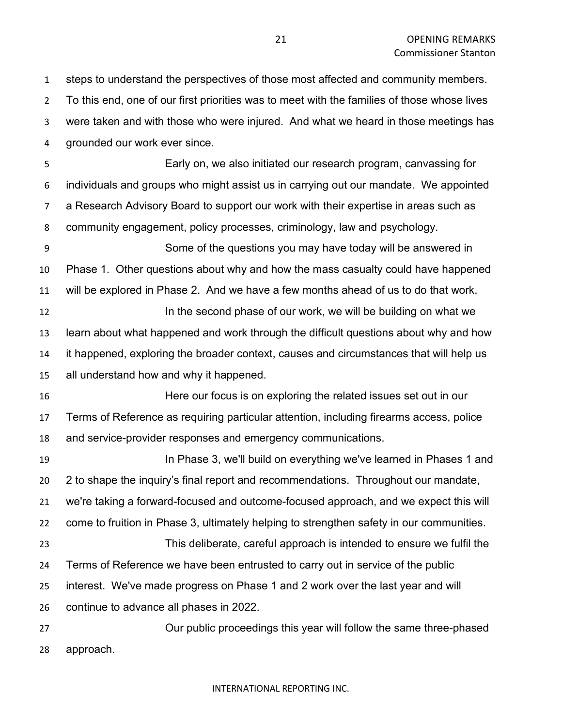steps to understand the perspectives of those most affected and community members. To this end, one of our first priorities was to meet with the families of those whose lives were taken and with those who were injured. And what we heard in those meetings has grounded our work ever since.

Early on, we also initiated our research program, canvassing for individuals and groups who might assist us in carrying out our mandate. We appointed a Research Advisory Board to support our work with their expertise in areas such as community engagement, policy processes, criminology, law and psychology.

Some of the questions you may have today will be answered in Phase 1. Other questions about why and how the mass casualty could have happened will be explored in Phase 2. And we have a few months ahead of us to do that work.

In the second phase of our work, we will be building on what we learn about what happened and work through the difficult questions about why and how it happened, exploring the broader context, causes and circumstances that will help us all understand how and why it happened.

Here our focus is on exploring the related issues set out in our Terms of Reference as requiring particular attention, including firearms access, police and service-provider responses and emergency communications.

In Phase 3, we'll build on everything we've learned in Phases 1 and 2 to shape the inquiry's final report and recommendations. Throughout our mandate, we're taking a forward-focused and outcome-focused approach, and we expect this will come to fruition in Phase 3, ultimately helping to strengthen safety in our communities.

This deliberate, careful approach is intended to ensure we fulfil the Terms of Reference we have been entrusted to carry out in service of the public interest. We've made progress on Phase 1 and 2 work over the last year and will continue to advance all phases in 2022.

Our public proceedings this year will follow the same three-phased approach.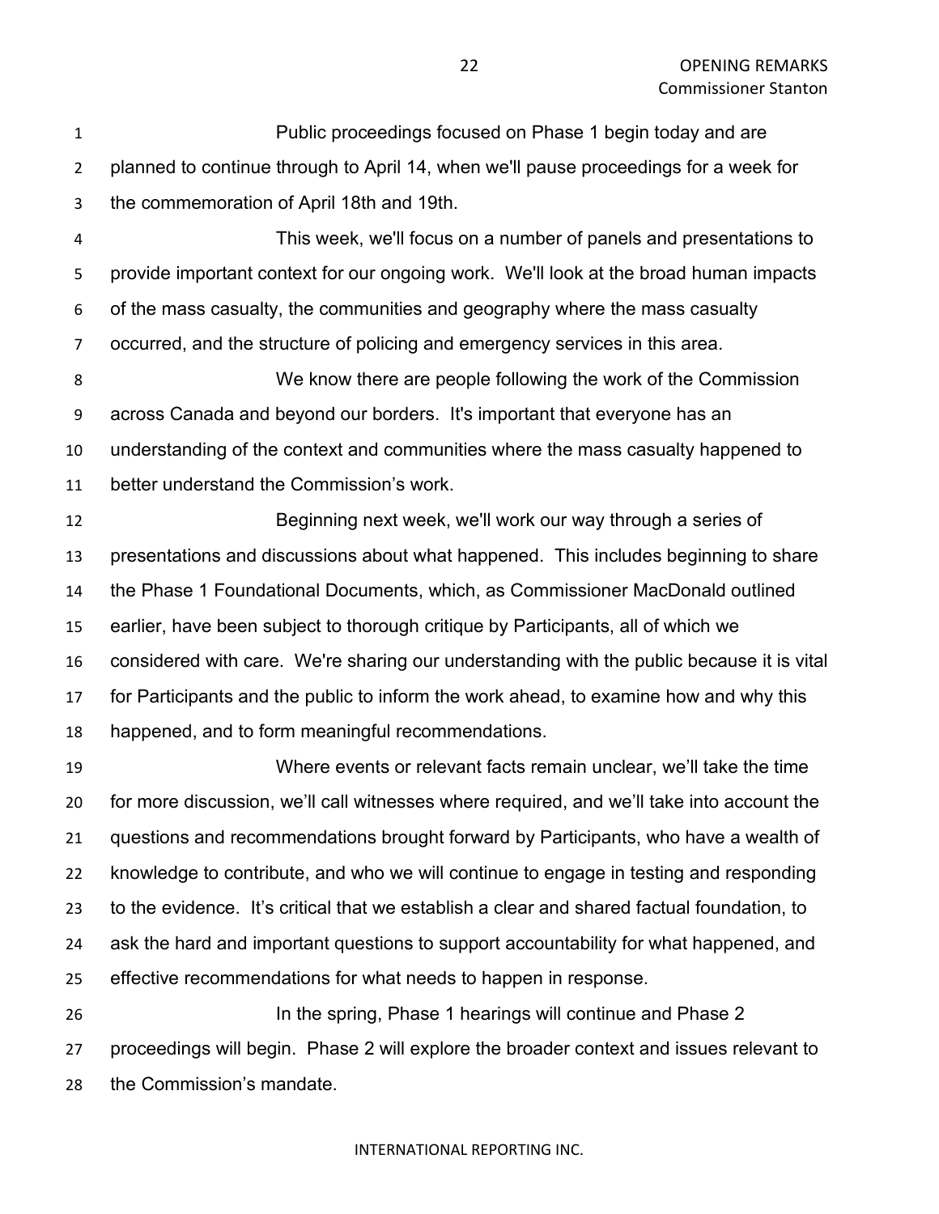Public proceedings focused on Phase 1 begin today and are planned to continue through to April 14, when we'll pause proceedings for a week for the commemoration of April 18th and 19th.

This week, we'll focus on a number of panels and presentations to provide important context for our ongoing work. We'll look at the broad human impacts of the mass casualty, the communities and geography where the mass casualty occurred, and the structure of policing and emergency services in this area.

We know there are people following the work of the Commission across Canada and beyond our borders. It's important that everyone has an understanding of the context and communities where the mass casualty happened to better understand the Commission's work.

Beginning next week, we'll work our way through a series of presentations and discussions about what happened. This includes beginning to share the Phase 1 Foundational Documents, which, as Commissioner MacDonald outlined earlier, have been subject to thorough critique by Participants, all of which we considered with care. We're sharing our understanding with the public because it is vital for Participants and the public to inform the work ahead, to examine how and why this happened, and to form meaningful recommendations.

Where events or relevant facts remain unclear, we'll take the time for more discussion, we'll call witnesses where required, and we'll take into account the questions and recommendations brought forward by Participants, who have a wealth of knowledge to contribute, and who we will continue to engage in testing and responding to the evidence. It's critical that we establish a clear and shared factual foundation, to ask the hard and important questions to support accountability for what happened, and effective recommendations for what needs to happen in response.

In the spring, Phase 1 hearings will continue and Phase 2 proceedings will begin. Phase 2 will explore the broader context and issues relevant to the Commission's mandate.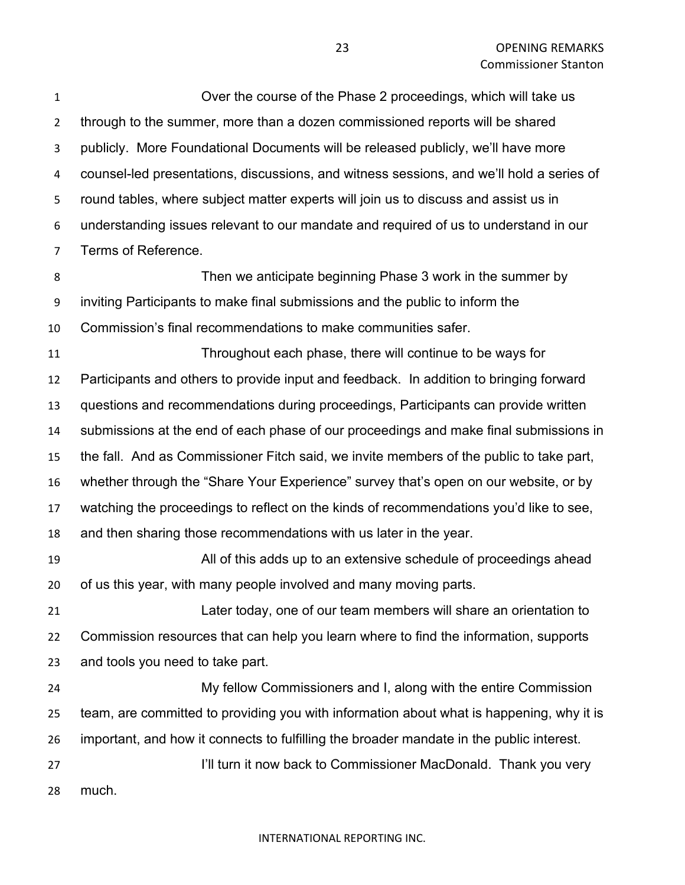Over the course of the Phase 2 proceedings, which will take us through to the summer, more than a dozen commissioned reports will be shared publicly. More Foundational Documents will be released publicly, we'll have more counsel-led presentations, discussions, and witness sessions, and we'll hold a series of round tables, where subject matter experts will join us to discuss and assist us in understanding issues relevant to our mandate and required of us to understand in our Terms of Reference.

Then we anticipate beginning Phase 3 work in the summer by inviting Participants to make final submissions and the public to inform the Commission's final recommendations to make communities safer.

Throughout each phase, there will continue to be ways for Participants and others to provide input and feedback. In addition to bringing forward questions and recommendations during proceedings, Participants can provide written submissions at the end of each phase of our proceedings and make final submissions in the fall. And as Commissioner Fitch said, we invite members of the public to take part, whether through the "Share Your Experience" survey that's open on our website, or by watching the proceedings to reflect on the kinds of recommendations you'd like to see, and then sharing those recommendations with us later in the year.

All of this adds up to an extensive schedule of proceedings ahead of us this year, with many people involved and many moving parts.

Later today, one of our team members will share an orientation to Commission resources that can help you learn where to find the information, supports and tools you need to take part.

My fellow Commissioners and I, along with the entire Commission team, are committed to providing you with information about what is happening, why it is important, and how it connects to fulfilling the broader mandate in the public interest.

I'll turn it now back to Commissioner MacDonald. Thank you very much.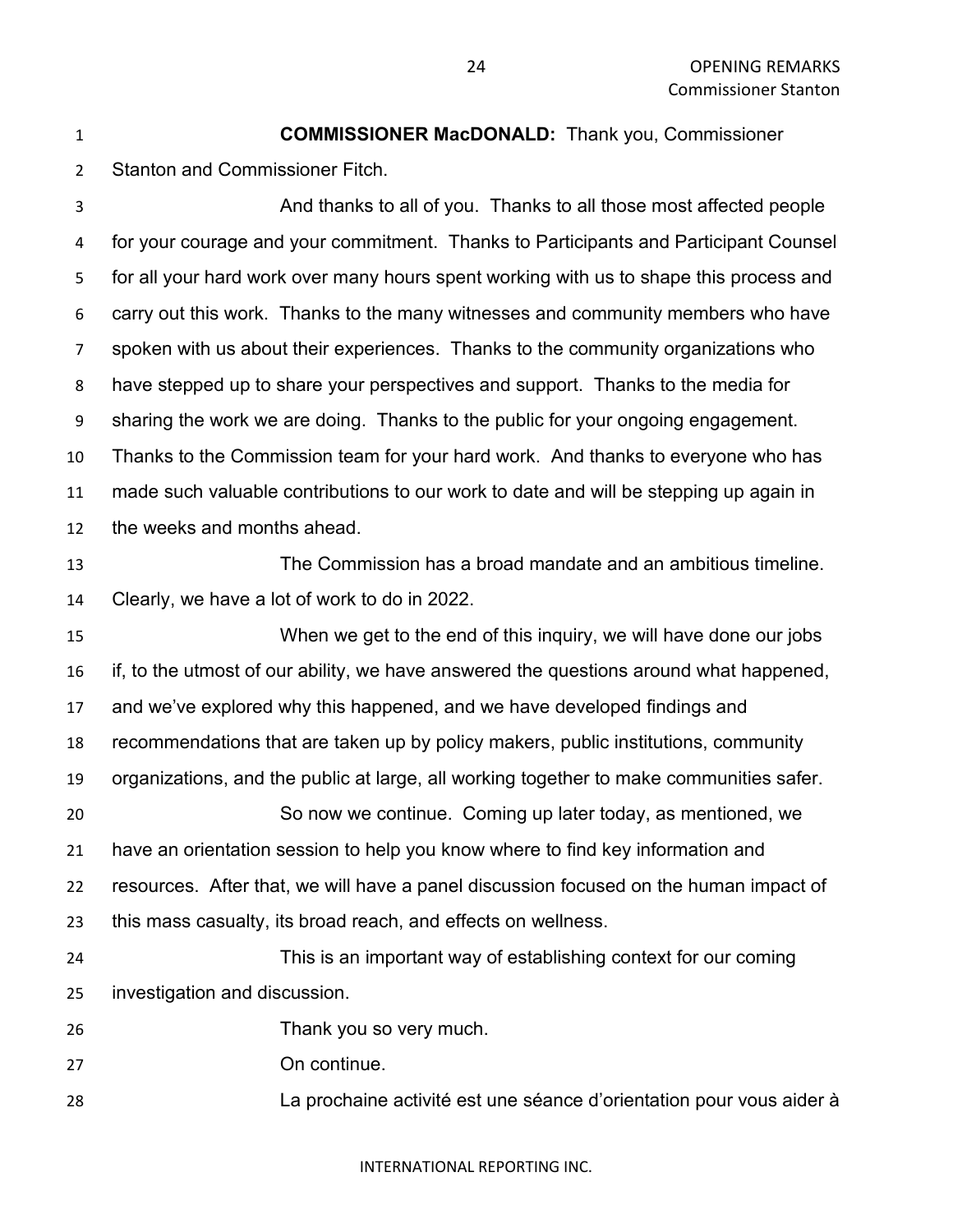**COMMISSIONER MacDONALD:** Thank you, Commissioner Stanton and Commissioner Fitch.

And thanks to all of you. Thanks to all those most affected people for your courage and your commitment. Thanks to Participants and Participant Counsel for all your hard work over many hours spent working with us to shape this process and carry out this work. Thanks to the many witnesses and community members who have spoken with us about their experiences. Thanks to the community organizations who have stepped up to share your perspectives and support. Thanks to the media for sharing the work we are doing. Thanks to the public for your ongoing engagement. Thanks to the Commission team for your hard work. And thanks to everyone who has made such valuable contributions to our work to date and will be stepping up again in the weeks and months ahead.

The Commission has a broad mandate and an ambitious timeline. Clearly, we have a lot of work to do in 2022.

When we get to the end of this inquiry, we will have done our jobs if, to the utmost of our ability, we have answered the questions around what happened, and we've explored why this happened, and we have developed findings and recommendations that are taken up by policy makers, public institutions, community organizations, and the public at large, all working together to make communities safer.

So now we continue. Coming up later today, as mentioned, we have an orientation session to help you know where to find key information and resources. After that, we will have a panel discussion focused on the human impact of this mass casualty, its broad reach, and effects on wellness.

This is an important way of establishing context for our coming investigation and discussion.

Thank you so very much.

On continue.

La prochaine activité est une séance d'orientation pour vous aider à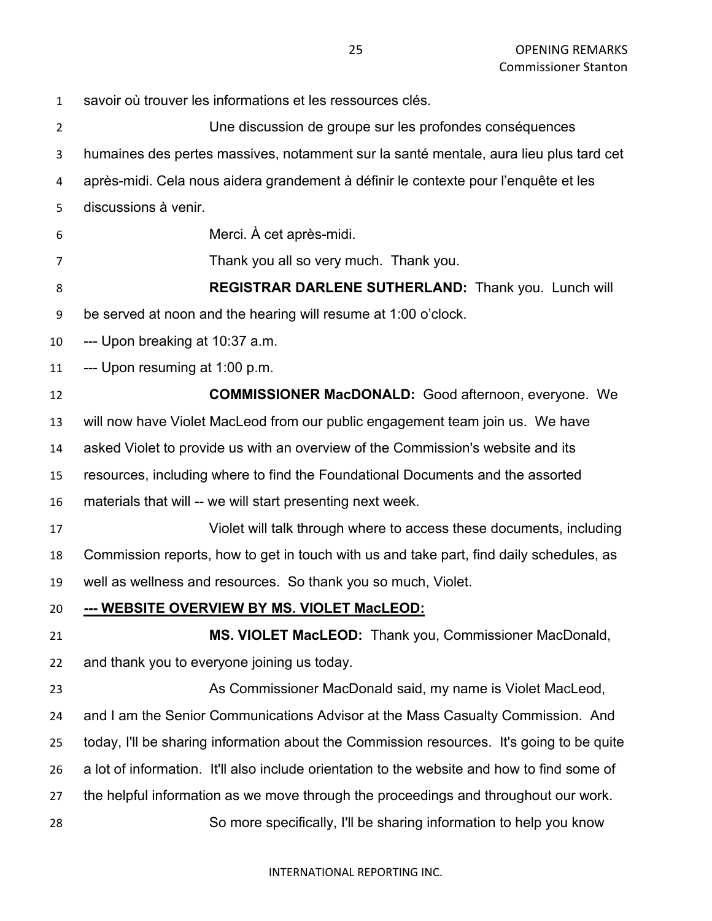savoir où trouver les informations et les ressources clés.

Une discussion de groupe sur les profondes conséquences humaines des pertes massives, notamment sur la santé mentale, aura lieu plus tard cet après-midi. Cela nous aidera grandement à définir le contexte pour l'enquête et les discussions à venir.

Merci. À cet après-midi.

Thank you all so very much. Thank you.

**REGISTRAR DARLENE SUTHERLAND:** Thank you. Lunch will be served at noon and the hearing will resume at 1:00 o'clock.

--- Upon breaking at 10:37 a.m.

--- Upon resuming at 1:00 p.m.

**COMMISSIONER MacDONALD:** Good afternoon, everyone. We will now have Violet MacLeod from our public engagement team join us. We have asked Violet to provide us with an overview of the Commission's website and its resources, including where to find the Foundational Documents and the assorted materials that will -- we will start presenting next week.

Violet will talk through where to access these documents, including Commission reports, how to get in touch with us and take part, find daily schedules, as well as wellness and resources. So thank you so much, Violet.

**--- WEBSITE OVERVIEW BY MS. VIOLET MacLEOD:**

**MS. VIOLET MacLEOD:** Thank you, Commissioner MacDonald, and thank you to everyone joining us today.

As Commissioner MacDonald said, my name is Violet MacLeod, and I am the Senior Communications Advisor at the Mass Casualty Commission. And today, I'll be sharing information about the Commission resources. It's going to be quite a lot of information. It'll also include orientation to the website and how to find some of the helpful information as we move through the proceedings and throughout our work.

So more specifically, I'll be sharing information to help you know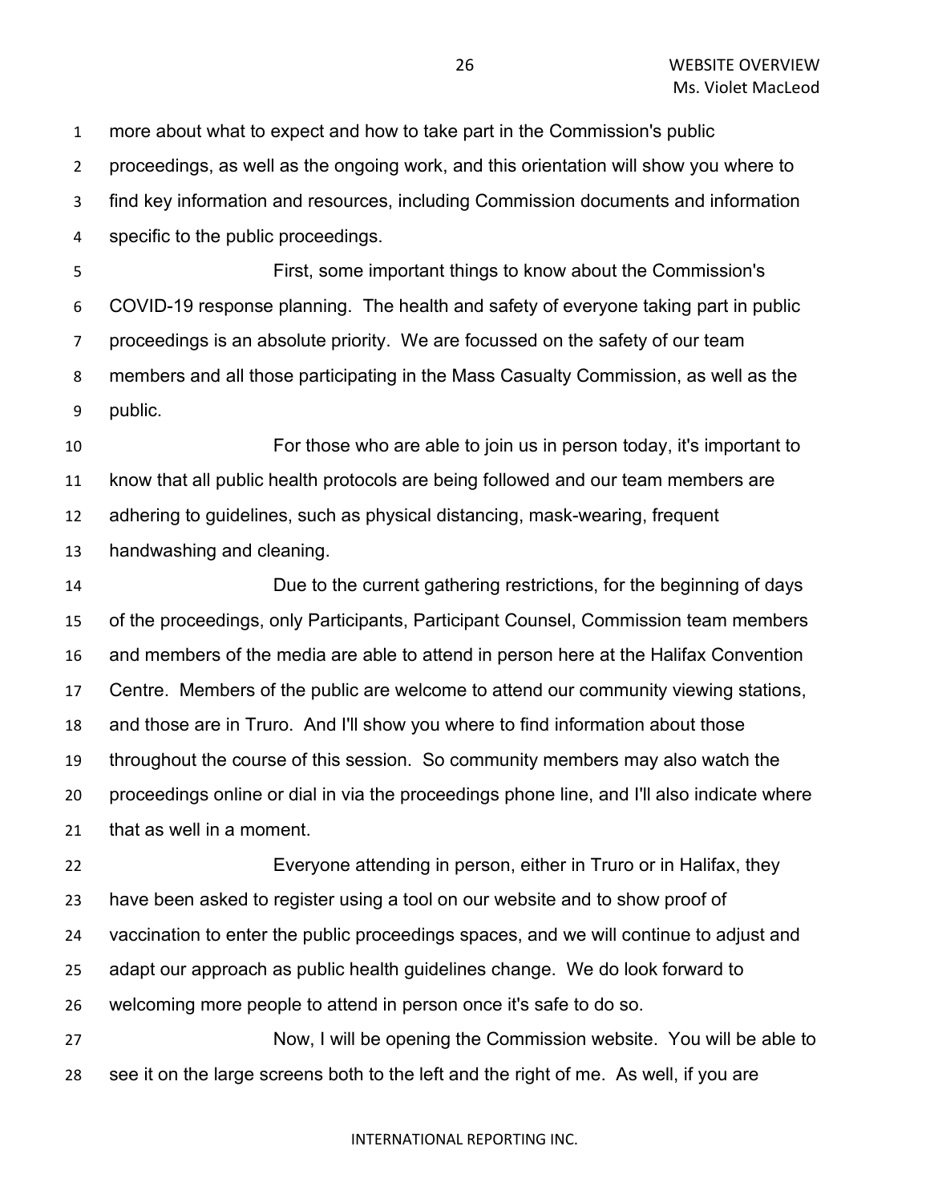more about what to expect and how to take part in the Commission's public proceedings, as well as the ongoing work, and this orientation will show you where to find key information and resources, including Commission documents and information specific to the public proceedings.

First, some important things to know about the Commission's COVID-19 response planning. The health and safety of everyone taking part in public proceedings is an absolute priority. We are focussed on the safety of our team members and all those participating in the Mass Casualty Commission, as well as the public.

For those who are able to join us in person today, it's important to know that all public health protocols are being followed and our team members are adhering to guidelines, such as physical distancing, mask-wearing, frequent handwashing and cleaning.

Due to the current gathering restrictions, for the beginning of days of the proceedings, only Participants, Participant Counsel, Commission team members and members of the media are able to attend in person here at the Halifax Convention Centre. Members of the public are welcome to attend our community viewing stations, and those are in Truro. And I'll show you where to find information about those throughout the course of this session. So community members may also watch the proceedings online or dial in via the proceedings phone line, and I'll also indicate where that as well in a moment.

Everyone attending in person, either in Truro or in Halifax, they have been asked to register using a tool on our website and to show proof of vaccination to enter the public proceedings spaces, and we will continue to adjust and adapt our approach as public health guidelines change. We do look forward to welcoming more people to attend in person once it's safe to do so.

Now, I will be opening the Commission website. You will be able to see it on the large screens both to the left and the right of me. As well, if you are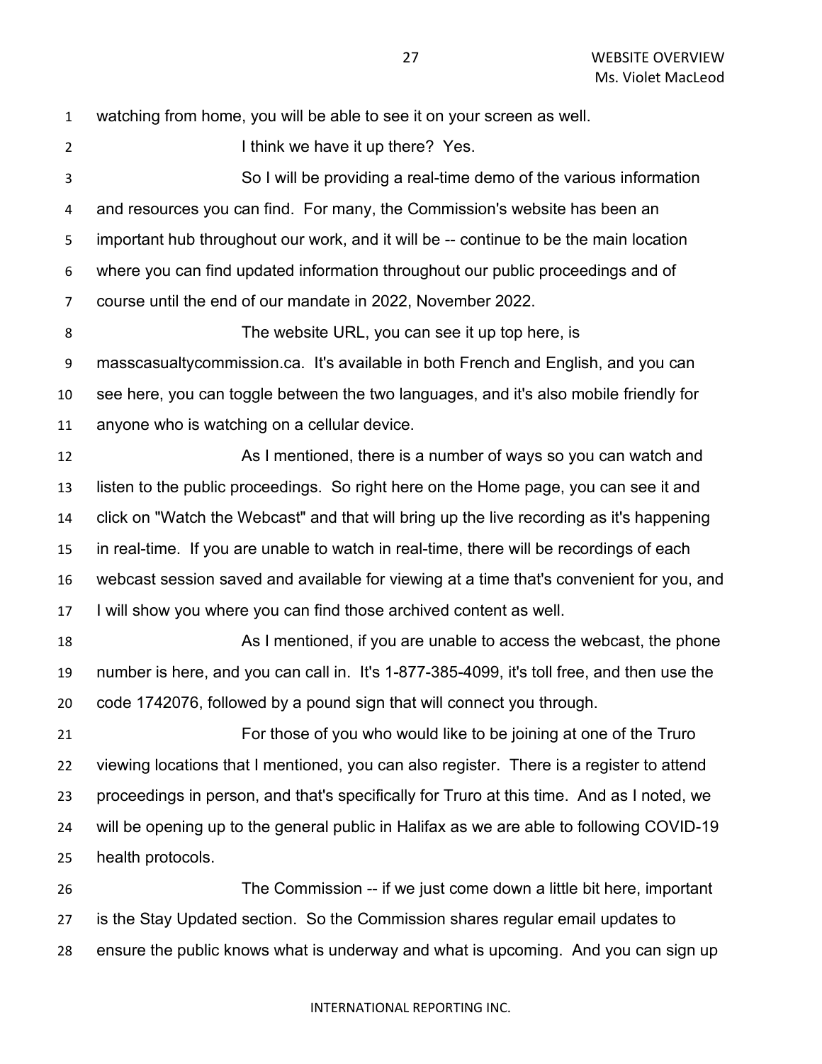watching from home, you will be able to see it on your screen as well.

I think we have it up there? Yes.

So I will be providing a real-time demo of the various information and resources you can find. For many, the Commission's website has been an important hub throughout our work, and it will be -- continue to be the main location where you can find updated information throughout our public proceedings and of course until the end of our mandate in 2022, November 2022.

The website URL, you can see it up top here, is masscasualtycommission.ca. It's available in both French and English, and you can see here, you can toggle between the two languages, and it's also mobile friendly for anyone who is watching on a cellular device.

As I mentioned, there is a number of ways so you can watch and listen to the public proceedings. So right here on the Home page, you can see it and click on "Watch the Webcast" and that will bring up the live recording as it's happening in real-time. If you are unable to watch in real-time, there will be recordings of each webcast session saved and available for viewing at a time that's convenient for you, and I will show you where you can find those archived content as well.

As I mentioned, if you are unable to access the webcast, the phone number is here, and you can call in. It's 1-877-385-4099, it's toll free, and then use the code 1742076, followed by a pound sign that will connect you through.

For those of you who would like to be joining at one of the Truro viewing locations that I mentioned, you can also register. There is a register to attend proceedings in person, and that's specifically for Truro at this time. And as I noted, we will be opening up to the general public in Halifax as we are able to following COVID-19 health protocols.

The Commission -- if we just come down a little bit here, important is the Stay Updated section. So the Commission shares regular email updates to ensure the public knows what is underway and what is upcoming. And you can sign up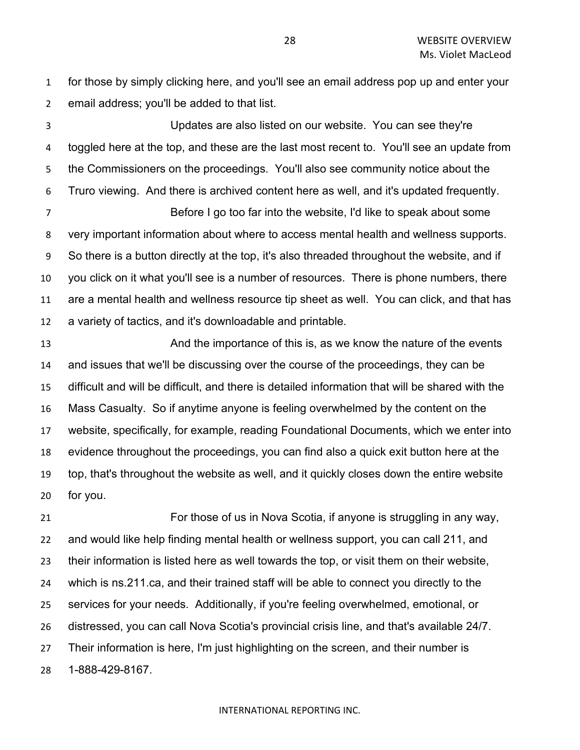for those by simply clicking here, and you'll see an email address pop up and enter your email address; you'll be added to that list.

Updates are also listed on our website. You can see they're toggled here at the top, and these are the last most recent to. You'll see an update from the Commissioners on the proceedings. You'll also see community notice about the Truro viewing. And there is archived content here as well, and it's updated frequently.

Before I go too far into the website, I'd like to speak about some very important information about where to access mental health and wellness supports. So there is a button directly at the top, it's also threaded throughout the website, and if you click on it what you'll see is a number of resources. There is phone numbers, there are a mental health and wellness resource tip sheet as well. You can click, and that has a variety of tactics, and it's downloadable and printable.

And the importance of this is, as we know the nature of the events and issues that we'll be discussing over the course of the proceedings, they can be difficult and will be difficult, and there is detailed information that will be shared with the Mass Casualty. So if anytime anyone is feeling overwhelmed by the content on the website, specifically, for example, reading Foundational Documents, which we enter into evidence throughout the proceedings, you can find also a quick exit button here at the top, that's throughout the website as well, and it quickly closes down the entire website for you.

For those of us in Nova Scotia, if anyone is struggling in any way, and would like help finding mental health or wellness support, you can call 211, and their information is listed here as well towards the top, or visit them on their website, which is ns.211.ca, and their trained staff will be able to connect you directly to the services for your needs. Additionally, if you're feeling overwhelmed, emotional, or distressed, you can call Nova Scotia's provincial crisis line, and that's available 24/7. Their information is here, I'm just highlighting on the screen, and their number is 1-888-429-8167.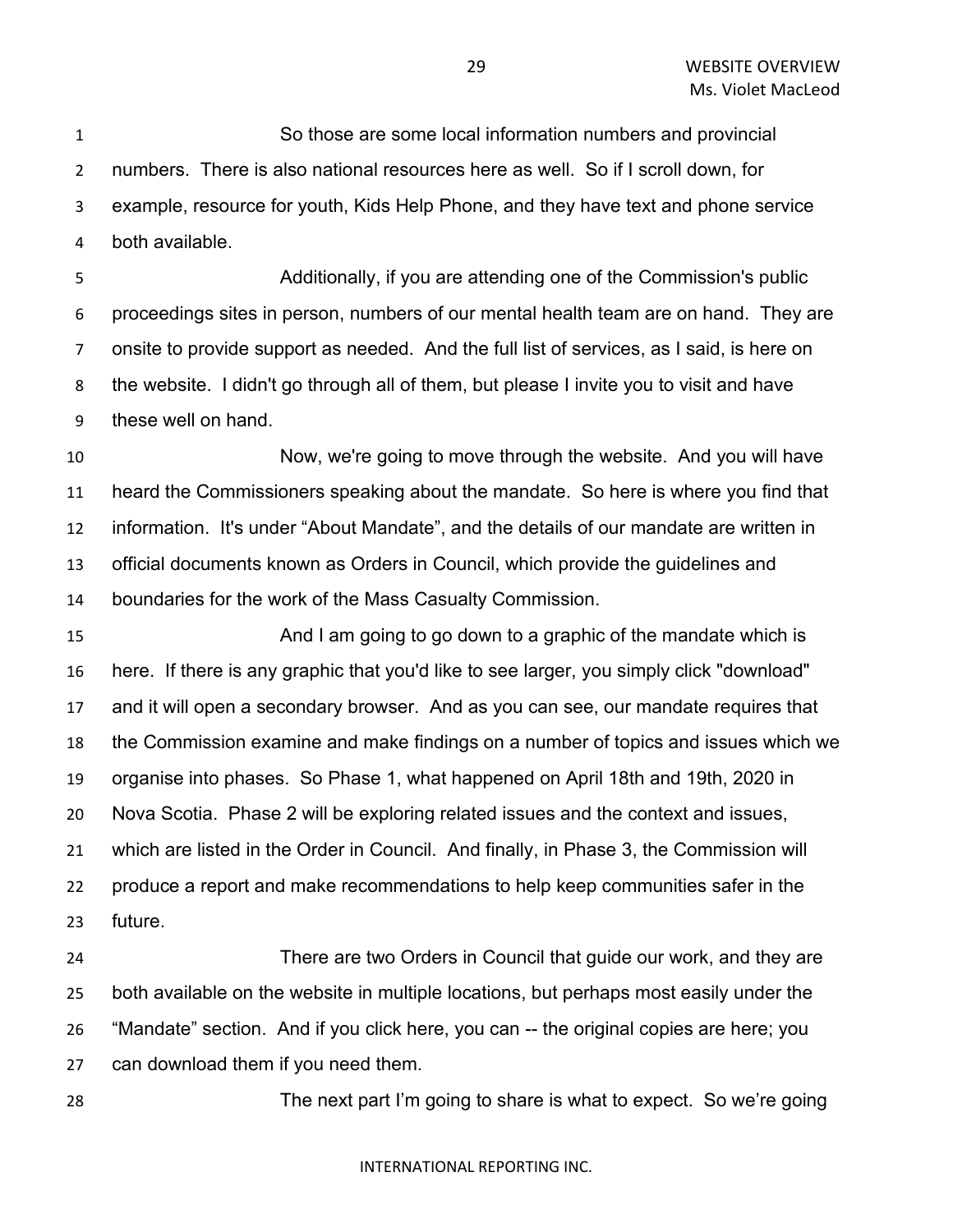So those are some local information numbers and provincial numbers. There is also national resources here as well. So if I scroll down, for example, resource for youth, Kids Help Phone, and they have text and phone service both available.

Additionally, if you are attending one of the Commission's public proceedings sites in person, numbers of our mental health team are on hand. They are onsite to provide support as needed. And the full list of services, as I said, is here on the website. I didn't go through all of them, but please I invite you to visit and have these well on hand.

Now, we're going to move through the website. And you will have heard the Commissioners speaking about the mandate. So here is where you find that information. It's under “About Mandate”, and the details of our mandate are written in official documents known as Orders in Council, which provide the guidelines and boundaries for the work of the Mass Casualty Commission.

And I am going to go down to a graphic of the mandate which is here. If there is any graphic that you'd like to see larger, you simply click "download" and it will open a secondary browser. And as you can see, our mandate requires that the Commission examine and make findings on a number of topics and issues which we organise into phases. So Phase 1, what happened on April 18th and 19th, 2020 in Nova Scotia. Phase 2 will be exploring related issues and the context and issues, which are listed in the Order in Council. And finally, in Phase 3, the Commission will produce a report and make recommendations to help keep communities safer in the future.

There are two Orders in Council that guide our work, and they are both available on the website in multiple locations, but perhaps most easily under the “Mandate” section. And if you click here, you can -- the original copies are here; you can download them if you need them.

The next part I’m going to share is what to expect. So we’re going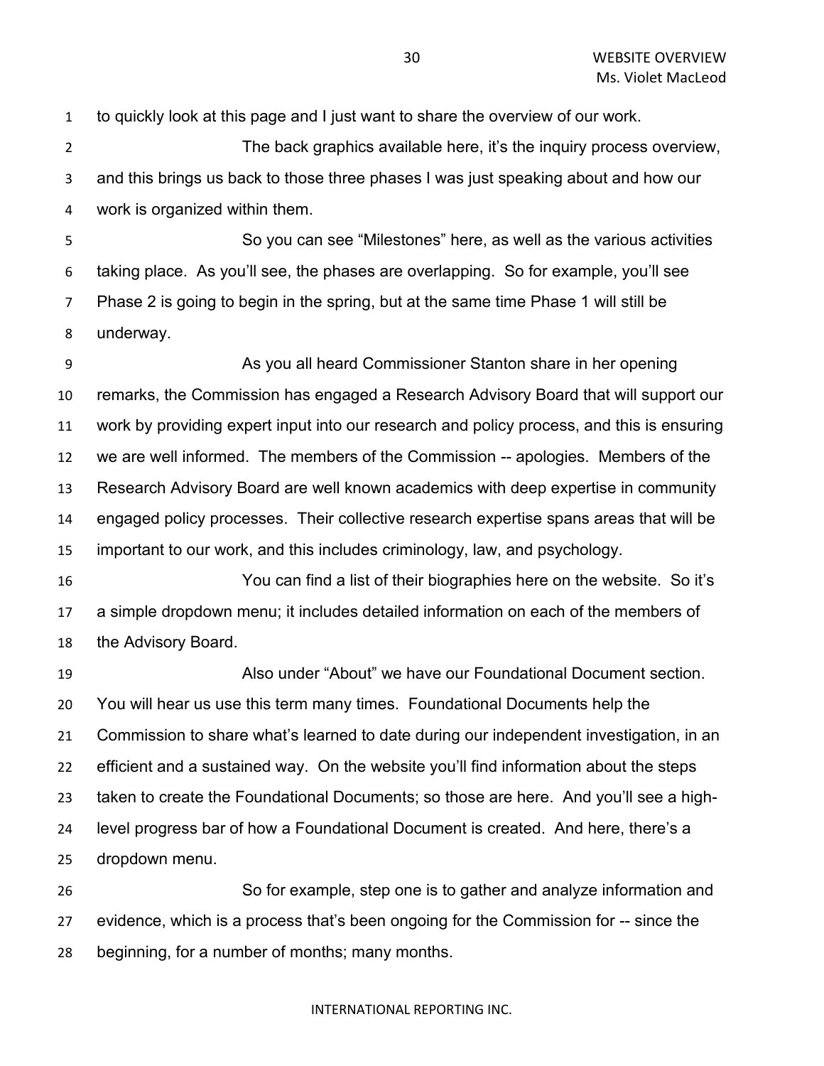to quickly look at this page and I just want to share the overview of our work.

The back graphics available here, it's the inquiry process overview, and this brings us back to those three phases I was just speaking about and how our work is organized within them.

So you can see "Milestones" here, as well as the various activities taking place. As you'll see, the phases are overlapping. So for example, you'll see Phase 2 is going to begin in the spring, but at the same time Phase 1 will still be underway.

As you all heard Commissioner Stanton share in her opening remarks, the Commission has engaged a Research Advisory Board that will support our work by providing expert input into our research and policy process, and this is ensuring we are well informed. The members of the Commission -- apologies. Members of the Research Advisory Board are well known academics with deep expertise in community engaged policy processes. Their collective research expertise spans areas that will be important to our work, and this includes criminology, law, and psychology.

You can find a list of their biographies here on the website. So it's a simple dropdown menu; it includes detailed information on each of the members of the Advisory Board.

Also under "About" we have our Foundational Document section. You will hear us use this term many times. Foundational Documents help the Commission to share what's learned to date during our independent investigation, in an efficient and a sustained way. On the website you'll find information about the steps taken to create the Foundational Documents; so those are here. And you'll see a high-level progress bar of how a Foundational Document is created. And here, there's a dropdown menu.

So for example, step one is to gather and analyze information and evidence, which is a process that's been ongoing for the Commission for -- since the beginning, for a number of months; many months.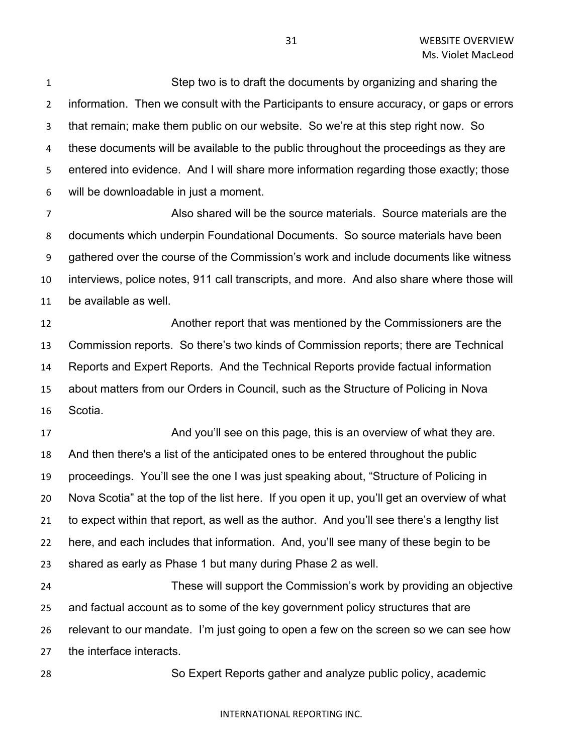Step two is to draft the documents by organizing and sharing the information. Then we consult with the Participants to ensure accuracy, or gaps or errors that remain; make them public on our website. So we're at this step right now. So these documents will be available to the public throughout the proceedings as they are entered into evidence. And I will share more information regarding those exactly; those will be downloadable in just a moment.

Also shared will be the source materials. Source materials are the documents which underpin Foundational Documents. So source materials have been gathered over the course of the Commission's work and include documents like witness interviews, police notes, 911 call transcripts, and more. And also share where those will be available as well.

Another report that was mentioned by the Commissioners are the Commission reports. So there's two kinds of Commission reports; there are Technical Reports and Expert Reports. And the Technical Reports provide factual information about matters from our Orders in Council, such as the Structure of Policing in Nova Scotia.

And you'll see on this page, this is an overview of what they are. And then there's a list of the anticipated ones to be entered throughout the public proceedings. You'll see the one I was just speaking about, "Structure of Policing in Nova Scotia" at the top of the list here. If you open it up, you'll get an overview of what to expect within that report, as well as the author. And you'll see there's a lengthy list here, and each includes that information. And, you'll see many of these begin to be shared as early as Phase 1 but many during Phase 2 as well.

These will support the Commission's work by providing an objective and factual account as to some of the key government policy structures that are relevant to our mandate. I'm just going to open a few on the screen so we can see how the interface interacts.

So Expert Reports gather and analyze public policy, academic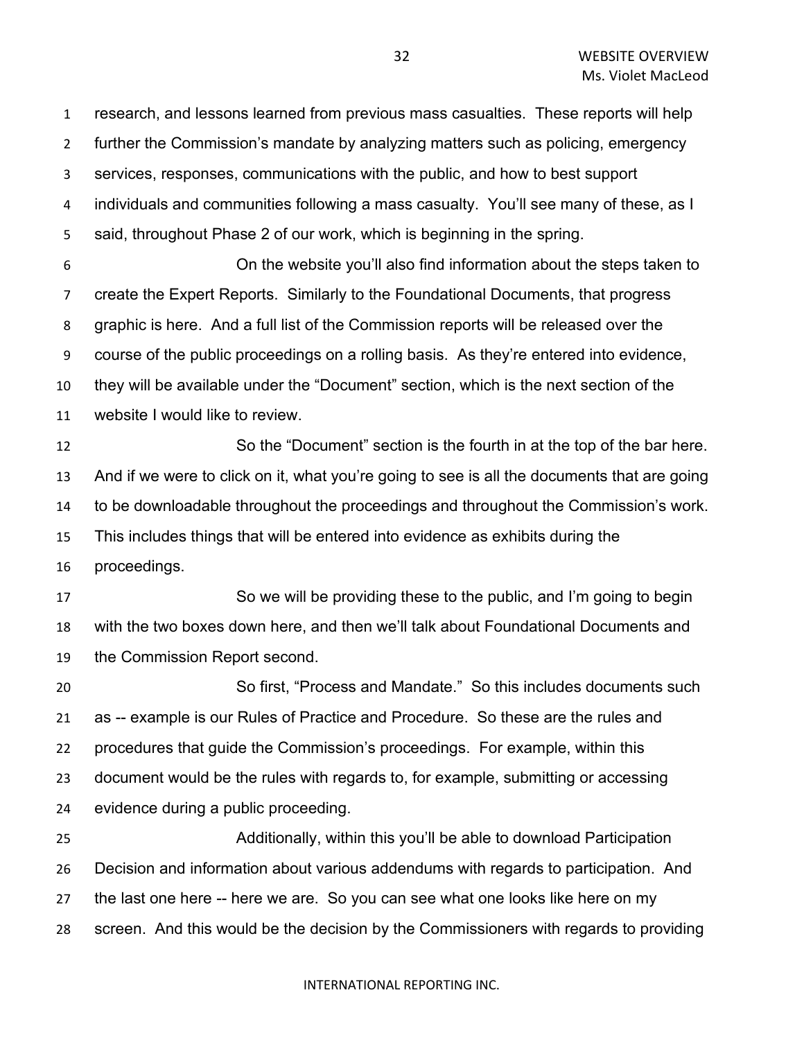research, and lessons learned from previous mass casualties. These reports will help further the Commission's mandate by analyzing matters such as policing, emergency services, responses, communications with the public, and how to best support individuals and communities following a mass casualty. You'll see many of these, as I said, throughout Phase 2 of our work, which is beginning in the spring.

On the website you'll also find information about the steps taken to create the Expert Reports. Similarly to the Foundational Documents, that progress graphic is here. And a full list of the Commission reports will be released over the course of the public proceedings on a rolling basis. As they're entered into evidence, they will be available under the "Document" section, which is the next section of the website I would like to review.

So the "Document" section is the fourth in at the top of the bar here. And if we were to click on it, what you're going to see is all the documents that are going to be downloadable throughout the proceedings and throughout the Commission's work. This includes things that will be entered into evidence as exhibits during the proceedings.

So we will be providing these to the public, and I'm going to begin with the two boxes down here, and then we'll talk about Foundational Documents and the Commission Report second.

So first, "Process and Mandate." So this includes documents such as -- example is our Rules of Practice and Procedure. So these are the rules and procedures that guide the Commission's proceedings. For example, within this document would be the rules with regards to, for example, submitting or accessing evidence during a public proceeding.

Additionally, within this you'll be able to download Participation Decision and information about various addendums with regards to participation. And the last one here -- here we are. So you can see what one looks like here on my screen. And this would be the decision by the Commissioners with regards to providing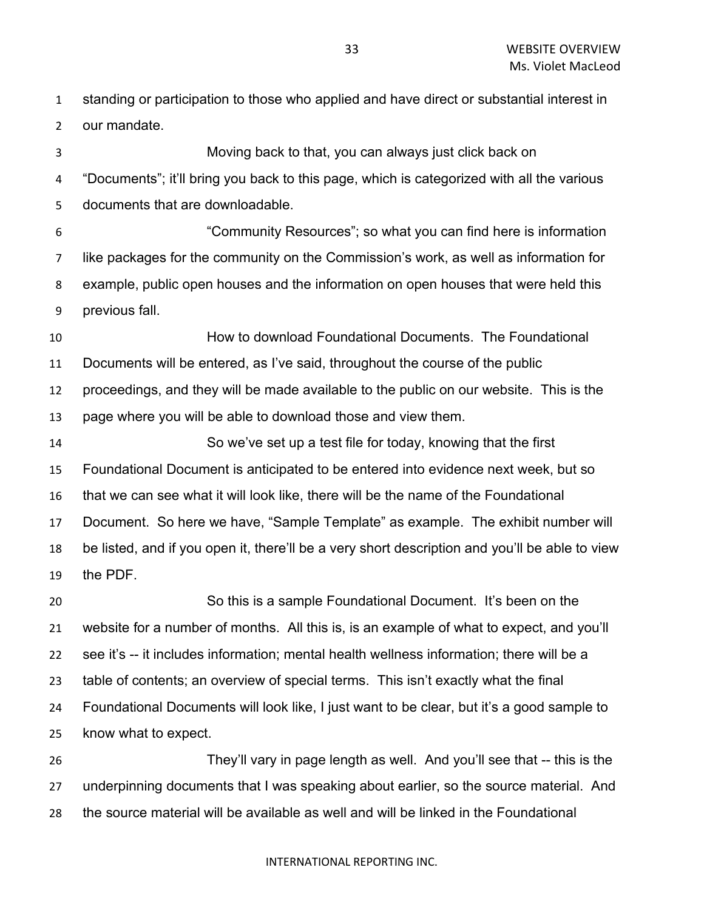standing or participation to those who applied and have direct or substantial interest in our mandate.

Moving back to that, you can always just click back on "Documents"; it'll bring you back to this page, which is categorized with all the various documents that are downloadable.

"Community Resources"; so what you can find here is information like packages for the community on the Commission's work, as well as information for example, public open houses and the information on open houses that were held this previous fall.

How to download Foundational Documents. The Foundational Documents will be entered, as I've said, throughout the course of the public proceedings, and they will be made available to the public on our website. This is the page where you will be able to download those and view them.

So we've set up a test file for today, knowing that the first Foundational Document is anticipated to be entered into evidence next week, but so that we can see what it will look like, there will be the name of the Foundational Document. So here we have, "Sample Template" as example. The exhibit number will be listed, and if you open it, there'll be a very short description and you'll be able to view the PDF.

So this is a sample Foundational Document. It's been on the website for a number of months. All this is, is an example of what to expect, and you'll see it's -- it includes information; mental health wellness information; there will be a table of contents; an overview of special terms. This isn't exactly what the final Foundational Documents will look like, I just want to be clear, but it's a good sample to know what to expect.

They'll vary in page length as well. And you'll see that -- this is the underpinning documents that I was speaking about earlier, so the source material. And the source material will be available as well and will be linked in the Foundational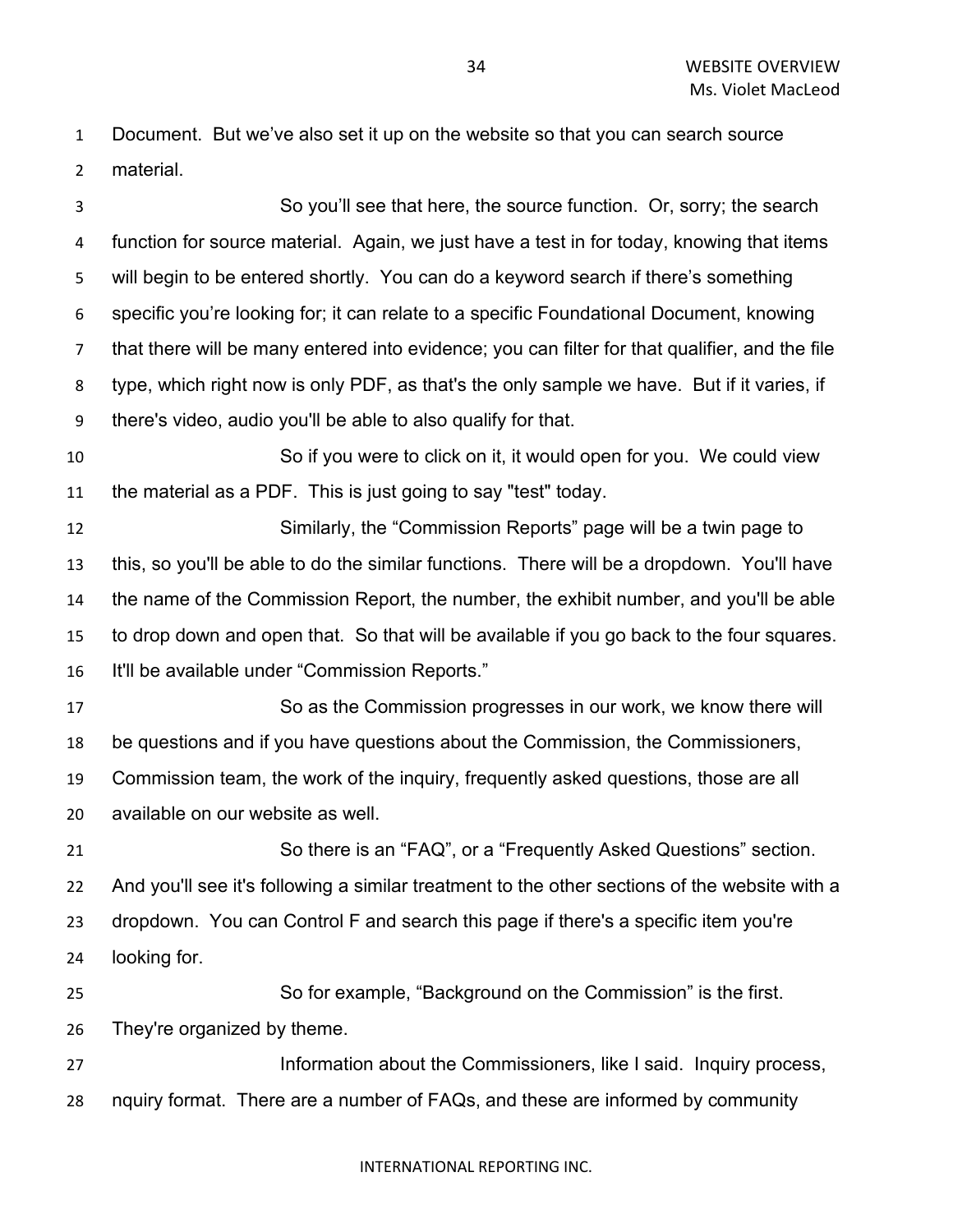Document. But we've also set it up on the website so that you can search source material.

So you'll see that here, the source function. Or, sorry; the search function for source material. Again, we just have a test in for today, knowing that items will begin to be entered shortly. You can do a keyword search if there's something specific you're looking for; it can relate to a specific Foundational Document, knowing that there will be many entered into evidence; you can filter for that qualifier, and the file type, which right now is only PDF, as that's the only sample we have. But if it varies, if there's video, audio you'll be able to also qualify for that.

So if you were to click on it, it would open for you. We could view the material as a PDF. This is just going to say "test" today.

Similarly, the "Commission Reports" page will be a twin page to this, so you'll be able to do the similar functions. There will be a dropdown. You'll have the name of the Commission Report, the number, the exhibit number, and you'll be able to drop down and open that. So that will be available if you go back to the four squares. It'll be available under "Commission Reports."

So as the Commission progresses in our work, we know there will be questions and if you have questions about the Commission, the Commissioners, Commission team, the work of the inquiry, frequently asked questions, those are all available on our website as well.

So there is an "FAQ", or a "Frequently Asked Questions" section. And you'll see it's following a similar treatment to the other sections of the website with a dropdown. You can Control F and search this page if there's a specific item you're looking for.

So for example, "Background on the Commission" is the first. They're organized by theme.

Information about the Commissioners, like I said. Inquiry process, nquiry format. There are a number of FAQs, and these are informed by community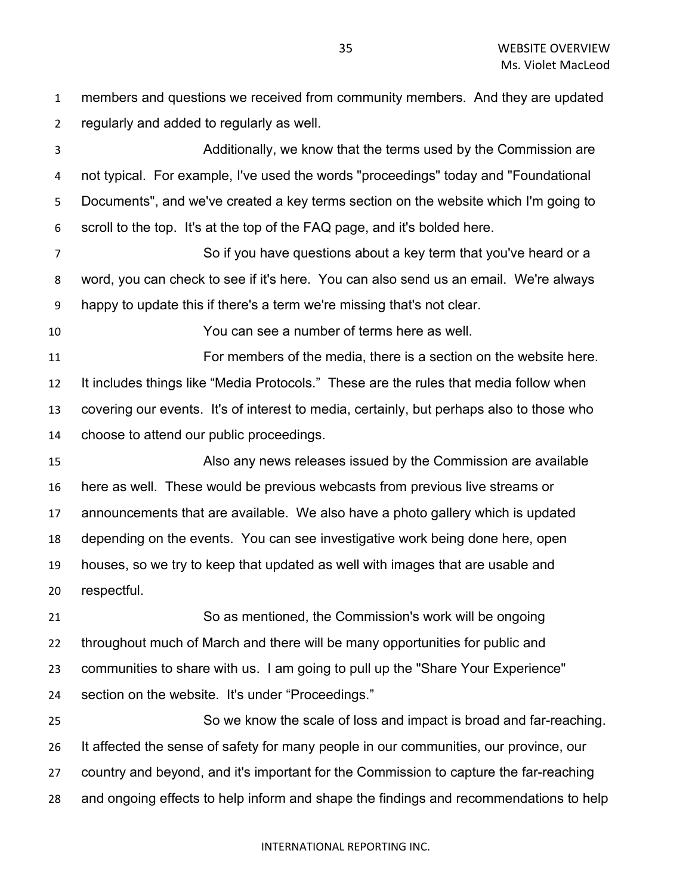members and questions we received from community members. And they are updated regularly and added to regularly as well.

Additionally, we know that the terms used by the Commission are not typical. For example, I've used the words "proceedings" today and "Foundational Documents", and we've created a key terms section on the website which I'm going to scroll to the top. It's at the top of the FAQ page, and it's bolded here.

So if you have questions about a key term that you've heard or a word, you can check to see if it's here. You can also send us an email. We're always happy to update this if there's a term we're missing that's not clear.

You can see a number of terms here as well.

For members of the media, there is a section on the website here. It includes things like “Media Protocols.” These are the rules that media follow when covering our events. It's of interest to media, certainly, but perhaps also to those who choose to attend our public proceedings.

Also any news releases issued by the Commission are available here as well. These would be previous webcasts from previous live streams or announcements that are available. We also have a photo gallery which is updated depending on the events. You can see investigative work being done here, open houses, so we try to keep that updated as well with images that are usable and respectful.

So as mentioned, the Commission's work will be ongoing throughout much of March and there will be many opportunities for public and communities to share with us. I am going to pull up the "Share Your Experience" section on the website. It's under “Proceedings.”

So we know the scale of loss and impact is broad and far-reaching. It affected the sense of safety for many people in our communities, our province, our country and beyond, and it's important for the Commission to capture the far-reaching and ongoing effects to help inform and shape the findings and recommendations to help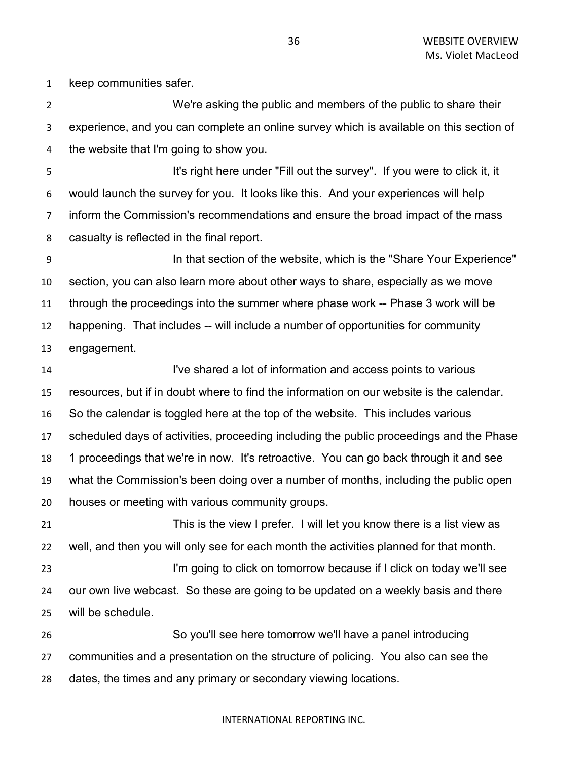keep communities safer.

We're asking the public and members of the public to share their experience, and you can complete an online survey which is available on this section of the website that I'm going to show you.

It's right here under "Fill out the survey". If you were to click it, it would launch the survey for you. It looks like this. And your experiences will help inform the Commission's recommendations and ensure the broad impact of the mass casualty is reflected in the final report.

In that section of the website, which is the "Share Your Experience" section, you can also learn more about other ways to share, especially as we move through the proceedings into the summer where phase work -- Phase 3 work will be happening. That includes -- will include a number of opportunities for community engagement.

I've shared a lot of information and access points to various resources, but if in doubt where to find the information on our website is the calendar. So the calendar is toggled here at the top of the website. This includes various scheduled days of activities, proceeding including the public proceedings and the Phase 1 proceedings that we're in now. It's retroactive. You can go back through it and see what the Commission's been doing over a number of months, including the public open houses or meeting with various community groups.

This is the view I prefer. I will let you know there is a list view as well, and then you will only see for each month the activities planned for that month.

I'm going to click on tomorrow because if I click on today we'll see our own live webcast. So these are going to be updated on a weekly basis and there will be schedule.

So you'll see here tomorrow we'll have a panel introducing communities and a presentation on the structure of policing. You also can see the dates, the times and any primary or secondary viewing locations.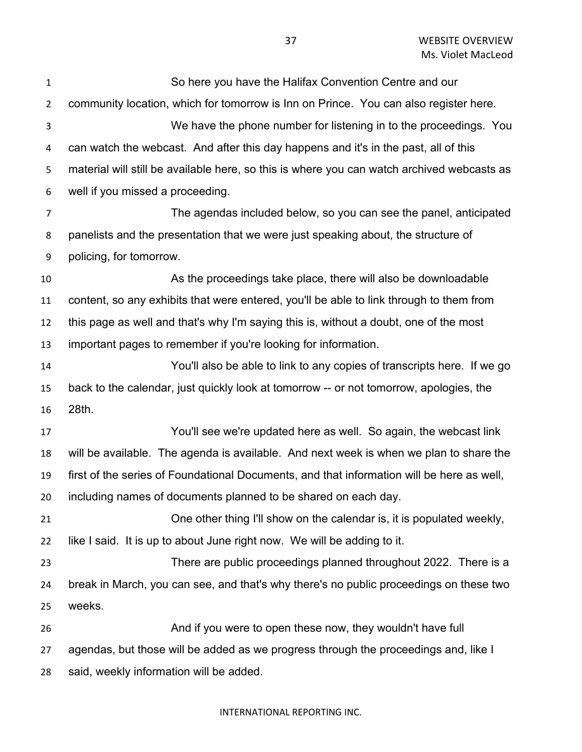So here you have the Halifax Convention Centre and our community location, which for tomorrow is Inn on Prince. You can also register here.

We have the phone number for listening in to the proceedings. You can watch the webcast. And after this day happens and it's in the past, all of this material will still be available here, so this is where you can watch archived webcasts as well if you missed a proceeding.

The agendas included below, so you can see the panel, anticipated panelists and the presentation that we were just speaking about, the structure of policing, for tomorrow.

As the proceedings take place, there will also be downloadable content, so any exhibits that were entered, you'll be able to link through to them from this page as well and that's why I'm saying this is, without a doubt, one of the most important pages to remember if you're looking for information.

You'll also be able to link to any copies of transcripts here. If we go back to the calendar, just quickly look at tomorrow -- or not tomorrow, apologies, the 28th.

You'll see we're updated here as well. So again, the webcast link will be available. The agenda is available. And next week is when we plan to share the first of the series of Foundational Documents, and that information will be here as well, including names of documents planned to be shared on each day.

One other thing I'll show on the calendar is, it is populated weekly, like I said. It is up to about June right now. We will be adding to it.

There are public proceedings planned throughout 2022. There is a break in March, you can see, and that's why there's no public proceedings on these two weeks.

And if you were to open these now, they wouldn't have full agendas, but those will be added as we progress through the proceedings and, like I said, weekly information will be added.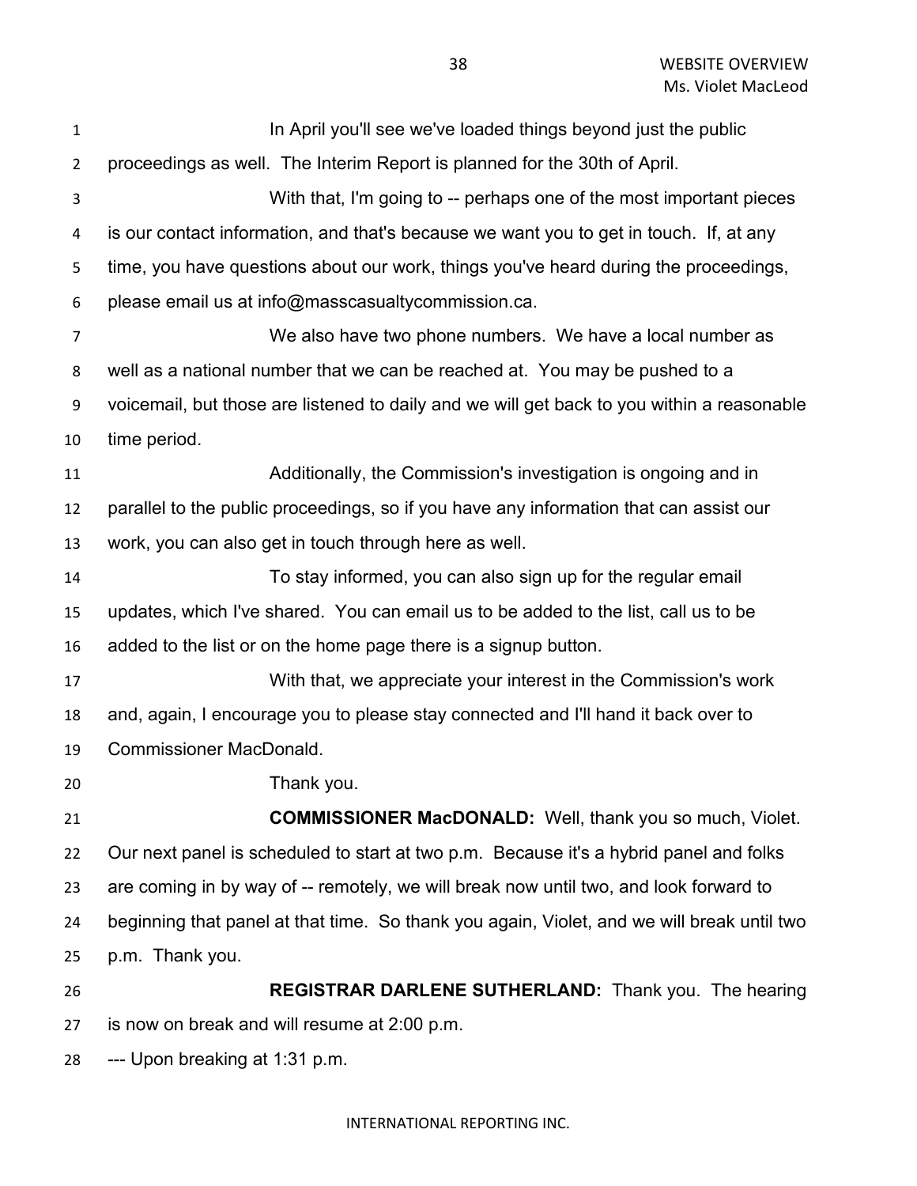In April you'll see we've loaded things beyond just the public proceedings as well. The Interim Report is planned for the 30th of April.

With that, I'm going to -- perhaps one of the most important pieces is our contact information, and that's because we want you to get in touch. If, at any time, you have questions about our work, things you've heard during the proceedings, please email us at info@masscasualtycommission.ca.

We also have two phone numbers. We have a local number as well as a national number that we can be reached at. You may be pushed to a voicemail, but those are listened to daily and we will get back to you within a reasonable time period.

Additionally, the Commission's investigation is ongoing and in parallel to the public proceedings, so if you have any information that can assist our work, you can also get in touch through here as well.

To stay informed, you can also sign up for the regular email updates, which I've shared. You can email us to be added to the list, call us to be added to the list or on the home page there is a signup button.

With that, we appreciate your interest in the Commission's work and, again, I encourage you to please stay connected and I'll hand it back over to Commissioner MacDonald.

Thank you.

**COMMISSIONER MacDONALD:** Well, thank you so much, Violet. Our next panel is scheduled to start at two p.m. Because it's a hybrid panel and folks are coming in by way of -- remotely, we will break now until two, and look forward to beginning that panel at that time. So thank you again, Violet, and we will break until two p.m. Thank you.

**REGISTRAR DARLENE SUTHERLAND:** Thank you. The hearing is now on break and will resume at 2:00 p.m.

--- Upon breaking at 1:31 p.m.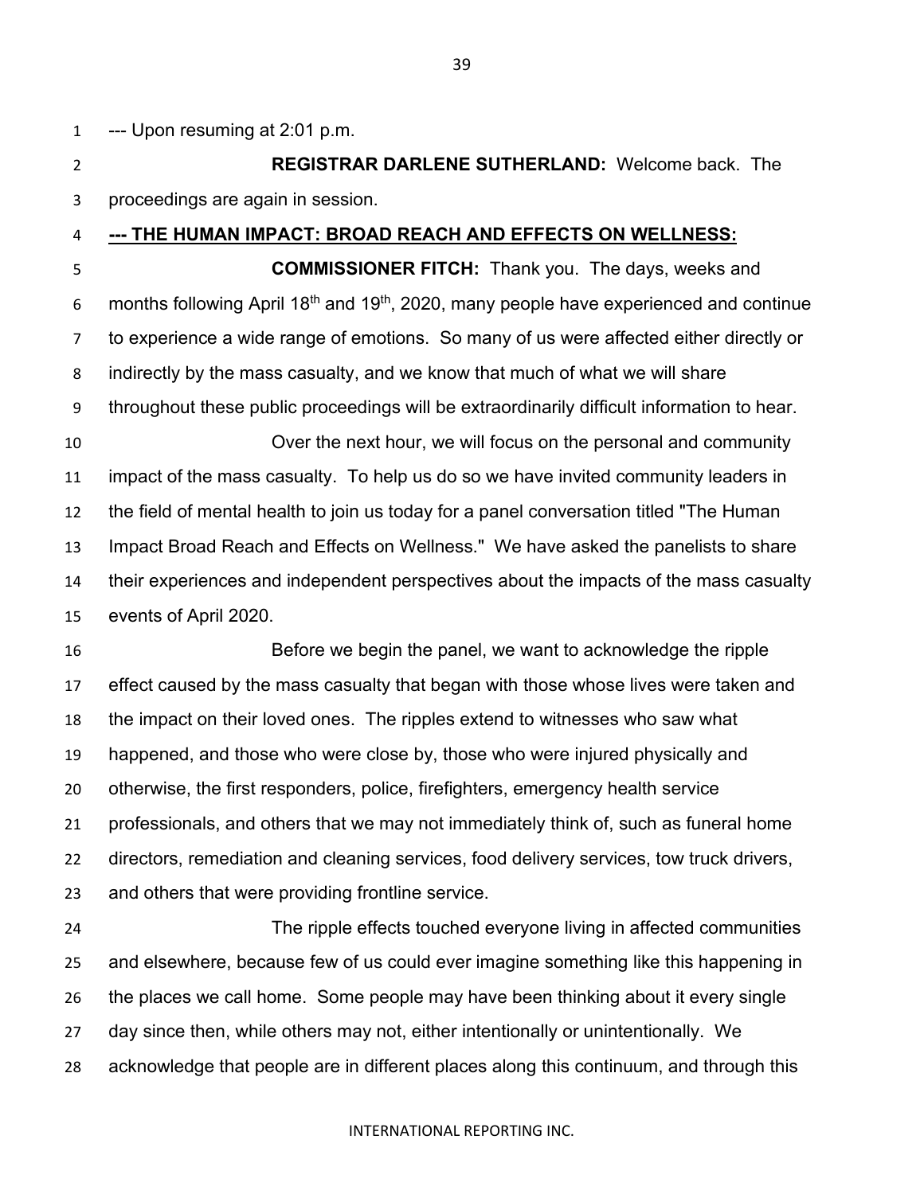--- Upon resuming at 2:01 p.m.

**REGISTRAR DARLENE SUTHERLAND:** Welcome back. The proceedings are again in session.

**--- THE HUMAN IMPACT: BROAD REACH AND EFFECTS ON WELLNESS:**

**COMMISSIONER FITCH:** Thank you. The days, weeks and months following April 18th and 19th, 2020, many people have experienced and continue to experience a wide range of emotions. So many of us were affected either directly or indirectly by the mass casualty, and we know that much of what we will share throughout these public proceedings will be extraordinarily difficult information to hear.

Over the next hour, we will focus on the personal and community impact of the mass casualty. To help us do so we have invited community leaders in the field of mental health to join us today for a panel conversation titled "The Human Impact Broad Reach and Effects on Wellness." We have asked the panelists to share their experiences and independent perspectives about the impacts of the mass casualty events of April 2020.

Before we begin the panel, we want to acknowledge the ripple effect caused by the mass casualty that began with those whose lives were taken and the impact on their loved ones. The ripples extend to witnesses who saw what happened, and those who were close by, those who were injured physically and otherwise, the first responders, police, firefighters, emergency health service professionals, and others that we may not immediately think of, such as funeral home directors, remediation and cleaning services, food delivery services, tow truck drivers, and others that were providing frontline service.

The ripple effects touched everyone living in affected communities and elsewhere, because few of us could ever imagine something like this happening in the places we call home. Some people may have been thinking about it every single day since then, while others may not, either intentionally or unintentionally. We acknowledge that people are in different places along this continuum, and through this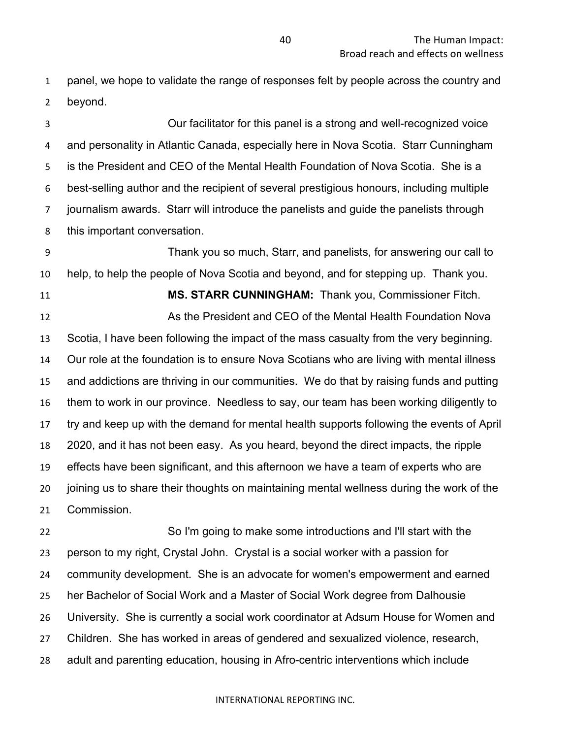panel, we hope to validate the range of responses felt by people across the country and beyond.

Our facilitator for this panel is a strong and well-recognized voice and personality in Atlantic Canada, especially here in Nova Scotia. Starr Cunningham is the President and CEO of the Mental Health Foundation of Nova Scotia. She is a best-selling author and the recipient of several prestigious honours, including multiple journalism awards. Starr will introduce the panelists and guide the panelists through this important conversation.

Thank you so much, Starr, and panelists, for answering our call to help, to help the people of Nova Scotia and beyond, and for stepping up. Thank you.

**MS. STARR CUNNINGHAM:** Thank you, Commissioner Fitch.

As the President and CEO of the Mental Health Foundation Nova Scotia, I have been following the impact of the mass casualty from the very beginning. Our role at the foundation is to ensure Nova Scotians who are living with mental illness and addictions are thriving in our communities. We do that by raising funds and putting them to work in our province. Needless to say, our team has been working diligently to try and keep up with the demand for mental health supports following the events of April 2020, and it has not been easy. As you heard, beyond the direct impacts, the ripple effects have been significant, and this afternoon we have a team of experts who are joining us to share their thoughts on maintaining mental wellness during the work of the Commission.

So I'm going to make some introductions and I'll start with the person to my right, Crystal John. Crystal is a social worker with a passion for community development. She is an advocate for women's empowerment and earned her Bachelor of Social Work and a Master of Social Work degree from Dalhousie University. She is currently a social work coordinator at Adsum House for Women and Children. She has worked in areas of gendered and sexualized violence, research, adult and parenting education, housing in Afro-centric interventions which include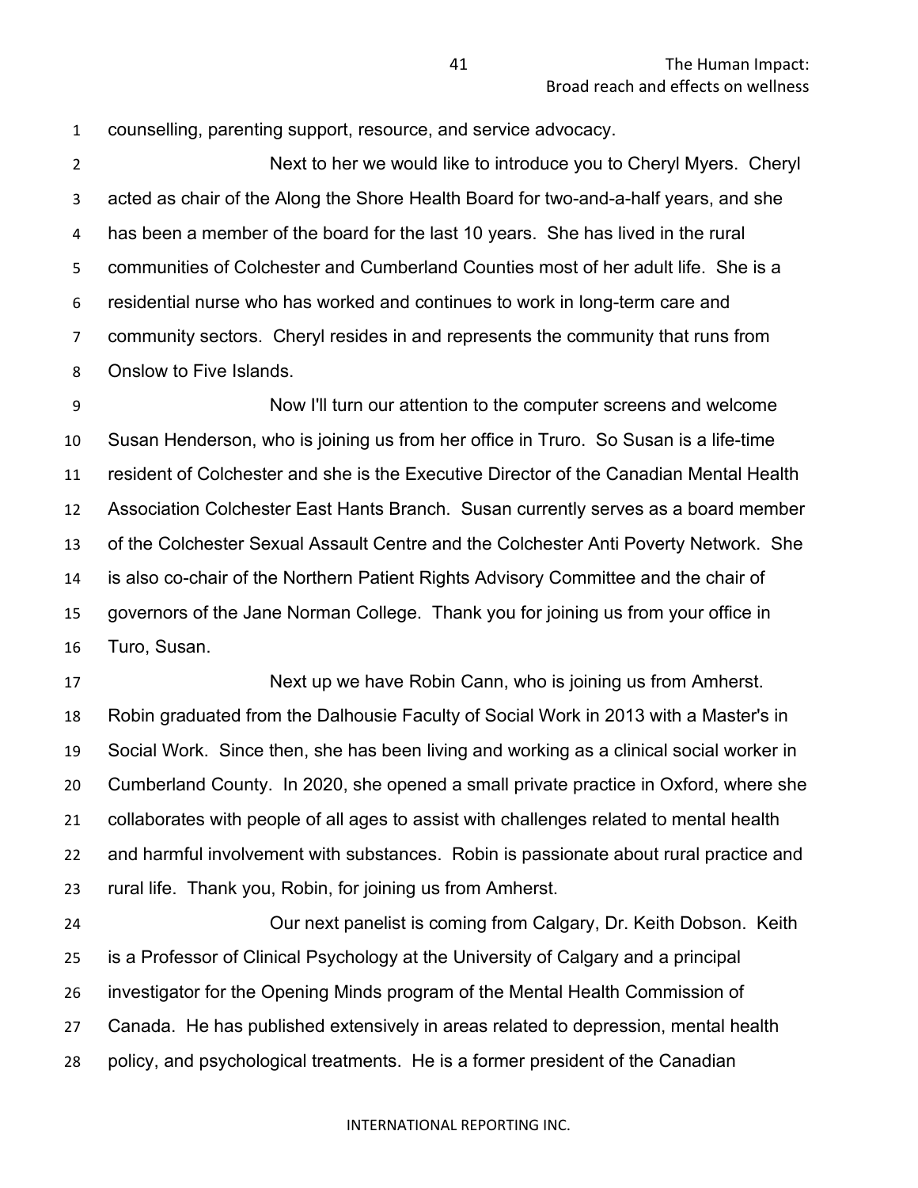counselling, parenting support, resource, and service advocacy.

Next to her we would like to introduce you to Cheryl Myers. Cheryl acted as chair of the Along the Shore Health Board for two-and-a-half years, and she has been a member of the board for the last 10 years. She has lived in the rural communities of Colchester and Cumberland Counties most of her adult life. She is a residential nurse who has worked and continues to work in long-term care and community sectors. Cheryl resides in and represents the community that runs from Onslow to Five Islands.

Now I'll turn our attention to the computer screens and welcome Susan Henderson, who is joining us from her office in Truro. So Susan is a life-time resident of Colchester and she is the Executive Director of the Canadian Mental Health Association Colchester East Hants Branch. Susan currently serves as a board member of the Colchester Sexual Assault Centre and the Colchester Anti Poverty Network. She is also co-chair of the Northern Patient Rights Advisory Committee and the chair of governors of the Jane Norman College. Thank you for joining us from your office in Turo, Susan.

Next up we have Robin Cann, who is joining us from Amherst. Robin graduated from the Dalhousie Faculty of Social Work in 2013 with a Master's in Social Work. Since then, she has been living and working as a clinical social worker in Cumberland County. In 2020, she opened a small private practice in Oxford, where she collaborates with people of all ages to assist with challenges related to mental health and harmful involvement with substances. Robin is passionate about rural practice and rural life. Thank you, Robin, for joining us from Amherst.

Our next panelist is coming from Calgary, Dr. Keith Dobson. Keith is a Professor of Clinical Psychology at the University of Calgary and a principal investigator for the Opening Minds program of the Mental Health Commission of Canada. He has published extensively in areas related to depression, mental health policy, and psychological treatments. He is a former president of the Canadian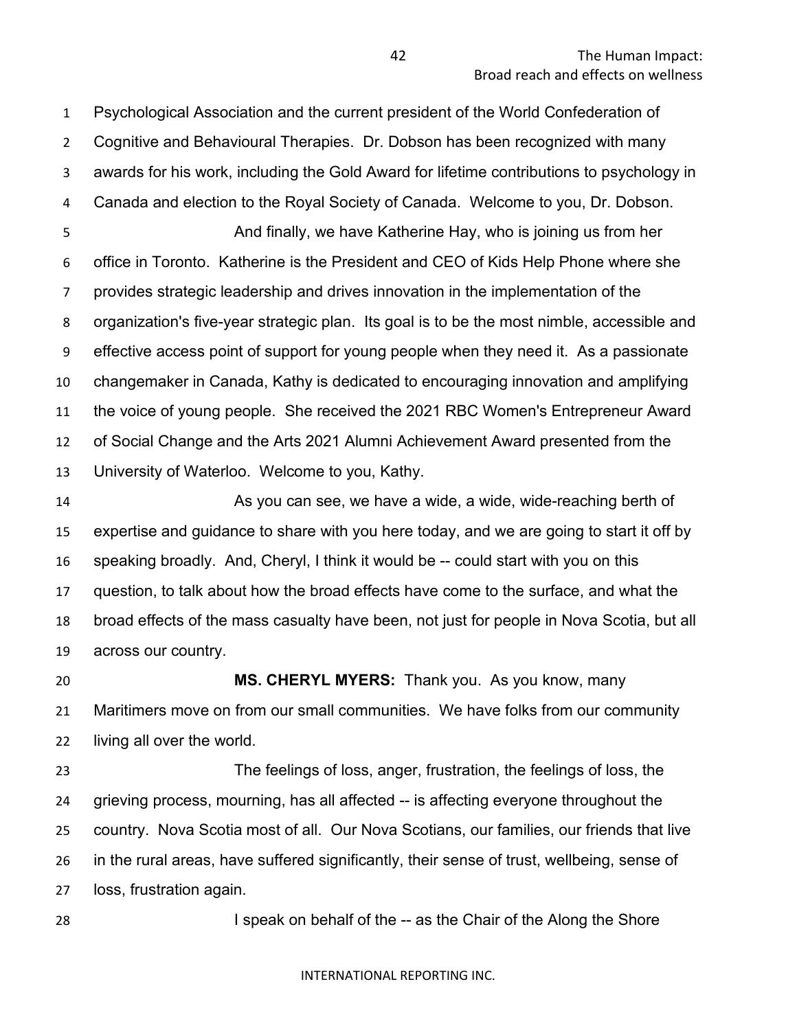Psychological Association and the current president of the World Confederation of Cognitive and Behavioural Therapies. Dr. Dobson has been recognized with many awards for his work, including the Gold Award for lifetime contributions to psychology in Canada and election to the Royal Society of Canada. Welcome to you, Dr. Dobson.

And finally, we have Katherine Hay, who is joining us from her office in Toronto. Katherine is the President and CEO of Kids Help Phone where she provides strategic leadership and drives innovation in the implementation of the organization's five-year strategic plan. Its goal is to be the most nimble, accessible and effective access point of support for young people when they need it. As a passionate changemaker in Canada, Kathy is dedicated to encouraging innovation and amplifying the voice of young people. She received the 2021 RBC Women's Entrepreneur Award of Social Change and the Arts 2021 Alumni Achievement Award presented from the University of Waterloo. Welcome to you, Kathy.

As you can see, we have a wide, a wide, wide-reaching berth of expertise and guidance to share with you here today, and we are going to start it off by speaking broadly. And, Cheryl, I think it would be -- could start with you on this question, to talk about how the broad effects have come to the surface, and what the broad effects of the mass casualty have been, not just for people in Nova Scotia, but all across our country.

**MS. CHERYL MYERS:** Thank you. As you know, many Maritimers move on from our small communities. We have folks from our community living all over the world.

The feelings of loss, anger, frustration, the feelings of loss, the grieving process, mourning, has all affected -- is affecting everyone throughout the country. Nova Scotia most of all. Our Nova Scotians, our families, our friends that live in the rural areas, have suffered significantly, their sense of trust, wellbeing, sense of loss, frustration again.

I speak on behalf of the -- as the Chair of the Along the Shore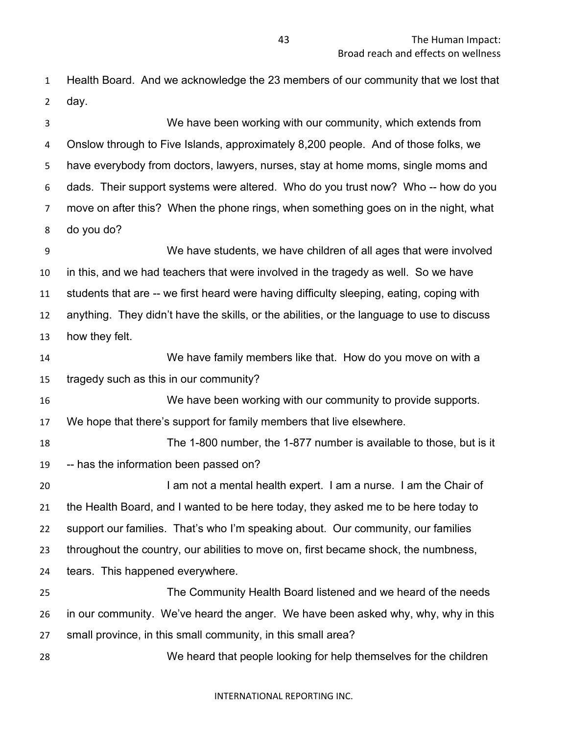Health Board. And we acknowledge the 23 members of our community that we lost that day.

We have been working with our community, which extends from Onslow through to Five Islands, approximately 8,200 people. And of those folks, we have everybody from doctors, lawyers, nurses, stay at home moms, single moms and dads. Their support systems were altered. Who do you trust now? Who -- how do you move on after this? When the phone rings, when something goes on in the night, what do you do?

We have students, we have children of all ages that were involved in this, and we had teachers that were involved in the tragedy as well. So we have students that are -- we first heard were having difficulty sleeping, eating, coping with anything. They didn't have the skills, or the abilities, or the language to use to discuss how they felt.

We have family members like that. How do you move on with a tragedy such as this in our community?

We have been working with our community to provide supports. We hope that there's support for family members that live elsewhere.

The 1-800 number, the 1-877 number is available to those, but is it -- has the information been passed on?

I am not a mental health expert. I am a nurse. I am the Chair of the Health Board, and I wanted to be here today, they asked me to be here today to support our families. That's who I'm speaking about. Our community, our families throughout the country, our abilities to move on, first became shock, the numbness, tears. This happened everywhere.

The Community Health Board listened and we heard of the needs in our community. We've heard the anger. We have been asked why, why, why in this small province, in this small community, in this small area?

We heard that people looking for help themselves for the children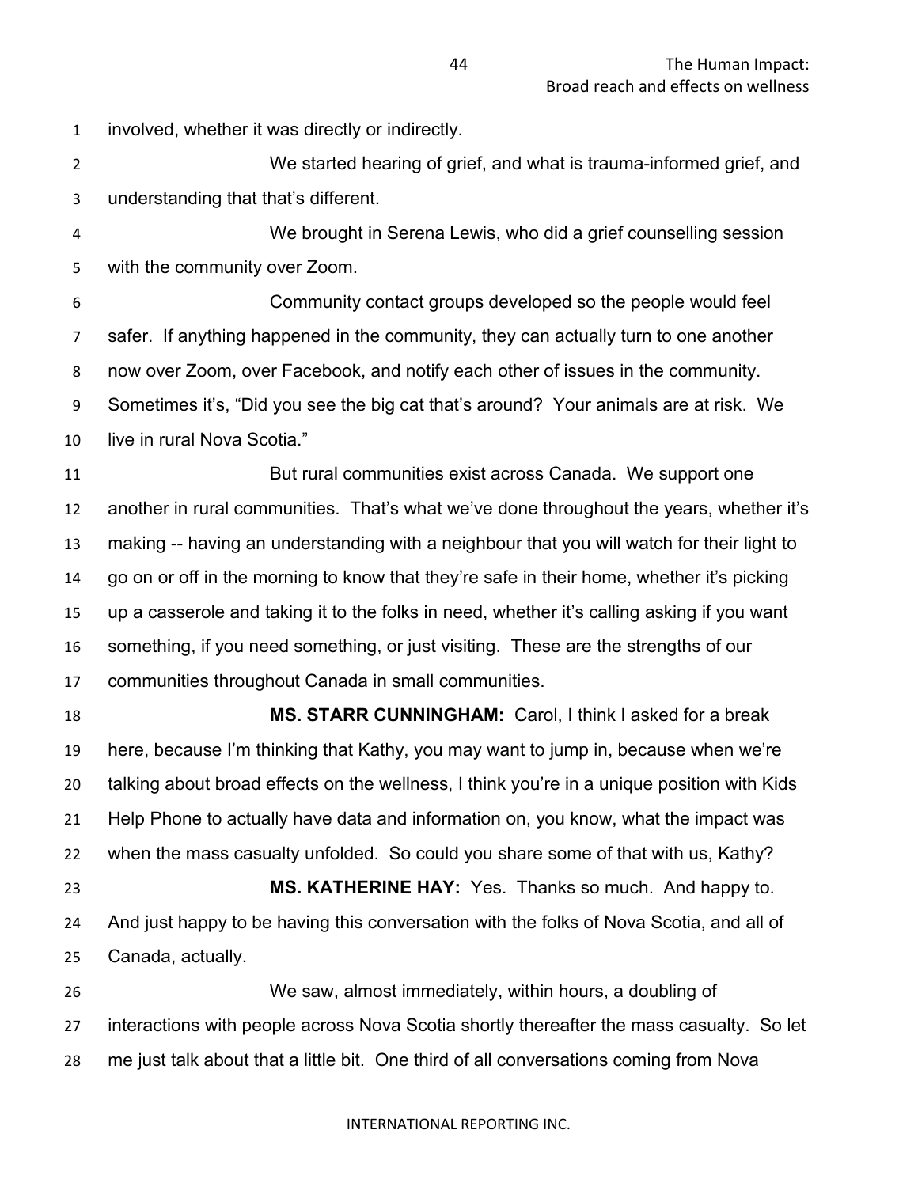involved, whether it was directly or indirectly.

We started hearing of grief, and what is trauma-informed grief, and understanding that that's different.

We brought in Serena Lewis, who did a grief counselling session with the community over Zoom.

Community contact groups developed so the people would feel safer. If anything happened in the community, they can actually turn to one another now over Zoom, over Facebook, and notify each other of issues in the community. Sometimes it's, "Did you see the big cat that's around? Your animals are at risk. We live in rural Nova Scotia."

But rural communities exist across Canada. We support one another in rural communities. That's what we've done throughout the years, whether it's making -- having an understanding with a neighbour that you will watch for their light to go on or off in the morning to know that they're safe in their home, whether it's picking up a casserole and taking it to the folks in need, whether it's calling asking if you want something, if you need something, or just visiting. These are the strengths of our communities throughout Canada in small communities.

**MS. STARR CUNNINGHAM:** Carol, I think I asked for a break here, because I'm thinking that Kathy, you may want to jump in, because when we're talking about broad effects on the wellness, I think you're in a unique position with Kids Help Phone to actually have data and information on, you know, what the impact was when the mass casualty unfolded. So could you share some of that with us, Kathy?

**MS. KATHERINE HAY:** Yes. Thanks so much. And happy to. And just happy to be having this conversation with the folks of Nova Scotia, and all of Canada, actually.

We saw, almost immediately, within hours, a doubling of interactions with people across Nova Scotia shortly thereafter the mass casualty. So let me just talk about that a little bit. One third of all conversations coming from Nova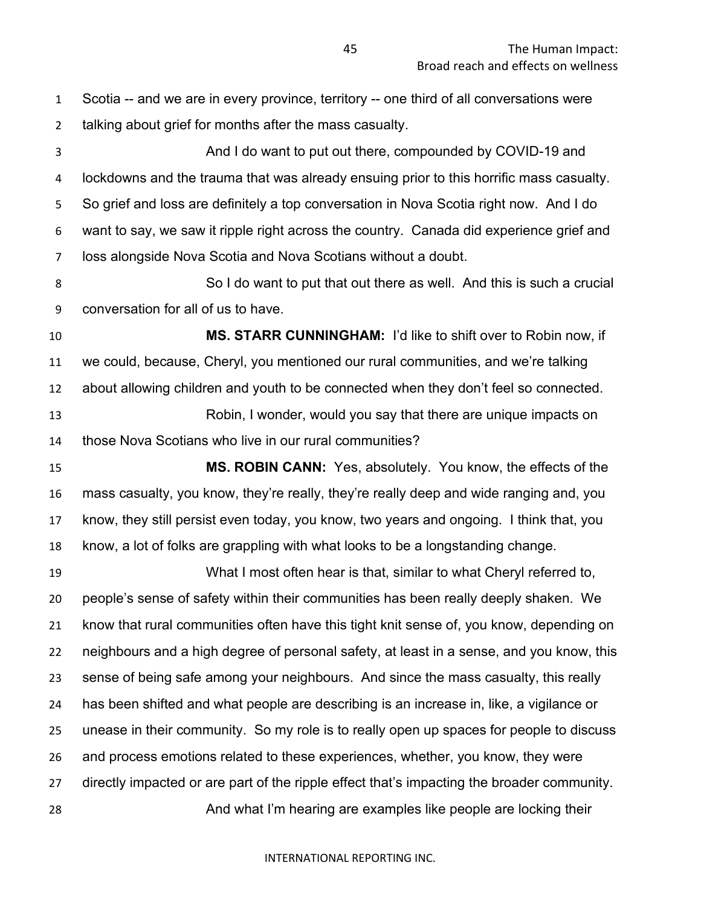Scotia -- and we are in every province, territory -- one third of all conversations were talking about grief for months after the mass casualty.

And I do want to put out there, compounded by COVID-19 and lockdowns and the trauma that was already ensuing prior to this horrific mass casualty. So grief and loss are definitely a top conversation in Nova Scotia right now. And I do want to say, we saw it ripple right across the country. Canada did experience grief and loss alongside Nova Scotia and Nova Scotians without a doubt.

So I do want to put that out there as well. And this is such a crucial conversation for all of us to have.

**MS. STARR CUNNINGHAM:** I'd like to shift over to Robin now, if we could, because, Cheryl, you mentioned our rural communities, and we're talking about allowing children and youth to be connected when they don't feel so connected.

Robin, I wonder, would you say that there are unique impacts on those Nova Scotians who live in our rural communities?

**MS. ROBIN CANN:** Yes, absolutely. You know, the effects of the mass casualty, you know, they're really, they're really deep and wide ranging and, you know, they still persist even today, you know, two years and ongoing. I think that, you know, a lot of folks are grappling with what looks to be a longstanding change.

What I most often hear is that, similar to what Cheryl referred to, people's sense of safety within their communities has been really deeply shaken. We know that rural communities often have this tight knit sense of, you know, depending on neighbours and a high degree of personal safety, at least in a sense, and you know, this sense of being safe among your neighbours. And since the mass casualty, this really has been shifted and what people are describing is an increase in, like, a vigilance or unease in their community. So my role is to really open up spaces for people to discuss and process emotions related to these experiences, whether, you know, they were directly impacted or are part of the ripple effect that's impacting the broader community.

And what I'm hearing are examples like people are locking their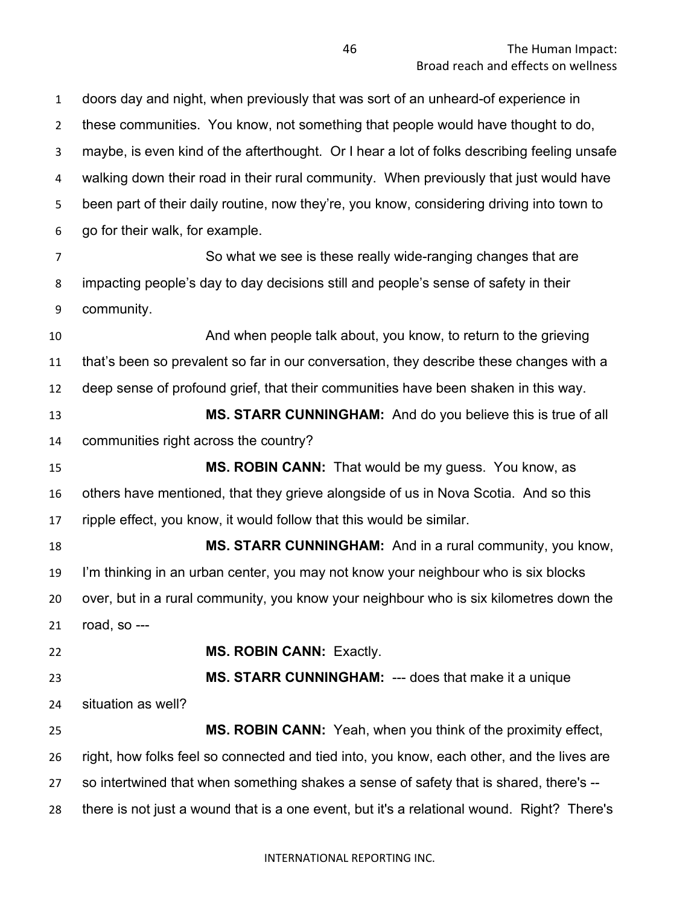doors day and night, when previously that was sort of an unheard-of experience in these communities. You know, not something that people would have thought to do, maybe, is even kind of the afterthought. Or I hear a lot of folks describing feeling unsafe walking down their road in their rural community. When previously that just would have been part of their daily routine, now they're, you know, considering driving into town to go for their walk, for example.

So what we see is these really wide-ranging changes that are impacting people's day to day decisions still and people's sense of safety in their community.

And when people talk about, you know, to return to the grieving that's been so prevalent so far in our conversation, they describe these changes with a deep sense of profound grief, that their communities have been shaken in this way.

**MS. STARR CUNNINGHAM:** And do you believe this is true of all communities right across the country?

**MS. ROBIN CANN:** That would be my guess. You know, as others have mentioned, that they grieve alongside of us in Nova Scotia. And so this ripple effect, you know, it would follow that this would be similar.

**MS. STARR CUNNINGHAM:** And in a rural community, you know, I'm thinking in an urban center, you may not know your neighbour who is six blocks over, but in a rural community, you know your neighbour who is six kilometres down the road, so ---

**MS. ROBIN CANN:** Exactly.

**MS. STARR CUNNINGHAM:** --- does that make it a unique situation as well?

**MS. ROBIN CANN:** Yeah, when you think of the proximity effect, right, how folks feel so connected and tied into, you know, each other, and the lives are so intertwined that when something shakes a sense of safety that is shared, there's -- there is not just a wound that is a one event, but it's a relational wound. Right? There's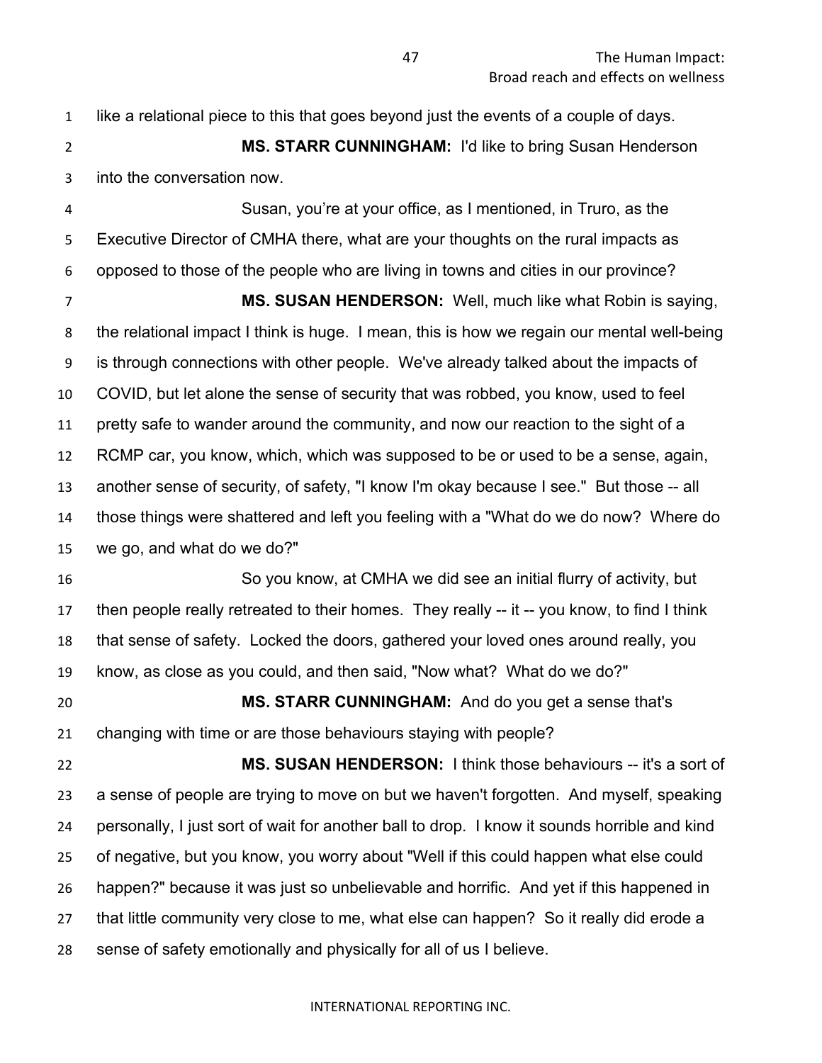like a relational piece to this that goes beyond just the events of a couple of days.

**MS. STARR CUNNINGHAM:** I'd like to bring Susan Henderson into the conversation now.

Susan, you're at your office, as I mentioned, in Truro, as the Executive Director of CMHA there, what are your thoughts on the rural impacts as opposed to those of the people who are living in towns and cities in our province?

**MS. SUSAN HENDERSON:** Well, much like what Robin is saying, the relational impact I think is huge. I mean, this is how we regain our mental well-being is through connections with other people. We've already talked about the impacts of COVID, but let alone the sense of security that was robbed, you know, used to feel pretty safe to wander around the community, and now our reaction to the sight of a RCMP car, you know, which, which was supposed to be or used to be a sense, again, another sense of security, of safety, "I know I'm okay because I see." But those -- all those things were shattered and left you feeling with a "What do we do now? Where do we go, and what do we do?"

So you know, at CMHA we did see an initial flurry of activity, but then people really retreated to their homes. They really -- it -- you know, to find I think that sense of safety. Locked the doors, gathered your loved ones around really, you know, as close as you could, and then said, "Now what? What do we do?"

**MS. STARR CUNNINGHAM:** And do you get a sense that's changing with time or are those behaviours staying with people?

**MS. SUSAN HENDERSON:** I think those behaviours -- it's a sort of a sense of people are trying to move on but we haven't forgotten. And myself, speaking personally, I just sort of wait for another ball to drop. I know it sounds horrible and kind of negative, but you know, you worry about "Well if this could happen what else could happen?" because it was just so unbelievable and horrific. And yet if this happened in that little community very close to me, what else can happen? So it really did erode a sense of safety emotionally and physically for all of us I believe.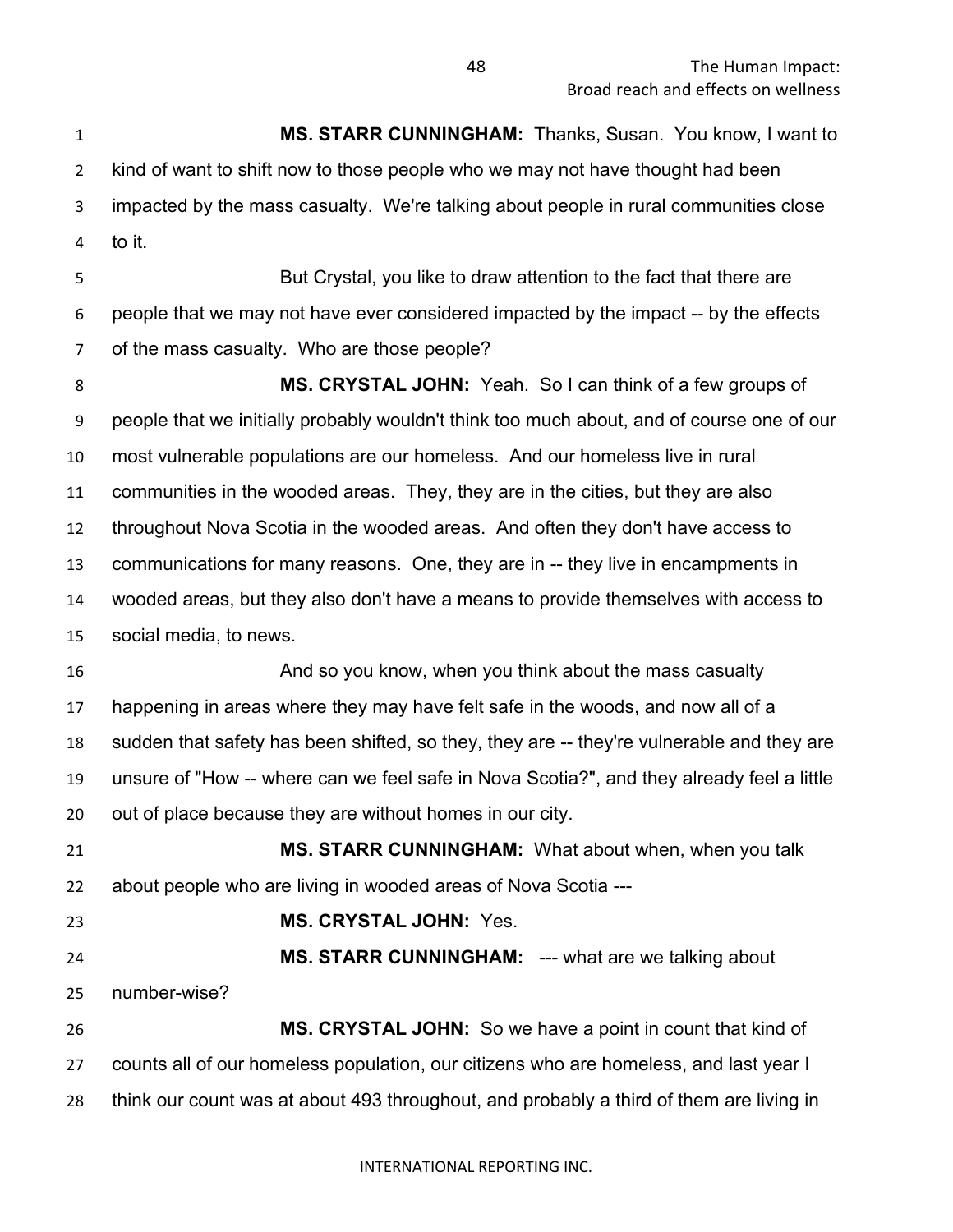**MS. STARR CUNNINGHAM:** Thanks, Susan. You know, I want to kind of want to shift now to those people who we may not have thought had been impacted by the mass casualty. We're talking about people in rural communities close to it.

But Crystal, you like to draw attention to the fact that there are people that we may not have ever considered impacted by the impact -- by the effects of the mass casualty. Who are those people?

**MS. CRYSTAL JOHN:** Yeah. So I can think of a few groups of people that we initially probably wouldn't think too much about, and of course one of our most vulnerable populations are our homeless. And our homeless live in rural communities in the wooded areas. They, they are in the cities, but they are also throughout Nova Scotia in the wooded areas. And often they don't have access to communications for many reasons. One, they are in -- they live in encampments in wooded areas, but they also don't have a means to provide themselves with access to social media, to news.

And so you know, when you think about the mass casualty happening in areas where they may have felt safe in the woods, and now all of a sudden that safety has been shifted, so they, they are -- they're vulnerable and they are unsure of "How -- where can we feel safe in Nova Scotia?", and they already feel a little out of place because they are without homes in our city.

**MS. STARR CUNNINGHAM:** What about when, when you talk about people who are living in wooded areas of Nova Scotia ---

**MS. CRYSTAL JOHN:** Yes.

**MS. STARR CUNNINGHAM:** --- what are we talking about number-wise?

**MS. CRYSTAL JOHN:** So we have a point in count that kind of counts all of our homeless population, our citizens who are homeless, and last year I think our count was at about 493 throughout, and probably a third of them are living in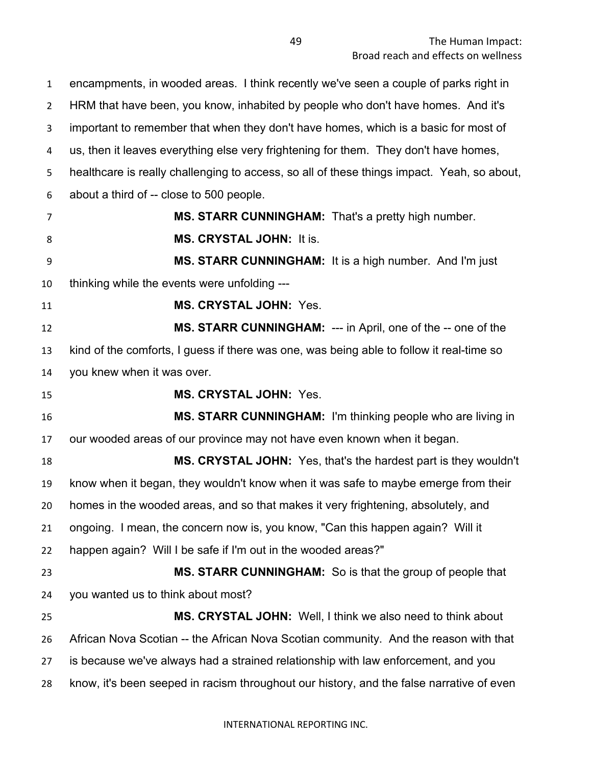encampments, in wooded areas. I think recently we've seen a couple of parks right in HRM that have been, you know, inhabited by people who don't have homes. And it's important to remember that when they don't have homes, which is a basic for most of us, then it leaves everything else very frightening for them. They don't have homes, healthcare is really challenging to access, so all of these things impact. Yeah, so about, about a third of -- close to 500 people.

**MS. STARR CUNNINGHAM:** That's a pretty high number.

**MS. CRYSTAL JOHN:** It is.

**MS. STARR CUNNINGHAM:** It is a high number. And I'm just thinking while the events were unfolding ---

**MS. CRYSTAL JOHN:** Yes.

**MS. STARR CUNNINGHAM:** --- in April, one of the -- one of the kind of the comforts, I guess if there was one, was being able to follow it real-time so you knew when it was over.

**MS. CRYSTAL JOHN:** Yes.

**MS. STARR CUNNINGHAM:** I'm thinking people who are living in our wooded areas of our province may not have even known when it began.

**MS. CRYSTAL JOHN:** Yes, that's the hardest part is they wouldn't know when it began, they wouldn't know when it was safe to maybe emerge from their homes in the wooded areas, and so that makes it very frightening, absolutely, and ongoing. I mean, the concern now is, you know, "Can this happen again? Will it happen again? Will I be safe if I'm out in the wooded areas?"

**MS. STARR CUNNINGHAM:** So is that the group of people that you wanted us to think about most?

**MS. CRYSTAL JOHN:** Well, I think we also need to think about African Nova Scotian -- the African Nova Scotian community. And the reason with that is because we've always had a strained relationship with law enforcement, and you know, it's been seeped in racism throughout our history, and the false narrative of even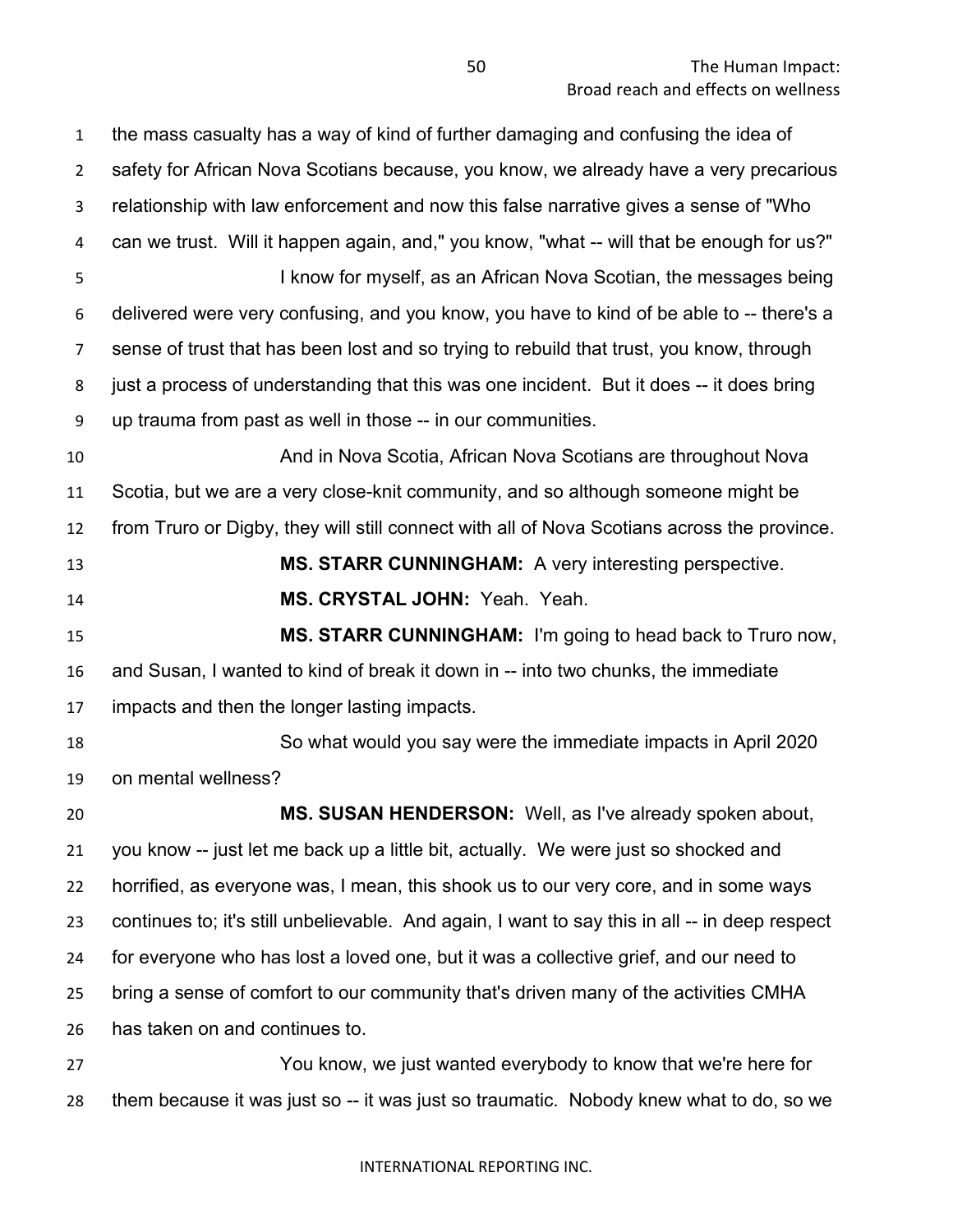the mass casualty has a way of kind of further damaging and confusing the idea of safety for African Nova Scotians because, you know, we already have a very precarious relationship with law enforcement and now this false narrative gives a sense of "Who can we trust. Will it happen again, and," you know, "what -- will that be enough for us?"

I know for myself, as an African Nova Scotian, the messages being delivered were very confusing, and you know, you have to kind of be able to -- there's a sense of trust that has been lost and so trying to rebuild that trust, you know, through just a process of understanding that this was one incident. But it does -- it does bring up trauma from past as well in those -- in our communities.

And in Nova Scotia, African Nova Scotians are throughout Nova Scotia, but we are a very close-knit community, and so although someone might be from Truro or Digby, they will still connect with all of Nova Scotians across the province.

**MS. STARR CUNNINGHAM:** A very interesting perspective.

**MS. CRYSTAL JOHN:** Yeah. Yeah.

**MS. STARR CUNNINGHAM:** I'm going to head back to Truro now, and Susan, I wanted to kind of break it down in -- into two chunks, the immediate impacts and then the longer lasting impacts.

So what would you say were the immediate impacts in April 2020 on mental wellness?

**MS. SUSAN HENDERSON:** Well, as I've already spoken about, you know -- just let me back up a little bit, actually. We were just so shocked and horrified, as everyone was, I mean, this shook us to our very core, and in some ways continues to; it's still unbelievable. And again, I want to say this in all -- in deep respect for everyone who has lost a loved one, but it was a collective grief, and our need to bring a sense of comfort to our community that's driven many of the activities CMHA has taken on and continues to.

You know, we just wanted everybody to know that we're here for them because it was just so -- it was just so traumatic. Nobody knew what to do, so we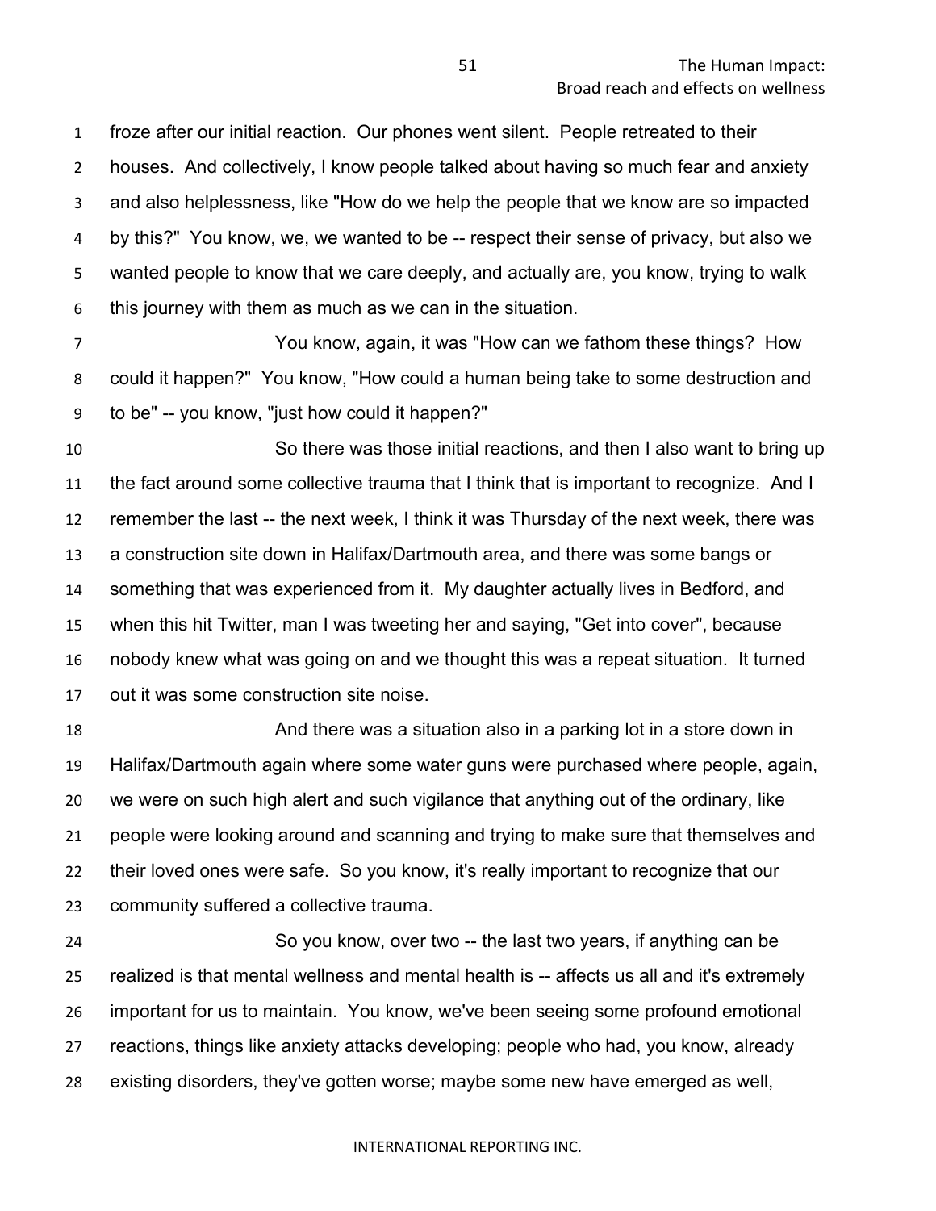froze after our initial reaction. Our phones went silent. People retreated to their houses. And collectively, I know people talked about having so much fear and anxiety and also helplessness, like "How do we help the people that we know are so impacted by this?" You know, we, we wanted to be -- respect their sense of privacy, but also we wanted people to know that we care deeply, and actually are, you know, trying to walk this journey with them as much as we can in the situation.

You know, again, it was "How can we fathom these things? How could it happen?" You know, "How could a human being take to some destruction and to be" -- you know, "just how could it happen?"

So there was those initial reactions, and then I also want to bring up the fact around some collective trauma that I think that is important to recognize. And I remember the last -- the next week, I think it was Thursday of the next week, there was a construction site down in Halifax/Dartmouth area, and there was some bangs or something that was experienced from it. My daughter actually lives in Bedford, and when this hit Twitter, man I was tweeting her and saying, "Get into cover", because nobody knew what was going on and we thought this was a repeat situation. It turned out it was some construction site noise.

And there was a situation also in a parking lot in a store down in Halifax/Dartmouth again where some water guns were purchased where people, again, we were on such high alert and such vigilance that anything out of the ordinary, like people were looking around and scanning and trying to make sure that themselves and their loved ones were safe. So you know, it's really important to recognize that our community suffered a collective trauma.

So you know, over two -- the last two years, if anything can be realized is that mental wellness and mental health is -- affects us all and it's extremely important for us to maintain. You know, we've been seeing some profound emotional reactions, things like anxiety attacks developing; people who had, you know, already existing disorders, they've gotten worse; maybe some new have emerged as well,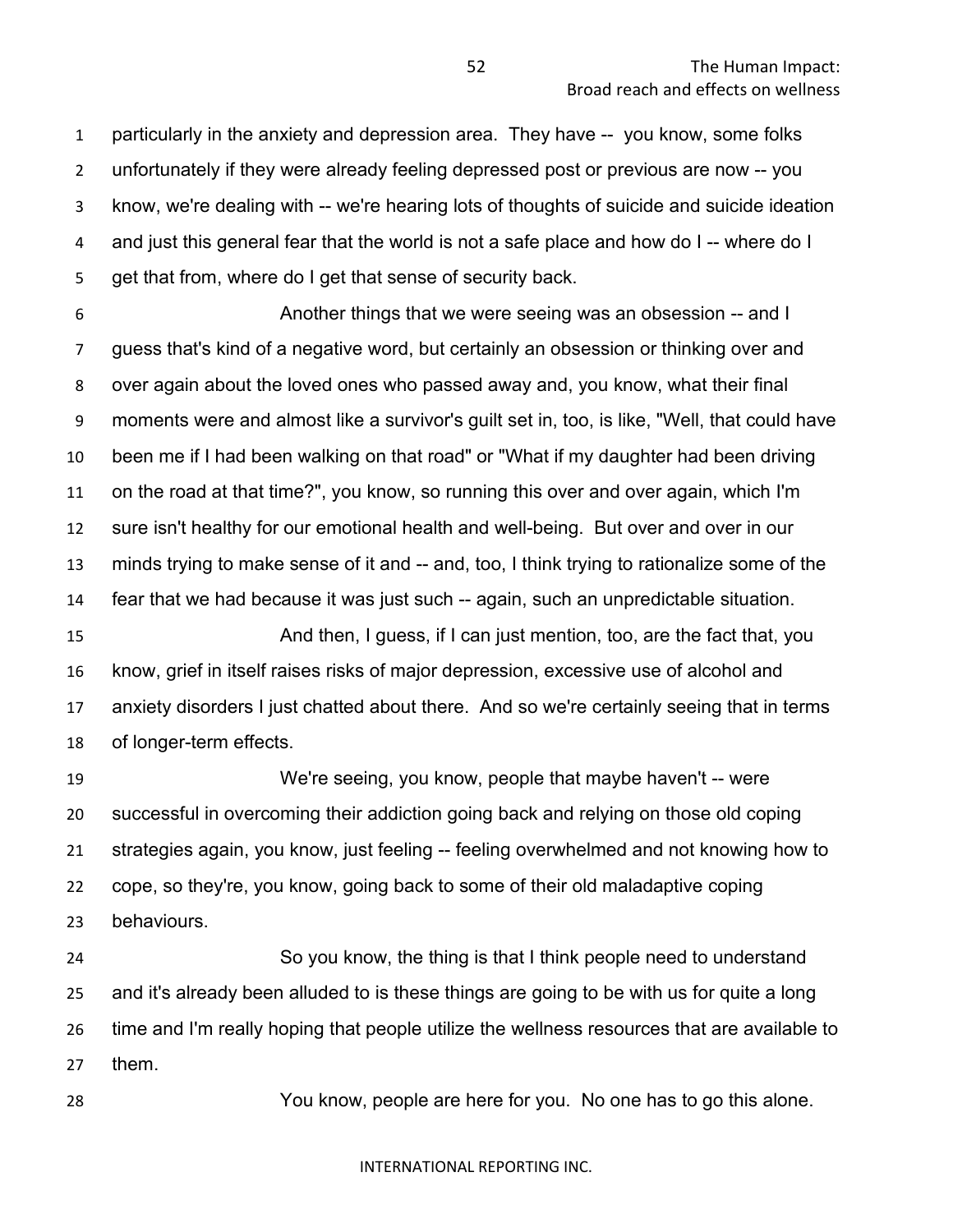particularly in the anxiety and depression area. They have -- you know, some folks unfortunately if they were already feeling depressed post or previous are now -- you know, we're dealing with -- we're hearing lots of thoughts of suicide and suicide ideation and just this general fear that the world is not a safe place and how do I -- where do I get that from, where do I get that sense of security back.

Another things that we were seeing was an obsession -- and I guess that's kind of a negative word, but certainly an obsession or thinking over and over again about the loved ones who passed away and, you know, what their final moments were and almost like a survivor's guilt set in, too, is like, "Well, that could have been me if I had been walking on that road" or "What if my daughter had been driving on the road at that time?", you know, so running this over and over again, which I'm sure isn't healthy for our emotional health and well-being. But over and over in our minds trying to make sense of it and -- and, too, I think trying to rationalize some of the fear that we had because it was just such -- again, such an unpredictable situation.

And then, I guess, if I can just mention, too, are the fact that, you know, grief in itself raises risks of major depression, excessive use of alcohol and anxiety disorders I just chatted about there. And so we're certainly seeing that in terms of longer-term effects.

We're seeing, you know, people that maybe haven't -- were successful in overcoming their addiction going back and relying on those old coping strategies again, you know, just feeling -- feeling overwhelmed and not knowing how to cope, so they're, you know, going back to some of their old maladaptive coping behaviours.

So you know, the thing is that I think people need to understand and it's already been alluded to is these things are going to be with us for quite a long time and I'm really hoping that people utilize the wellness resources that are available to them.

You know, people are here for you. No one has to go this alone.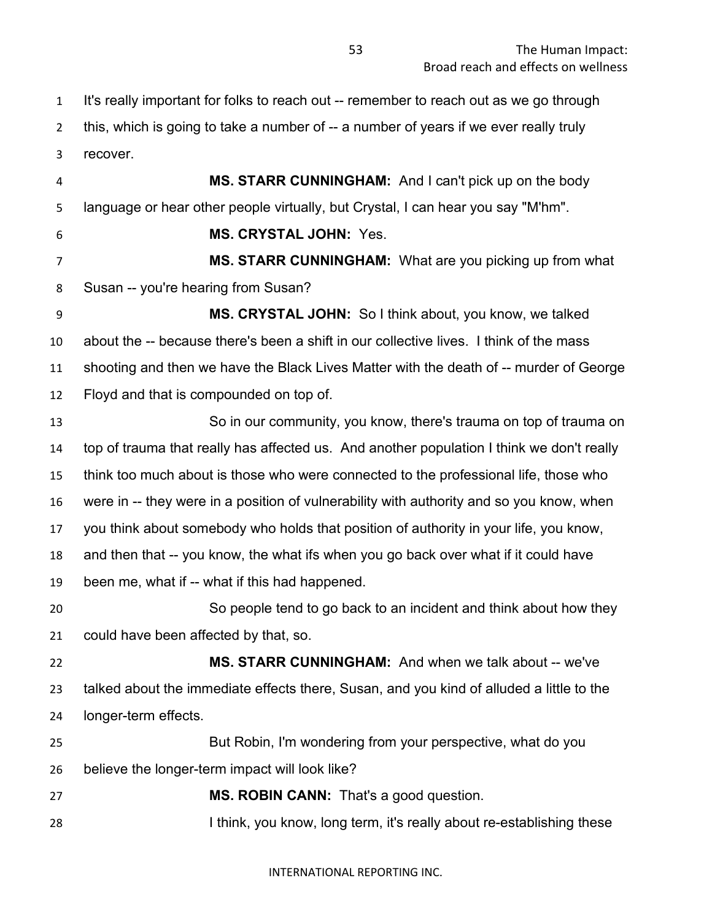It's really important for folks to reach out -- remember to reach out as we go through this, which is going to take a number of -- a number of years if we ever really truly recover.

**MS. STARR CUNNINGHAM:** And I can't pick up on the body language or hear other people virtually, but Crystal, I can hear you say "M'hm".

**MS. CRYSTAL JOHN:** Yes.

**MS. STARR CUNNINGHAM:** What are you picking up from what Susan -- you're hearing from Susan?

**MS. CRYSTAL JOHN:** So I think about, you know, we talked about the -- because there's been a shift in our collective lives. I think of the mass shooting and then we have the Black Lives Matter with the death of -- murder of George Floyd and that is compounded on top of.

So in our community, you know, there's trauma on top of trauma on top of trauma that really has affected us. And another population I think we don't really think too much about is those who were connected to the professional life, those who were in -- they were in a position of vulnerability with authority and so you know, when you think about somebody who holds that position of authority in your life, you know, and then that -- you know, the what ifs when you go back over what if it could have been me, what if -- what if this had happened.

So people tend to go back to an incident and think about how they could have been affected by that, so.

**MS. STARR CUNNINGHAM:** And when we talk about -- we've talked about the immediate effects there, Susan, and you kind of alluded a little to the longer-term effects.

But Robin, I'm wondering from your perspective, what do you believe the longer-term impact will look like?

**MS. ROBIN CANN:** That's a good question.

I think, you know, long term, it's really about re-establishing these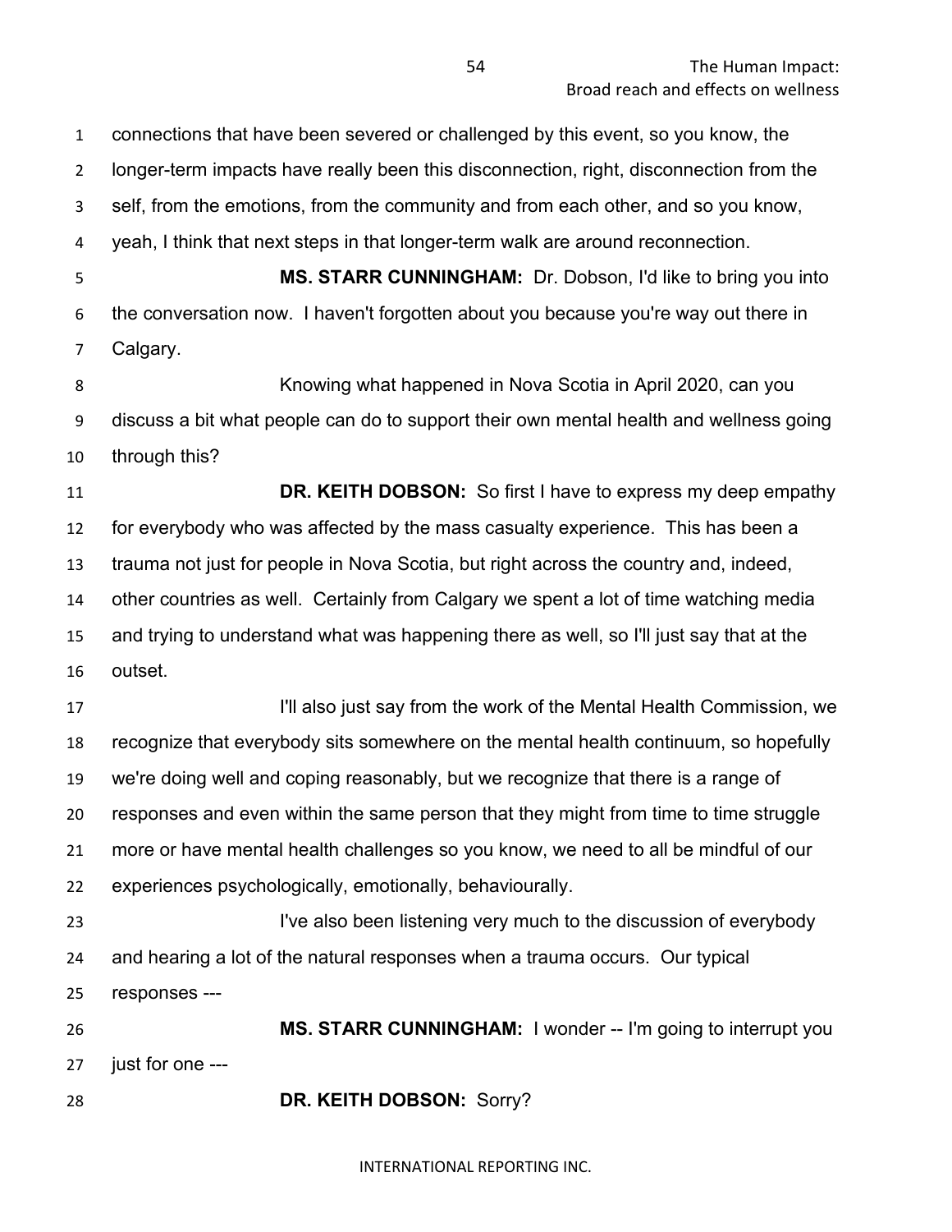connections that have been severed or challenged by this event, so you know, the longer-term impacts have really been this disconnection, right, disconnection from the self, from the emotions, from the community and from each other, and so you know, yeah, I think that next steps in that longer-term walk are around reconnection.

**MS. STARR CUNNINGHAM:** Dr. Dobson, I'd like to bring you into the conversation now. I haven't forgotten about you because you're way out there in Calgary.

Knowing what happened in Nova Scotia in April 2020, can you discuss a bit what people can do to support their own mental health and wellness going through this?

**DR. KEITH DOBSON:** So first I have to express my deep empathy for everybody who was affected by the mass casualty experience. This has been a trauma not just for people in Nova Scotia, but right across the country and, indeed, other countries as well. Certainly from Calgary we spent a lot of time watching media and trying to understand what was happening there as well, so I'll just say that at the outset.

I'll also just say from the work of the Mental Health Commission, we recognize that everybody sits somewhere on the mental health continuum, so hopefully we're doing well and coping reasonably, but we recognize that there is a range of responses and even within the same person that they might from time to time struggle more or have mental health challenges so you know, we need to all be mindful of our experiences psychologically, emotionally, behaviourally.

I've also been listening very much to the discussion of everybody and hearing a lot of the natural responses when a trauma occurs. Our typical responses ---

**MS. STARR CUNNINGHAM:** I wonder -- I'm going to interrupt you just for one ---

**DR. KEITH DOBSON:** Sorry?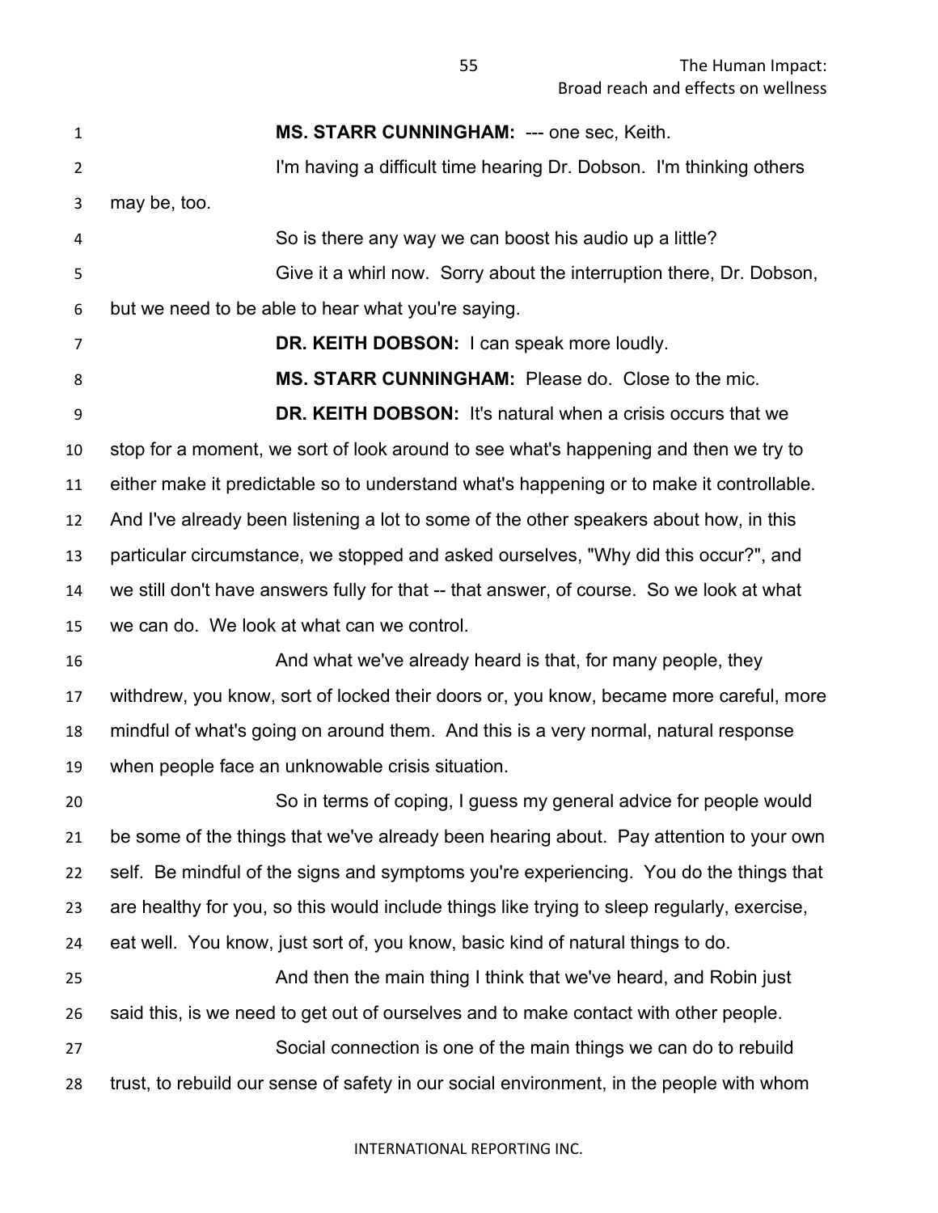**MS. STARR CUNNINGHAM:** --- one sec, Keith.

I'm having a difficult time hearing Dr. Dobson. I'm thinking others may be, too.

So is there any way we can boost his audio up a little?

Give it a whirl now. Sorry about the interruption there, Dr. Dobson, but we need to be able to hear what you're saying.

**DR. KEITH DOBSON:** I can speak more loudly.

**MS. STARR CUNNINGHAM:** Please do. Close to the mic.

**DR. KEITH DOBSON:** It's natural when a crisis occurs that we stop for a moment, we sort of look around to see what's happening and then we try to either make it predictable so to understand what's happening or to make it controllable. And I've already been listening a lot to some of the other speakers about how, in this particular circumstance, we stopped and asked ourselves, "Why did this occur?", and we still don't have answers fully for that -- that answer, of course. So we look at what we can do. We look at what can we control.

And what we've already heard is that, for many people, they withdrew, you know, sort of locked their doors or, you know, became more careful, more mindful of what's going on around them. And this is a very normal, natural response when people face an unknowable crisis situation.

So in terms of coping, I guess my general advice for people would be some of the things that we've already been hearing about. Pay attention to your own self. Be mindful of the signs and symptoms you're experiencing. You do the things that are healthy for you, so this would include things like trying to sleep regularly, exercise, eat well. You know, just sort of, you know, basic kind of natural things to do.

And then the main thing I think that we've heard, and Robin just said this, is we need to get out of ourselves and to make contact with other people.

Social connection is one of the main things we can do to rebuild trust, to rebuild our sense of safety in our social environment, in the people with whom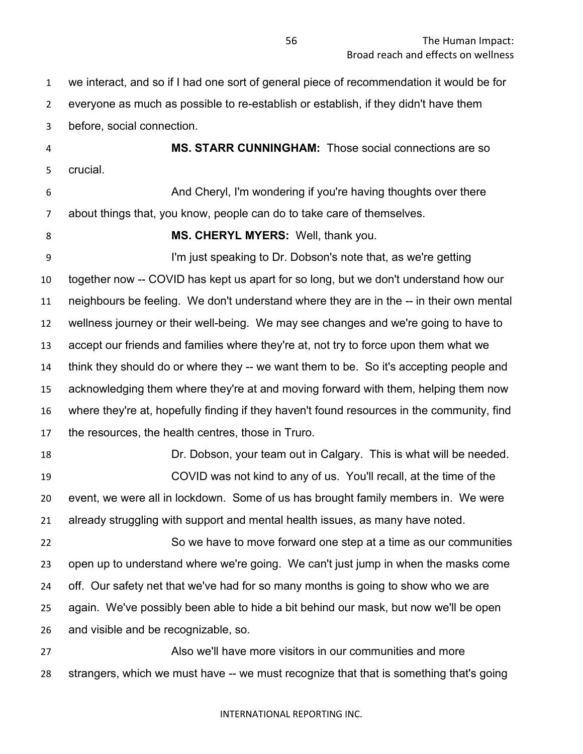we interact, and so if I had one sort of general piece of recommendation it would be for everyone as much as possible to re-establish or establish, if they didn't have them before, social connection.

**MS. STARR CUNNINGHAM:** Those social connections are so crucial.

And Cheryl, I'm wondering if you're having thoughts over there about things that, you know, people can do to take care of themselves.

**MS. CHERYL MYERS:** Well, thank you.

I'm just speaking to Dr. Dobson's note that, as we're getting together now -- COVID has kept us apart for so long, but we don't understand how our neighbours be feeling. We don't understand where they are in the -- in their own mental wellness journey or their well-being. We may see changes and we're going to have to accept our friends and families where they're at, not try to force upon them what we think they should do or where they -- we want them to be. So it's accepting people and acknowledging them where they're at and moving forward with them, helping them now where they're at, hopefully finding if they haven't found resources in the community, find the resources, the health centres, those in Truro.

Dr. Dobson, your team out in Calgary. This is what will be needed.

COVID was not kind to any of us. You'll recall, at the time of the event, we were all in lockdown. Some of us has brought family members in. We were already struggling with support and mental health issues, as many have noted.

So we have to move forward one step at a time as our communities open up to understand where we're going. We can't just jump in when the masks come off. Our safety net that we've had for so many months is going to show who we are again. We've possibly been able to hide a bit behind our mask, but now we'll be open and visible and be recognizable, so.

Also we'll have more visitors in our communities and more strangers, which we must have -- we must recognize that that is something that's going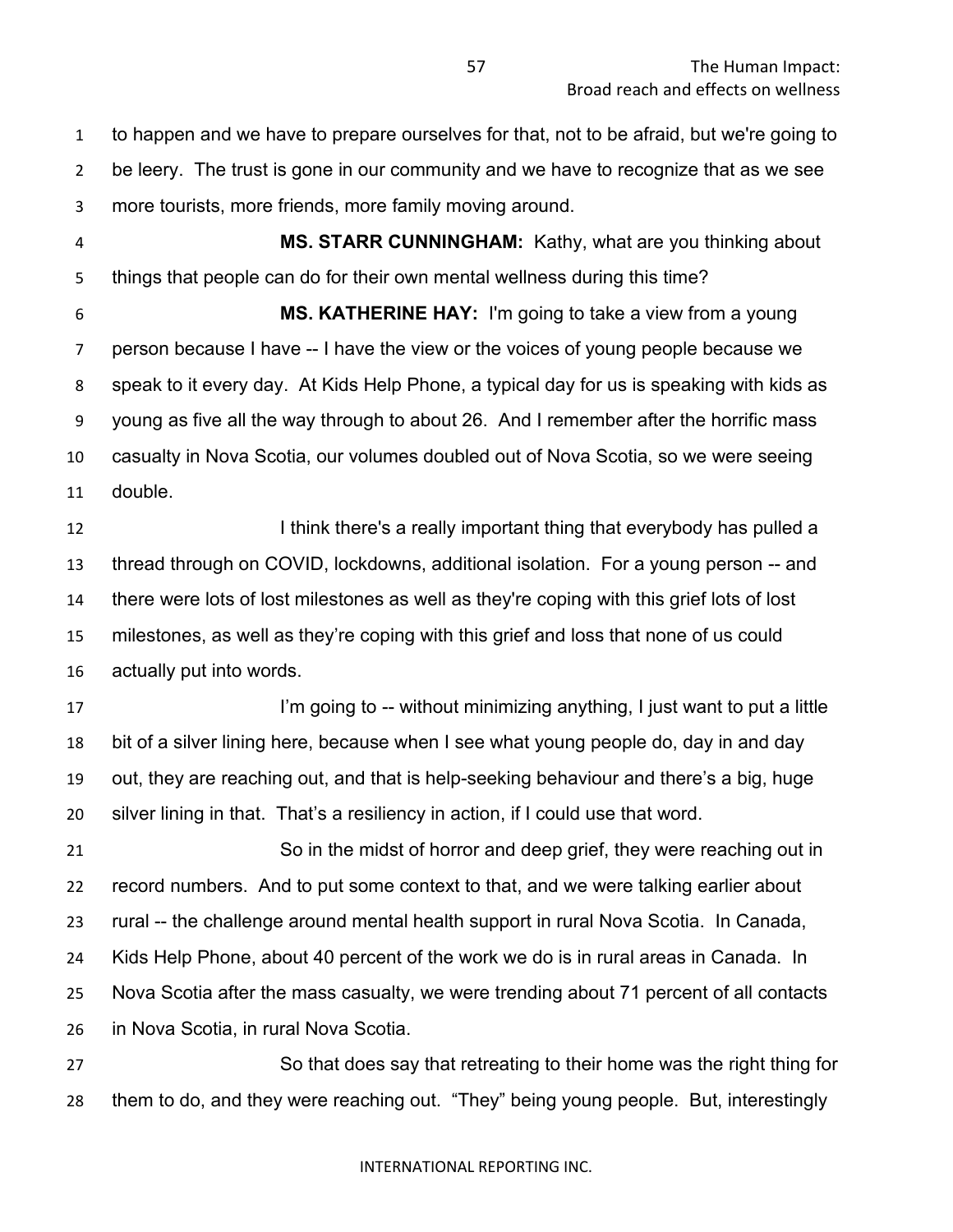to happen and we have to prepare ourselves for that, not to be afraid, but we're going to be leery. The trust is gone in our community and we have to recognize that as we see more tourists, more friends, more family moving around.

**MS. STARR CUNNINGHAM:** Kathy, what are you thinking about things that people can do for their own mental wellness during this time?

**MS. KATHERINE HAY:** I'm going to take a view from a young person because I have -- I have the view or the voices of young people because we speak to it every day. At Kids Help Phone, a typical day for us is speaking with kids as young as five all the way through to about 26. And I remember after the horrific mass casualty in Nova Scotia, our volumes doubled out of Nova Scotia, so we were seeing double.

I think there's a really important thing that everybody has pulled a thread through on COVID, lockdowns, additional isolation. For a young person -- and there were lots of lost milestones as well as they're coping with this grief lots of lost milestones, as well as they're coping with this grief and loss that none of us could actually put into words.

I'm going to -- without minimizing anything, I just want to put a little bit of a silver lining here, because when I see what young people do, day in and day out, they are reaching out, and that is help-seeking behaviour and there's a big, huge silver lining in that. That's a resiliency in action, if I could use that word.

So in the midst of horror and deep grief, they were reaching out in record numbers. And to put some context to that, and we were talking earlier about rural -- the challenge around mental health support in rural Nova Scotia. In Canada, Kids Help Phone, about 40 percent of the work we do is in rural areas in Canada. In Nova Scotia after the mass casualty, we were trending about 71 percent of all contacts in Nova Scotia, in rural Nova Scotia.

So that does say that retreating to their home was the right thing for them to do, and they were reaching out. "They" being young people. But, interestingly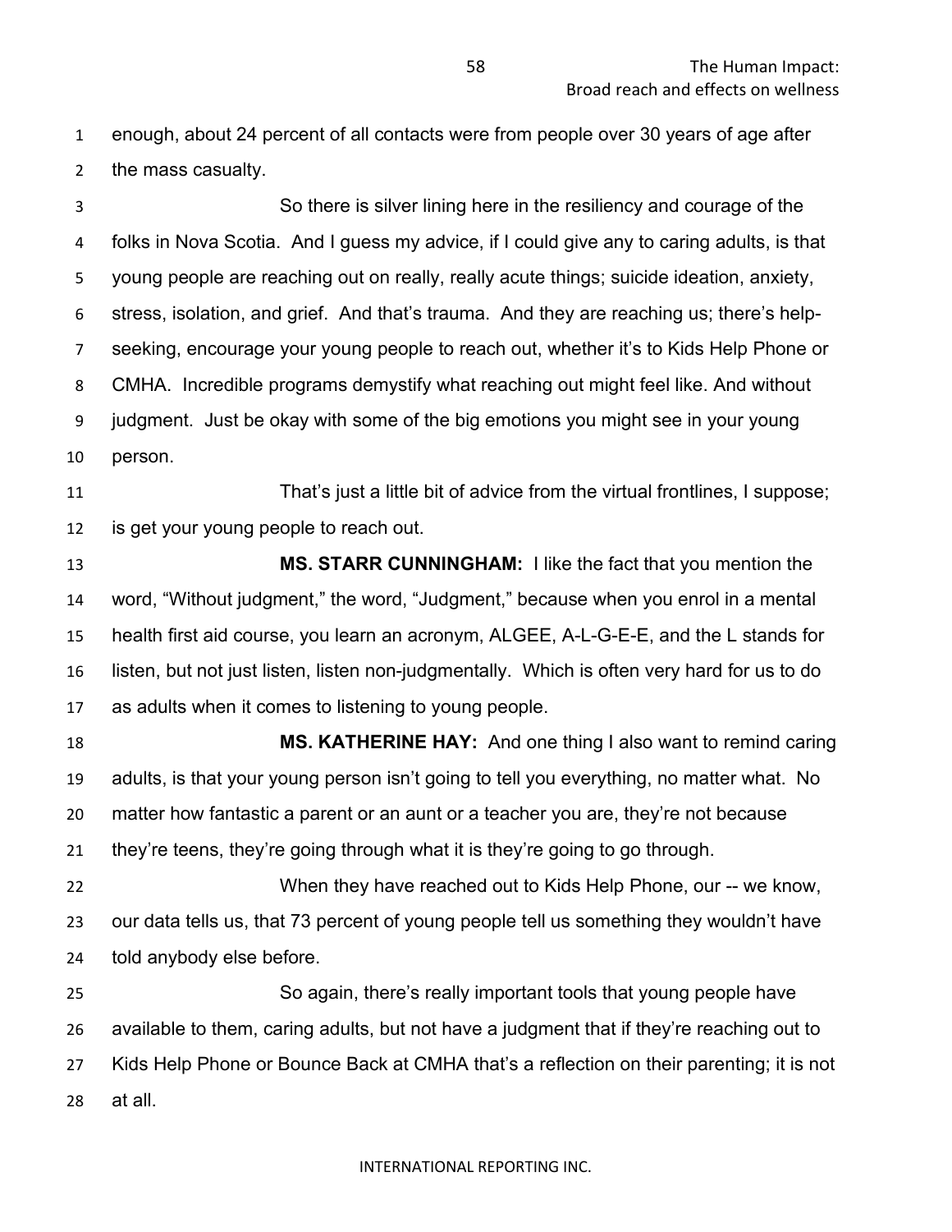enough, about 24 percent of all contacts were from people over 30 years of age after the mass casualty.

So there is silver lining here in the resiliency and courage of the folks in Nova Scotia. And I guess my advice, if I could give any to caring adults, is that young people are reaching out on really, really acute things; suicide ideation, anxiety, stress, isolation, and grief. And that's trauma. And they are reaching us; there's help-seeking, encourage your young people to reach out, whether it's to Kids Help Phone or CMHA. Incredible programs demystify what reaching out might feel like. And without judgment. Just be okay with some of the big emotions you might see in your young person.

That's just a little bit of advice from the virtual frontlines, I suppose; is get your young people to reach out.

**MS. STARR CUNNINGHAM:** I like the fact that you mention the word, "Without judgment," the word, "Judgment," because when you enrol in a mental health first aid course, you learn an acronym, ALGEE, A-L-G-E-E, and the L stands for listen, but not just listen, listen non-judgmentally. Which is often very hard for us to do as adults when it comes to listening to young people.

**MS. KATHERINE HAY:** And one thing I also want to remind caring adults, is that your young person isn't going to tell you everything, no matter what. No matter how fantastic a parent or an aunt or a teacher you are, they're not because they're teens, they're going through what it is they're going to go through.

When they have reached out to Kids Help Phone, our -- we know, our data tells us, that 73 percent of young people tell us something they wouldn't have told anybody else before.

So again, there's really important tools that young people have available to them, caring adults, but not have a judgment that if they're reaching out to Kids Help Phone or Bounce Back at CMHA that's a reflection on their parenting; it is not at all.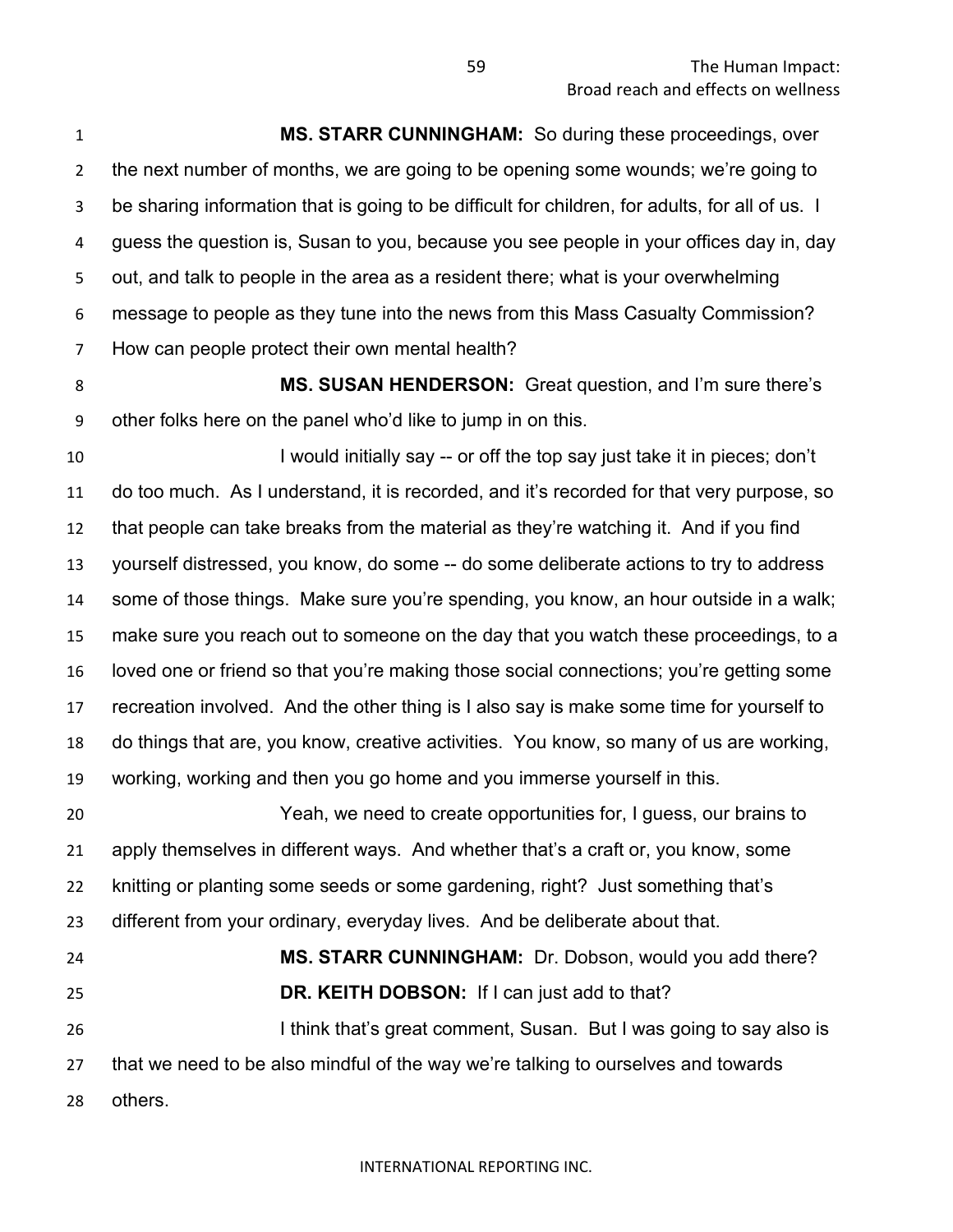**MS. STARR CUNNINGHAM:** So during these proceedings, over the next number of months, we are going to be opening some wounds; we're going to be sharing information that is going to be difficult for children, for adults, for all of us. I guess the question is, Susan to you, because you see people in your offices day in, day out, and talk to people in the area as a resident there; what is your overwhelming message to people as they tune into the news from this Mass Casualty Commission? How can people protect their own mental health?

**MS. SUSAN HENDERSON:** Great question, and I'm sure there's other folks here on the panel who'd like to jump in on this.

I would initially say -- or off the top say just take it in pieces; don't do too much. As I understand, it is recorded, and it's recorded for that very purpose, so that people can take breaks from the material as they're watching it. And if you find yourself distressed, you know, do some -- do some deliberate actions to try to address some of those things. Make sure you're spending, you know, an hour outside in a walk; make sure you reach out to someone on the day that you watch these proceedings, to a loved one or friend so that you're making those social connections; you're getting some recreation involved. And the other thing is I also say is make some time for yourself to do things that are, you know, creative activities. You know, so many of us are working, working, working and then you go home and you immerse yourself in this.

Yeah, we need to create opportunities for, I guess, our brains to apply themselves in different ways. And whether that's a craft or, you know, some knitting or planting some seeds or some gardening, right? Just something that's different from your ordinary, everyday lives. And be deliberate about that.

**MS. STARR CUNNINGHAM:** Dr. Dobson, would you add there?

**DR. KEITH DOBSON:** If I can just add to that?

I think that's great comment, Susan. But I was going to say also is that we need to be also mindful of the way we're talking to ourselves and towards others.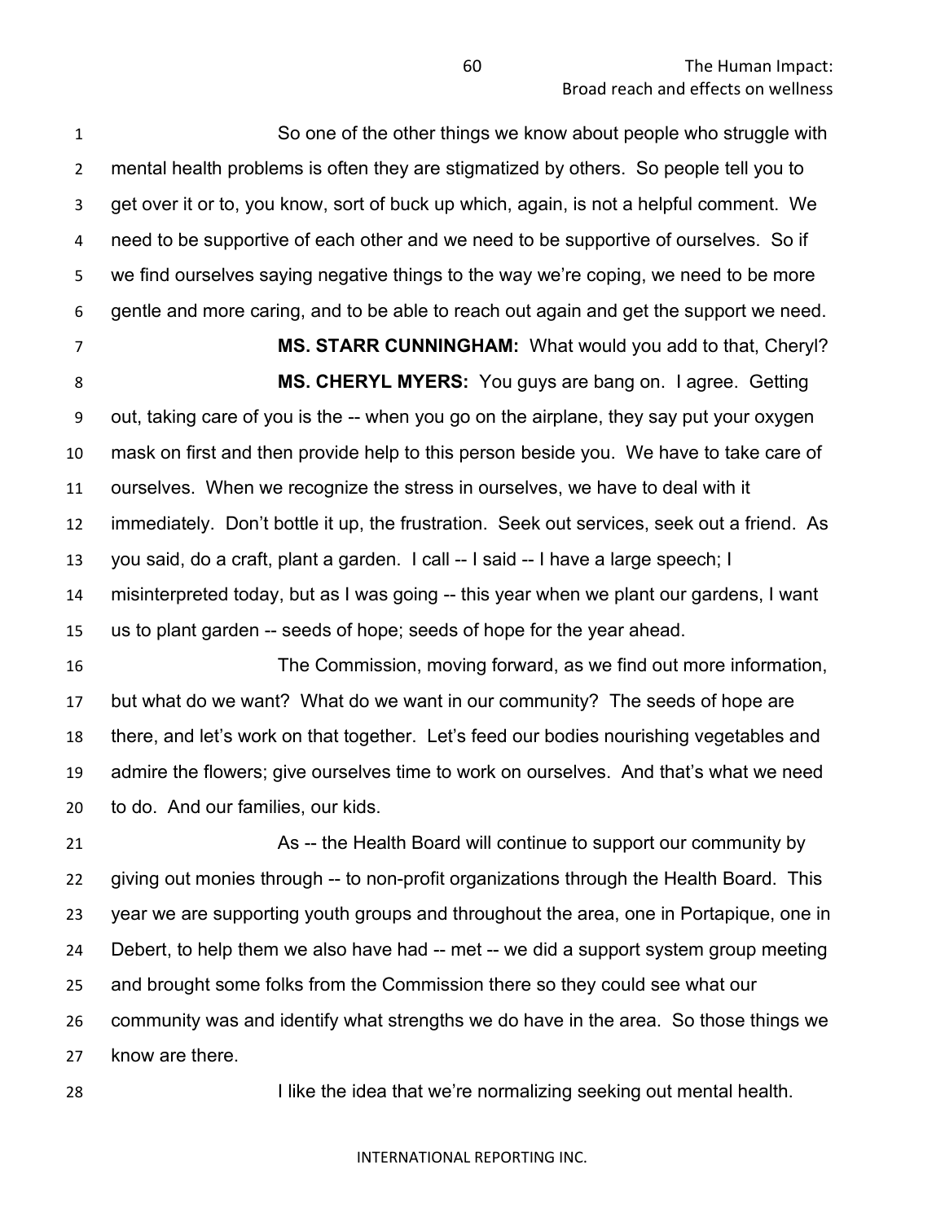So one of the other things we know about people who struggle with mental health problems is often they are stigmatized by others. So people tell you to get over it or to, you know, sort of buck up which, again, is not a helpful comment. We need to be supportive of each other and we need to be supportive of ourselves. So if we find ourselves saying negative things to the way we're coping, we need to be more gentle and more caring, and to be able to reach out again and get the support we need.

**MS. STARR CUNNINGHAM:** What would you add to that, Cheryl?

**MS. CHERYL MYERS:** You guys are bang on. I agree. Getting out, taking care of you is the -- when you go on the airplane, they say put your oxygen mask on first and then provide help to this person beside you. We have to take care of ourselves. When we recognize the stress in ourselves, we have to deal with it immediately. Don't bottle it up, the frustration. Seek out services, seek out a friend. As you said, do a craft, plant a garden. I call -- I said -- I have a large speech; I misinterpreted today, but as I was going -- this year when we plant our gardens, I want us to plant garden -- seeds of hope; seeds of hope for the year ahead.

The Commission, moving forward, as we find out more information, but what do we want? What do we want in our community? The seeds of hope are there, and let's work on that together. Let's feed our bodies nourishing vegetables and admire the flowers; give ourselves time to work on ourselves. And that's what we need to do. And our families, our kids.

As -- the Health Board will continue to support our community by giving out monies through -- to non-profit organizations through the Health Board. This year we are supporting youth groups and throughout the area, one in Portapique, one in Debert, to help them we also have had -- met -- we did a support system group meeting and brought some folks from the Commission there so they could see what our community was and identify what strengths we do have in the area. So those things we know are there.

I like the idea that we're normalizing seeking out mental health.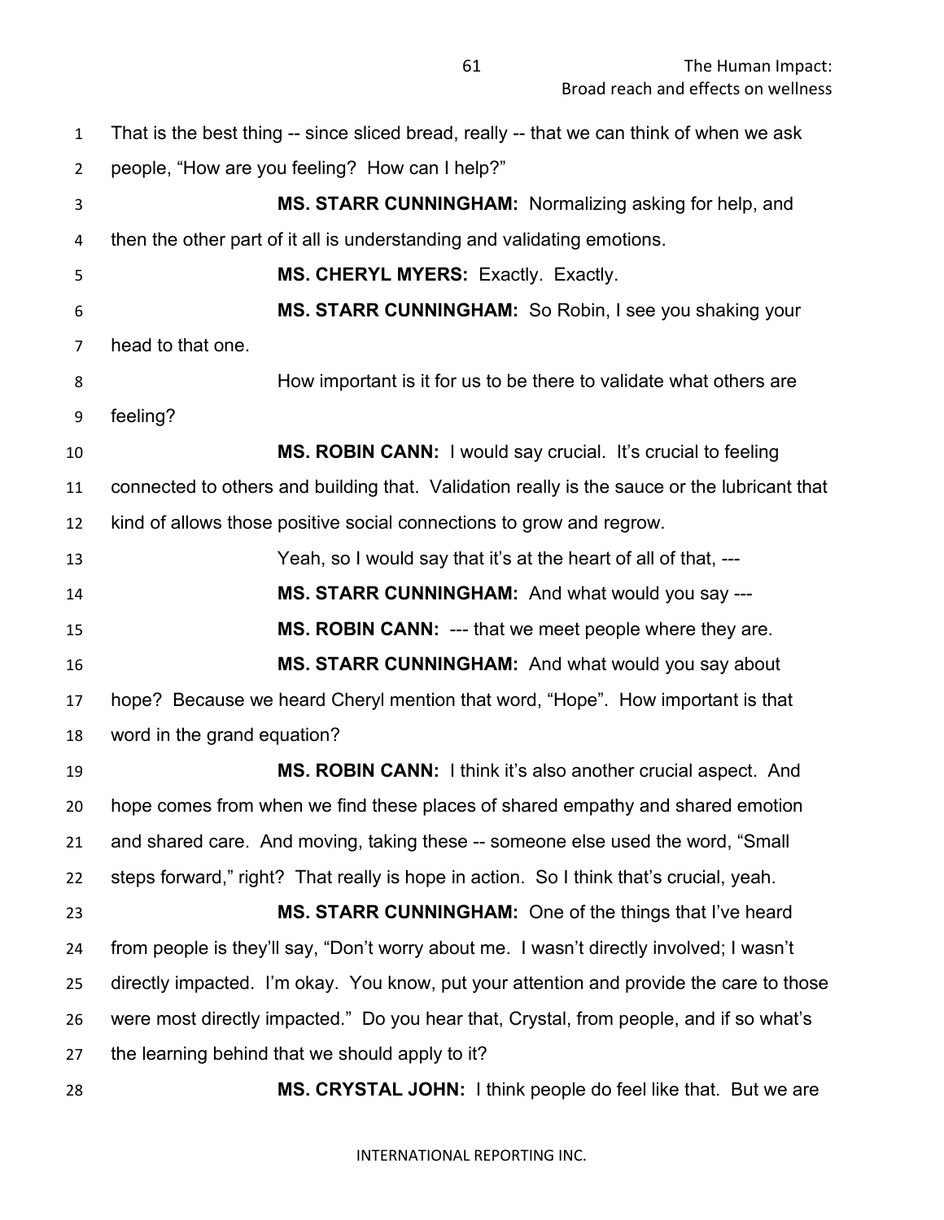That is the best thing -- since sliced bread, really -- that we can think of when we ask people, “How are you feeling? How can I help?”

**MS. STARR CUNNINGHAM:** Normalizing asking for help, and then the other part of it all is understanding and validating emotions.

**MS. CHERYL MYERS:** Exactly. Exactly.

**MS. STARR CUNNINGHAM:** So Robin, I see you shaking your head to that one.

How important is it for us to be there to validate what others are feeling?

**MS. ROBIN CANN:** I would say crucial. It’s crucial to feeling connected to others and building that. Validation really is the sauce or the lubricant that kind of allows those positive social connections to grow and regrow.

Yeah, so I would say that it’s at the heart of all of that, ---

**MS. STARR CUNNINGHAM:** And what would you say ---

**MS. ROBIN CANN:** --- that we meet people where they are.

**MS. STARR CUNNINGHAM:** And what would you say about hope? Because we heard Cheryl mention that word, “Hope”. How important is that word in the grand equation?

**MS. ROBIN CANN:** I think it’s also another crucial aspect. And hope comes from when we find these places of shared empathy and shared emotion and shared care. And moving, taking these -- someone else used the word, “Small steps forward,” right? That really is hope in action. So I think that’s crucial, yeah.

**MS. STARR CUNNINGHAM:** One of the things that I’ve heard from people is they’ll say, “Don’t worry about me. I wasn’t directly involved; I wasn’t directly impacted. I’m okay. You know, put your attention and provide the care to those were most directly impacted.” Do you hear that, Crystal, from people, and if so what’s the learning behind that we should apply to it?

**MS. CRYSTAL JOHN:** I think people do feel like that. But we are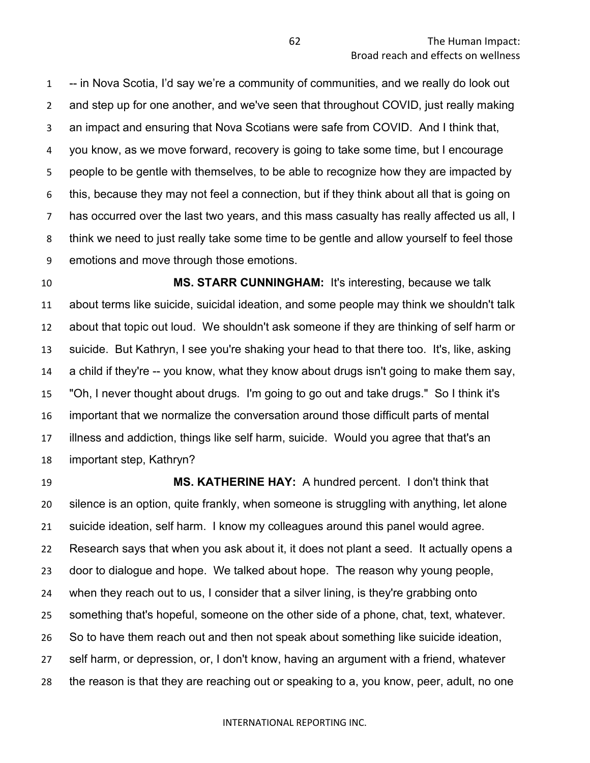-- in Nova Scotia, I'd say we're a community of communities, and we really do look out and step up for one another, and we've seen that throughout COVID, just really making an impact and ensuring that Nova Scotians were safe from COVID. And I think that, you know, as we move forward, recovery is going to take some time, but I encourage people to be gentle with themselves, to be able to recognize how they are impacted by this, because they may not feel a connection, but if they think about all that is going on has occurred over the last two years, and this mass casualty has really affected us all, I think we need to just really take some time to be gentle and allow yourself to feel those emotions and move through those emotions.

**MS. STARR CUNNINGHAM:** It's interesting, because we talk about terms like suicide, suicidal ideation, and some people may think we shouldn't talk about that topic out loud. We shouldn't ask someone if they are thinking of self harm or suicide. But Kathryn, I see you're shaking your head to that there too. It's, like, asking a child if they're -- you know, what they know about drugs isn't going to make them say, "Oh, I never thought about drugs. I'm going to go out and take drugs." So I think it's important that we normalize the conversation around those difficult parts of mental illness and addiction, things like self harm, suicide. Would you agree that that's an important step, Kathryn?

**MS. KATHERINE HAY:** A hundred percent. I don't think that silence is an option, quite frankly, when someone is struggling with anything, let alone suicide ideation, self harm. I know my colleagues around this panel would agree. Research says that when you ask about it, it does not plant a seed. It actually opens a door to dialogue and hope. We talked about hope. The reason why young people, when they reach out to us, I consider that a silver lining, is they're grabbing onto something that's hopeful, someone on the other side of a phone, chat, text, whatever. So to have them reach out and then not speak about something like suicide ideation, self harm, or depression, or, I don't know, having an argument with a friend, whatever the reason is that they are reaching out or speaking to a, you know, peer, adult, no one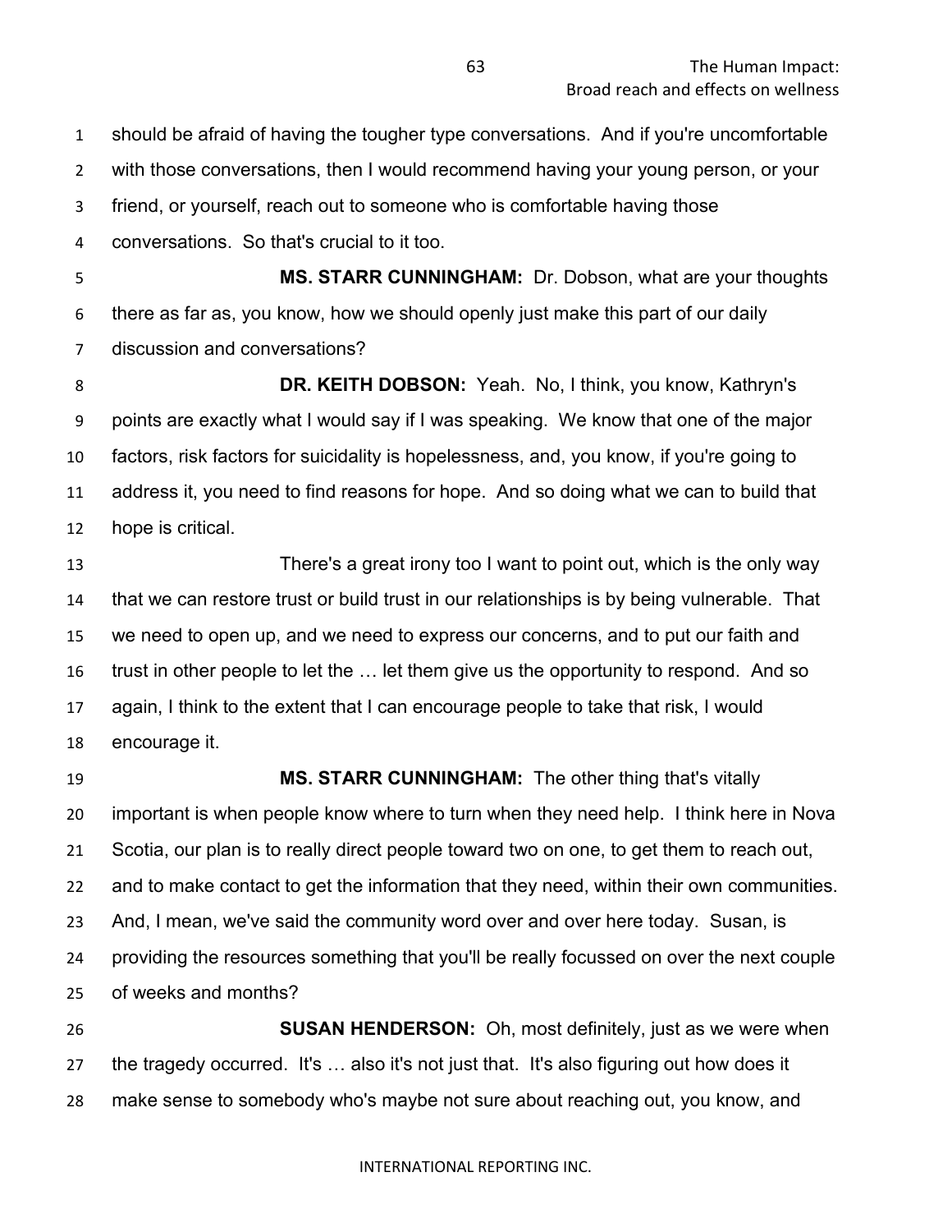should be afraid of having the tougher type conversations. And if you're uncomfortable with those conversations, then I would recommend having your young person, or your friend, or yourself, reach out to someone who is comfortable having those conversations. So that's crucial to it too.

**MS. STARR CUNNINGHAM:** Dr. Dobson, what are your thoughts there as far as, you know, how we should openly just make this part of our daily discussion and conversations?

**DR. KEITH DOBSON:** Yeah. No, I think, you know, Kathryn's points are exactly what I would say if I was speaking. We know that one of the major factors, risk factors for suicidality is hopelessness, and, you know, if you're going to address it, you need to find reasons for hope. And so doing what we can to build that hope is critical.

There's a great irony too I want to point out, which is the only way that we can restore trust or build trust in our relationships is by being vulnerable. That we need to open up, and we need to express our concerns, and to put our faith and trust in other people to let the … let them give us the opportunity to respond. And so again, I think to the extent that I can encourage people to take that risk, I would encourage it.

**MS. STARR CUNNINGHAM:** The other thing that's vitally important is when people know where to turn when they need help. I think here in Nova Scotia, our plan is to really direct people toward two on one, to get them to reach out, and to make contact to get the information that they need, within their own communities. And, I mean, we've said the community word over and over here today. Susan, is providing the resources something that you'll be really focussed on over the next couple of weeks and months?

**SUSAN HENDERSON:** Oh, most definitely, just as we were when the tragedy occurred. It's … also it's not just that. It's also figuring out how does it make sense to somebody who's maybe not sure about reaching out, you know, and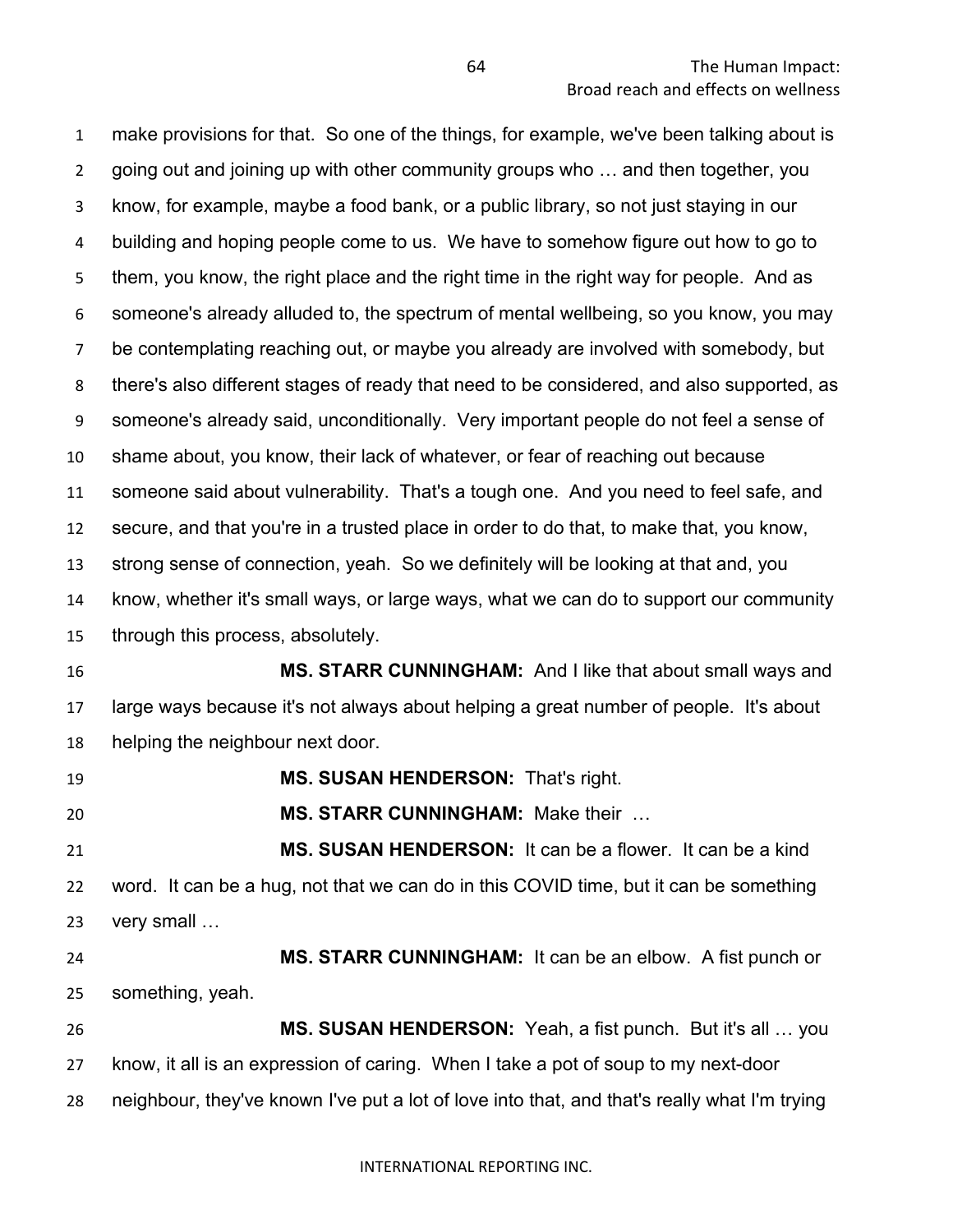make provisions for that. So one of the things, for example, we've been talking about is going out and joining up with other community groups who … and then together, you know, for example, maybe a food bank, or a public library, so not just staying in our building and hoping people come to us. We have to somehow figure out how to go to them, you know, the right place and the right time in the right way for people. And as someone's already alluded to, the spectrum of mental wellbeing, so you know, you may be contemplating reaching out, or maybe you already are involved with somebody, but there's also different stages of ready that need to be considered, and also supported, as someone's already said, unconditionally. Very important people do not feel a sense of shame about, you know, their lack of whatever, or fear of reaching out because someone said about vulnerability. That's a tough one. And you need to feel safe, and secure, and that you're in a trusted place in order to do that, to make that, you know, strong sense of connection, yeah. So we definitely will be looking at that and, you know, whether it's small ways, or large ways, what we can do to support our community through this process, absolutely.

**MS. STARR CUNNINGHAM:** And I like that about small ways and large ways because it's not always about helping a great number of people. It's about helping the neighbour next door.

**MS. SUSAN HENDERSON:** That's right.

**MS. STARR CUNNINGHAM:** Make their …

**MS. SUSAN HENDERSON:** It can be a flower. It can be a kind word. It can be a hug, not that we can do in this COVID time, but it can be something very small …

**MS. STARR CUNNINGHAM:** It can be an elbow. A fist punch or something, yeah.

**MS. SUSAN HENDERSON:** Yeah, a fist punch. But it's all … you know, it all is an expression of caring. When I take a pot of soup to my next-door neighbour, they've known I've put a lot of love into that, and that's really what I'm trying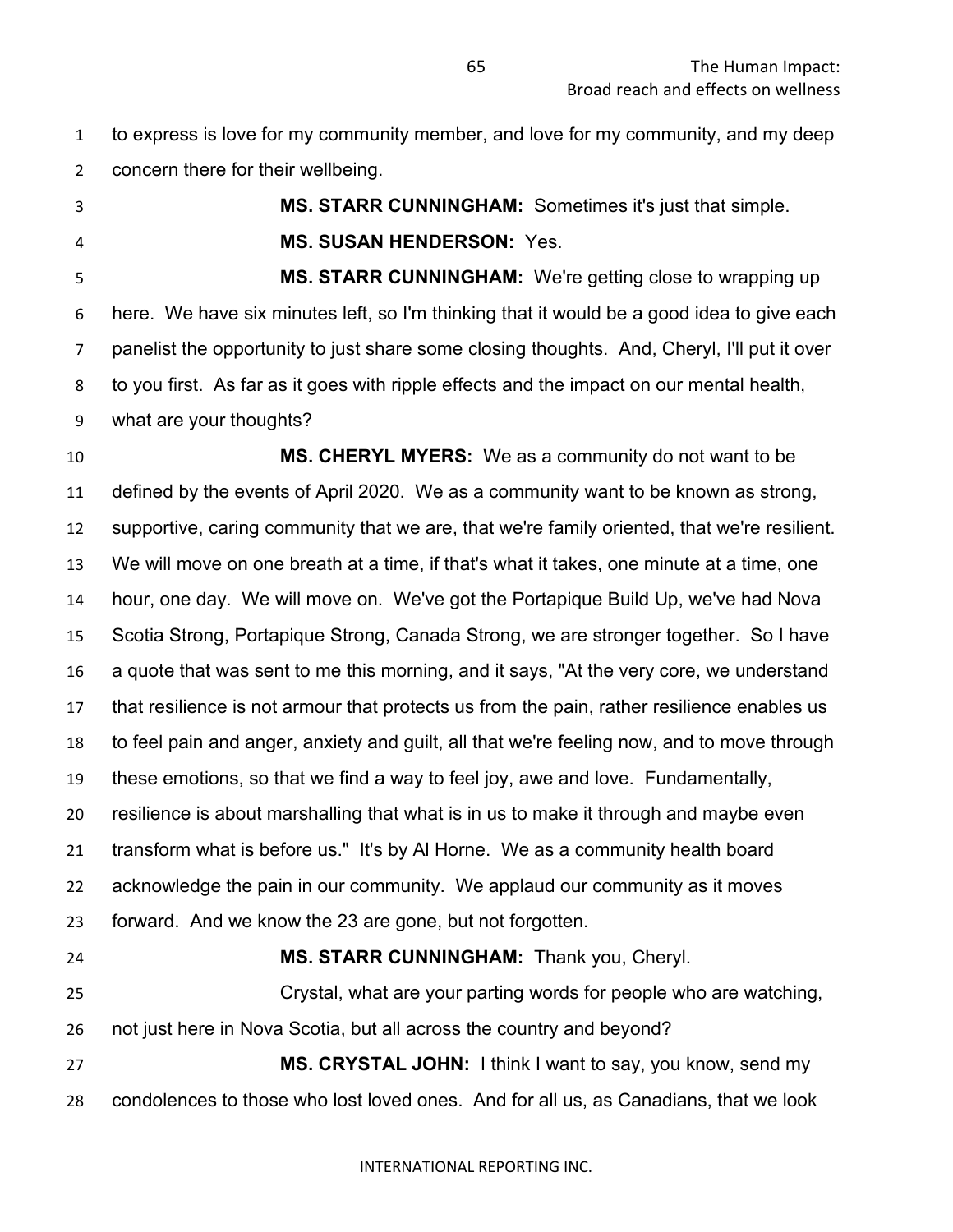to express is love for my community member, and love for my community, and my deep concern there for their wellbeing.

**MS. STARR CUNNINGHAM:** Sometimes it's just that simple.

**MS. SUSAN HENDERSON:** Yes.

**MS. STARR CUNNINGHAM:** We're getting close to wrapping up here. We have six minutes left, so I'm thinking that it would be a good idea to give each panelist the opportunity to just share some closing thoughts. And, Cheryl, I'll put it over to you first. As far as it goes with ripple effects and the impact on our mental health, what are your thoughts?

**MS. CHERYL MYERS:** We as a community do not want to be defined by the events of April 2020. We as a community want to be known as strong, supportive, caring community that we are, that we're family oriented, that we're resilient. We will move on one breath at a time, if that's what it takes, one minute at a time, one hour, one day. We will move on. We've got the Portapique Build Up, we've had Nova Scotia Strong, Portapique Strong, Canada Strong, we are stronger together. So I have a quote that was sent to me this morning, and it says, "At the very core, we understand that resilience is not armour that protects us from the pain, rather resilience enables us to feel pain and anger, anxiety and guilt, all that we're feeling now, and to move through these emotions, so that we find a way to feel joy, awe and love. Fundamentally, resilience is about marshalling that what is in us to make it through and maybe even transform what is before us." It's by Al Horne. We as a community health board acknowledge the pain in our community. We applaud our community as it moves forward. And we know the 23 are gone, but not forgotten.

**MS. STARR CUNNINGHAM:** Thank you, Cheryl.

Crystal, what are your parting words for people who are watching, not just here in Nova Scotia, but all across the country and beyond?

**MS. CRYSTAL JOHN:** I think I want to say, you know, send my condolences to those who lost loved ones. And for all us, as Canadians, that we look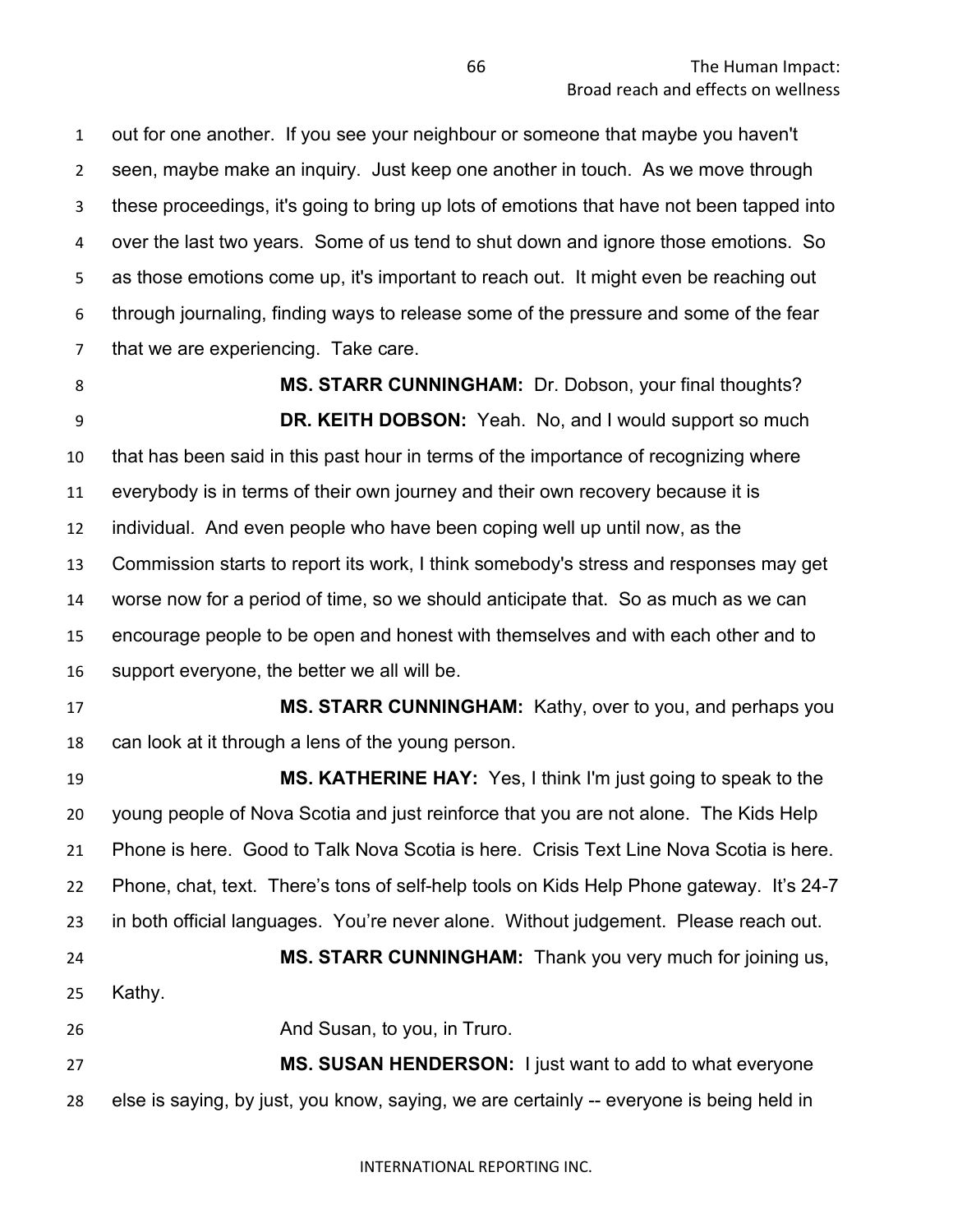out for one another. If you see your neighbour or someone that maybe you haven't seen, maybe make an inquiry. Just keep one another in touch. As we move through these proceedings, it's going to bring up lots of emotions that have not been tapped into over the last two years. Some of us tend to shut down and ignore those emotions. So as those emotions come up, it's important to reach out. It might even be reaching out through journaling, finding ways to release some of the pressure and some of the fear that we are experiencing. Take care.

**MS. STARR CUNNINGHAM:** Dr. Dobson, your final thoughts?

**DR. KEITH DOBSON:** Yeah. No, and I would support so much that has been said in this past hour in terms of the importance of recognizing where everybody is in terms of their own journey and their own recovery because it is individual. And even people who have been coping well up until now, as the Commission starts to report its work, I think somebody's stress and responses may get worse now for a period of time, so we should anticipate that. So as much as we can encourage people to be open and honest with themselves and with each other and to support everyone, the better we all will be.

**MS. STARR CUNNINGHAM:** Kathy, over to you, and perhaps you can look at it through a lens of the young person.

**MS. KATHERINE HAY:** Yes, I think I'm just going to speak to the young people of Nova Scotia and just reinforce that you are not alone. The Kids Help Phone is here. Good to Talk Nova Scotia is here. Crisis Text Line Nova Scotia is here. Phone, chat, text. There's tons of self-help tools on Kids Help Phone gateway. It's 24-7 in both official languages. You're never alone. Without judgement. Please reach out.

**MS. STARR CUNNINGHAM:** Thank you very much for joining us, Kathy.

And Susan, to you, in Truro.

**MS. SUSAN HENDERSON:** I just want to add to what everyone else is saying, by just, you know, saying, we are certainly -- everyone is being held in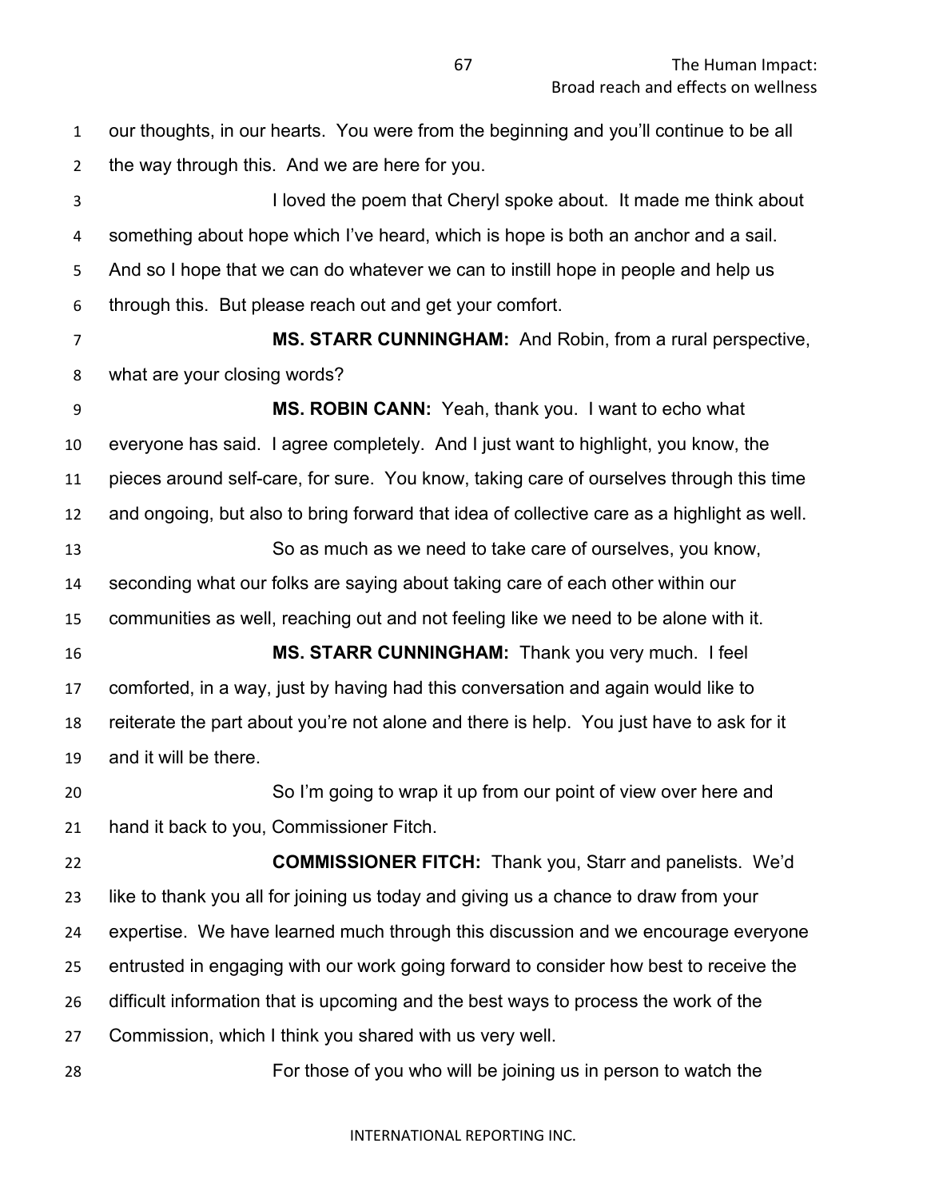our thoughts, in our hearts. You were from the beginning and you'll continue to be all the way through this. And we are here for you.

I loved the poem that Cheryl spoke about. It made me think about something about hope which I've heard, which is hope is both an anchor and a sail. And so I hope that we can do whatever we can to instill hope in people and help us through this. But please reach out and get your comfort.

**MS. STARR CUNNINGHAM:** And Robin, from a rural perspective, what are your closing words?

**MS. ROBIN CANN:** Yeah, thank you. I want to echo what everyone has said. I agree completely. And I just want to highlight, you know, the pieces around self-care, for sure. You know, taking care of ourselves through this time and ongoing, but also to bring forward that idea of collective care as a highlight as well.

So as much as we need to take care of ourselves, you know, seconding what our folks are saying about taking care of each other within our communities as well, reaching out and not feeling like we need to be alone with it.

**MS. STARR CUNNINGHAM:** Thank you very much. I feel comforted, in a way, just by having had this conversation and again would like to reiterate the part about you're not alone and there is help. You just have to ask for it and it will be there.

So I'm going to wrap it up from our point of view over here and hand it back to you, Commissioner Fitch.

**COMMISSIONER FITCH:** Thank you, Starr and panelists. We'd like to thank you all for joining us today and giving us a chance to draw from your expertise. We have learned much through this discussion and we encourage everyone entrusted in engaging with our work going forward to consider how best to receive the difficult information that is upcoming and the best ways to process the work of the Commission, which I think you shared with us very well.

For those of you who will be joining us in person to watch the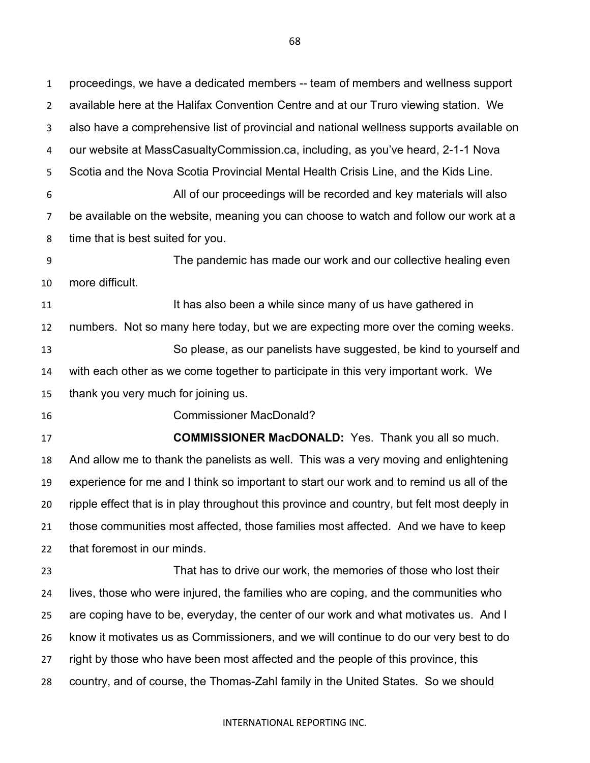proceedings, we have a dedicated members -- team of members and wellness support available here at the Halifax Convention Centre and at our Truro viewing station. We also have a comprehensive list of provincial and national wellness supports available on our website at MassCasualtyCommission.ca, including, as you've heard, 2-1-1 Nova Scotia and the Nova Scotia Provincial Mental Health Crisis Line, and the Kids Line.

All of our proceedings will be recorded and key materials will also be available on the website, meaning you can choose to watch and follow our work at a time that is best suited for you.

The pandemic has made our work and our collective healing even more difficult.

It has also been a while since many of us have gathered in numbers. Not so many here today, but we are expecting more over the coming weeks.

So please, as our panelists have suggested, be kind to yourself and with each other as we come together to participate in this very important work. We thank you very much for joining us.

Commissioner MacDonald?

**COMMISSIONER MacDONALD:** Yes. Thank you all so much. And allow me to thank the panelists as well. This was a very moving and enlightening experience for me and I think so important to start our work and to remind us all of the ripple effect that is in play throughout this province and country, but felt most deeply in those communities most affected, those families most affected. And we have to keep that foremost in our minds.

That has to drive our work, the memories of those who lost their lives, those who were injured, the families who are coping, and the communities who are coping have to be, everyday, the center of our work and what motivates us. And I know it motivates us as Commissioners, and we will continue to do our very best to do right by those who have been most affected and the people of this province, this country, and of course, the Thomas-Zahl family in the United States. So we should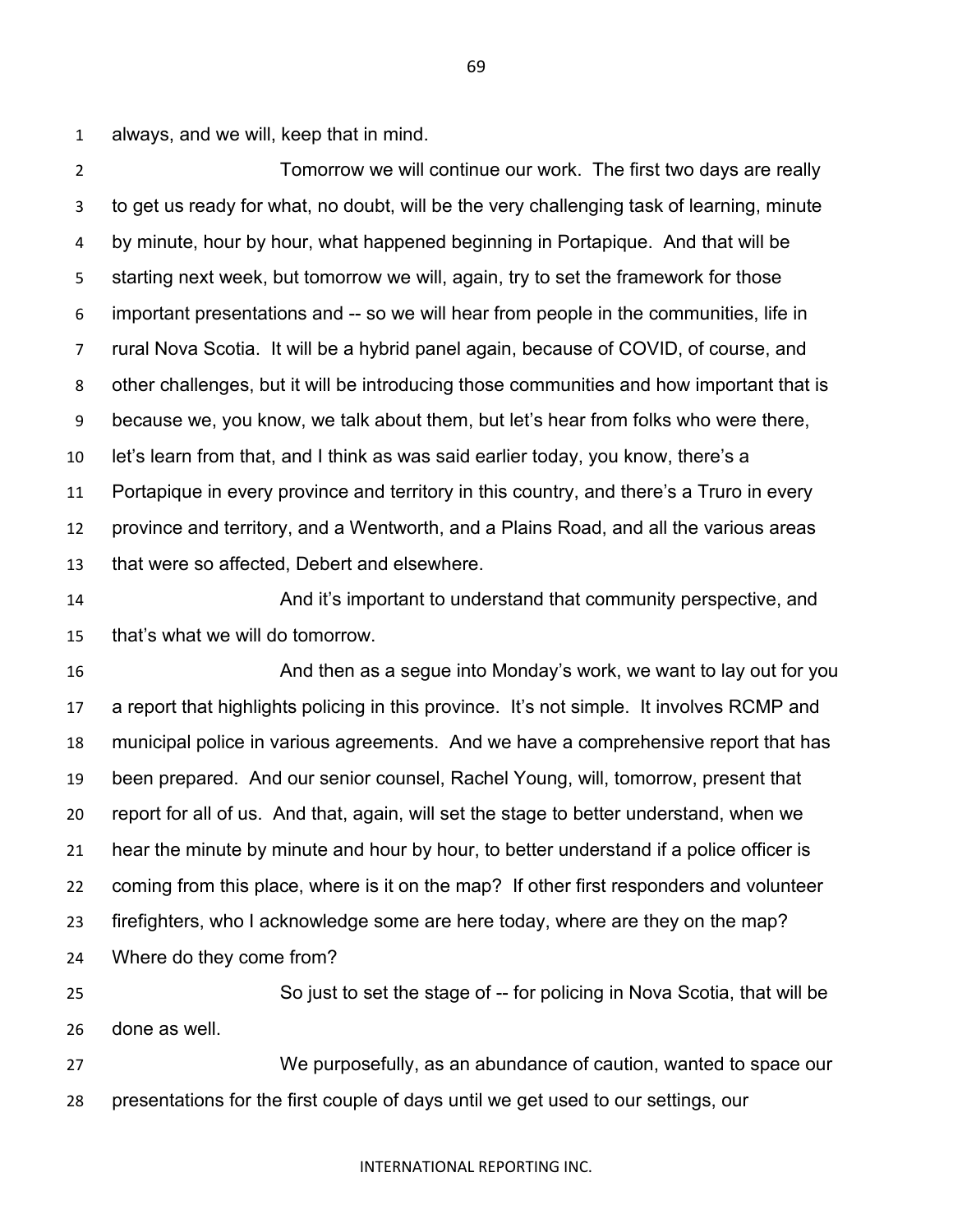always, and we will, keep that in mind.

Tomorrow we will continue our work. The first two days are really to get us ready for what, no doubt, will be the very challenging task of learning, minute by minute, hour by hour, what happened beginning in Portapique. And that will be starting next week, but tomorrow we will, again, try to set the framework for those important presentations and -- so we will hear from people in the communities, life in rural Nova Scotia. It will be a hybrid panel again, because of COVID, of course, and other challenges, but it will be introducing those communities and how important that is because we, you know, we talk about them, but let's hear from folks who were there, let's learn from that, and I think as was said earlier today, you know, there's a Portapique in every province and territory in this country, and there's a Truro in every province and territory, and a Wentworth, and a Plains Road, and all the various areas that were so affected, Debert and elsewhere.

And it's important to understand that community perspective, and that's what we will do tomorrow.

And then as a segue into Monday's work, we want to lay out for you a report that highlights policing in this province. It's not simple. It involves RCMP and municipal police in various agreements. And we have a comprehensive report that has been prepared. And our senior counsel, Rachel Young, will, tomorrow, present that report for all of us. And that, again, will set the stage to better understand, when we hear the minute by minute and hour by hour, to better understand if a police officer is coming from this place, where is it on the map? If other first responders and volunteer firefighters, who I acknowledge some are here today, where are they on the map? Where do they come from?

So just to set the stage of -- for policing in Nova Scotia, that will be done as well.

We purposefully, as an abundance of caution, wanted to space our presentations for the first couple of days until we get used to our settings, our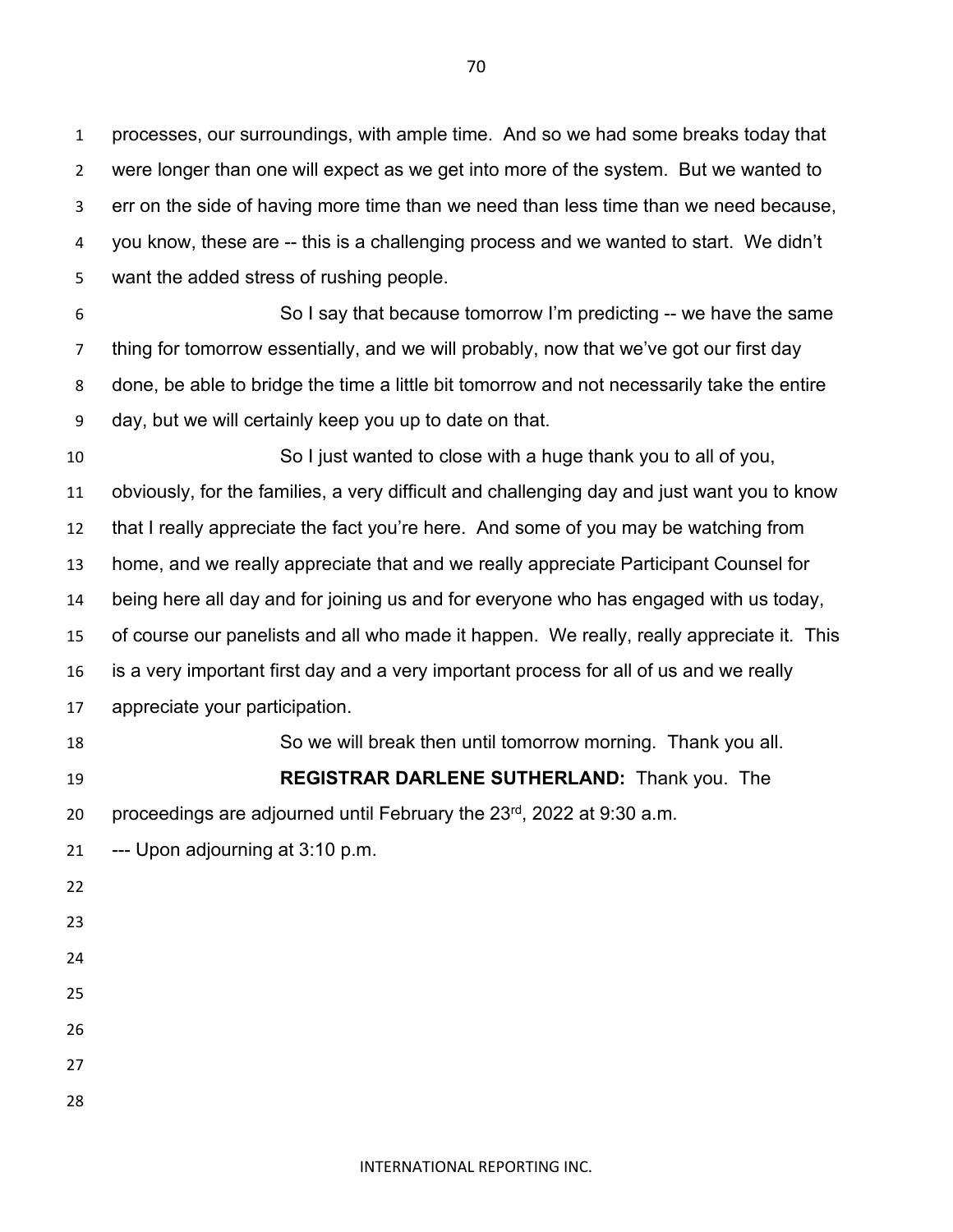processes, our surroundings, with ample time. And so we had some breaks today that were longer than one will expect as we get into more of the system. But we wanted to err on the side of having more time than we need than less time than we need because, you know, these are -- this is a challenging process and we wanted to start. We didn't want the added stress of rushing people.

So I say that because tomorrow I'm predicting -- we have the same thing for tomorrow essentially, and we will probably, now that we've got our first day done, be able to bridge the time a little bit tomorrow and not necessarily take the entire day, but we will certainly keep you up to date on that.

So I just wanted to close with a huge thank you to all of you, obviously, for the families, a very difficult and challenging day and just want you to know that I really appreciate the fact you're here. And some of you may be watching from home, and we really appreciate that and we really appreciate Participant Counsel for being here all day and for joining us and for everyone who has engaged with us today, of course our panelists and all who made it happen. We really, really appreciate it. This is a very important first day and a very important process for all of us and we really appreciate your participation.

So we will break then until tomorrow morning. Thank you all.

**REGISTRAR DARLENE SUTHERLAND:** Thank you. The proceedings are adjourned until February the 23rd, 2022 at 9:30 a.m.

--- Upon adjourning at 3:10 p.m.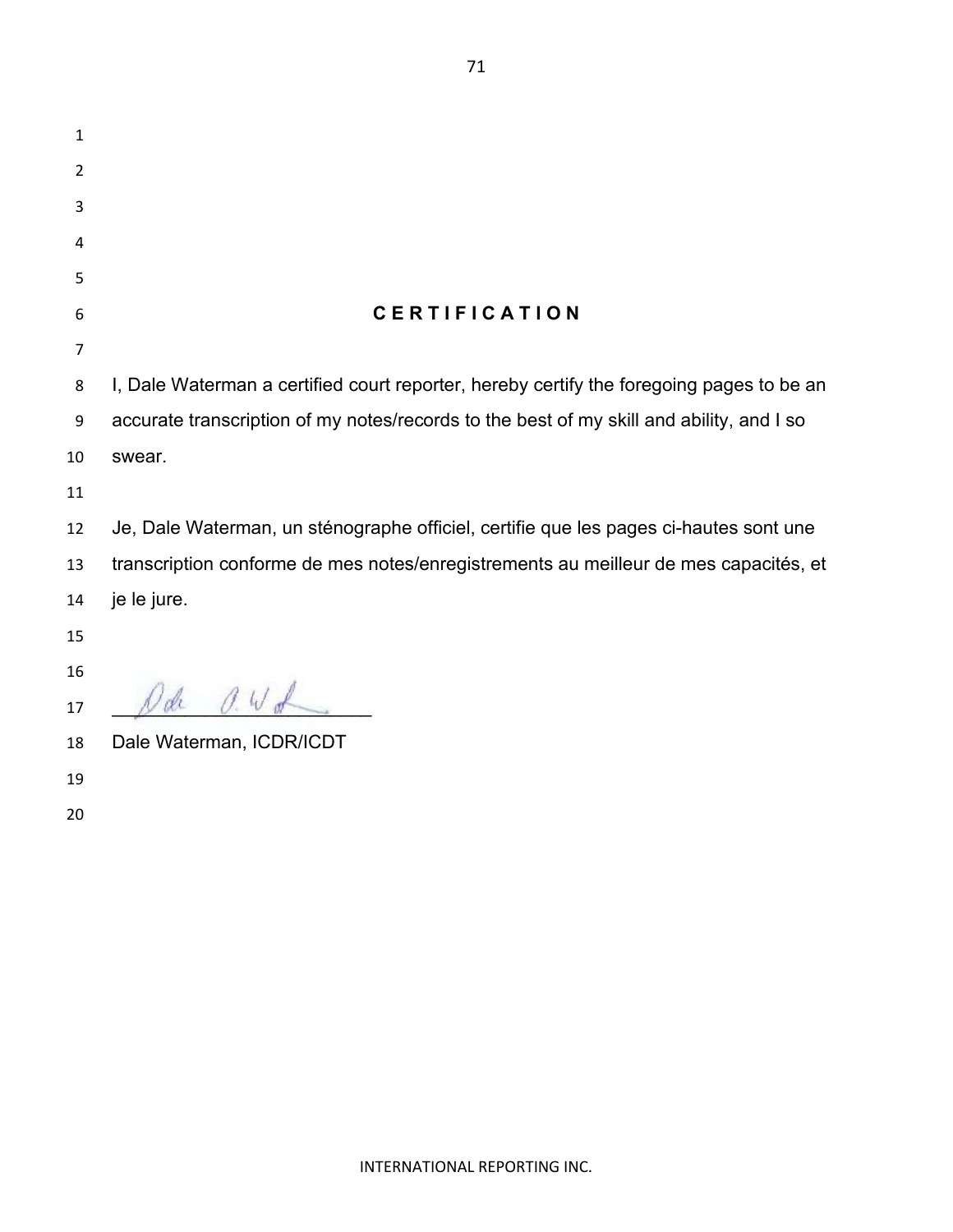# C E R T I F I C A T I O N

I, Dale Waterman a certified court reporter, hereby certify the foregoing pages to be an accurate transcription of my notes/records to the best of my skill and ability, and I so swear.

Je, Dale Waterman, un sténographe officiel, certifie que les pages ci-hautes sont une transcription conforme de mes notes/enregistrements au meilleur de mes capacités, et je le jure.

\_\_\_\_\_\_\_\_\_\_\_\_\_\_\_\_\_\_\_\_\_\_\_\_\_

Dale Waterman, ICDR/ICDT